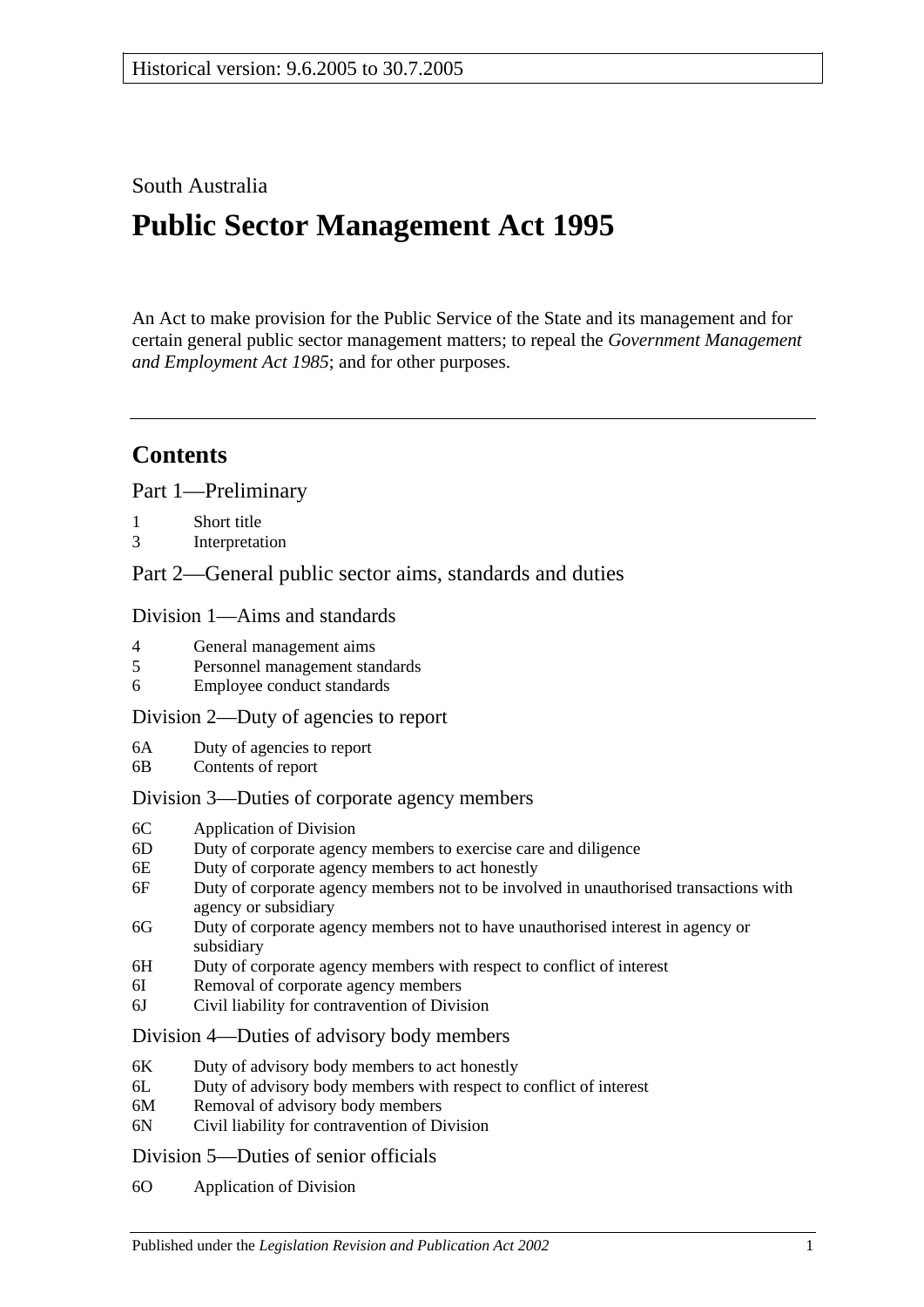Historical version: 9.6.2005 to 30.7.2005

South Australia

# Public Sector Management Act 1995

An Act to make provision for the Public Service of the State and its management and for certain general public sector management matters; to repeal the *Government Management and Employment Act 1985*; and for other purposes.

## Contents

Part 1—Preliminary

1 Short title
3 Interpretation

Part 2—General public sector aims, standards and duties

Division 1—Aims and standards

4 General management aims
5 Personnel management standards
6 Employee conduct standards

Division 2—Duty of agencies to report

6A Duty of agencies to report
6B Contents of report

Division 3—Duties of corporate agency members

6C Application of Division
6D Duty of corporate agency members to exercise care and diligence
6E Duty of corporate agency members to act honestly
6F Duty of corporate agency members not to be involved in unauthorised transactions with agency or subsidiary
6G Duty of corporate agency members not to have unauthorised interest in agency or subsidiary
6H Duty of corporate agency members with respect to conflict of interest
6I Removal of corporate agency members
6J Civil liability for contravention of Division

Division 4—Duties of advisory body members

6K Duty of advisory body members to act honestly
6L Duty of advisory body members with respect to conflict of interest
6M Removal of advisory body members
6N Civil liability for contravention of Division

Division 5—Duties of senior officials

6O Application of Division

Published under the *Legislation Revision and Publication Act 2002*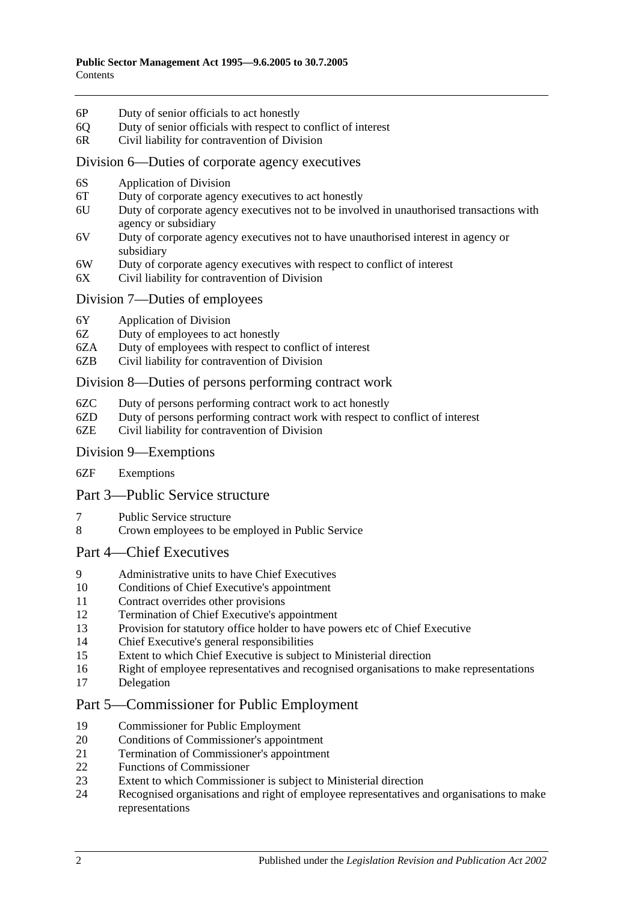6P Duty of senior officials to act honestly
6Q Duty of senior officials with respect to conflict of interest
6R Civil liability for contravention of Division

## Division 6—Duties of corporate agency executives

6S Application of Division
6T Duty of corporate agency executives to act honestly
6U Duty of corporate agency executives not to be involved in unauthorised transactions with agency or subsidiary
6V Duty of corporate agency executives not to have unauthorised interest in agency or subsidiary
6W Duty of corporate agency executives with respect to conflict of interest
6X Civil liability for contravention of Division

## Division 7—Duties of employees

6Y Application of Division
6Z Duty of employees to act honestly
6ZA Duty of employees with respect to conflict of interest
6ZB Civil liability for contravention of Division

## Division 8—Duties of persons performing contract work

6ZC Duty of persons performing contract work to act honestly
6ZD Duty of persons performing contract work with respect to conflict of interest
6ZE Civil liability for contravention of Division

## Division 9—Exemptions

6ZF Exemptions

# Part 3—Public Service structure

7 Public Service structure
8 Crown employees to be employed in Public Service

# Part 4—Chief Executives

9 Administrative units to have Chief Executives
10 Conditions of Chief Executive's appointment
11 Contract overrides other provisions
12 Termination of Chief Executive's appointment
13 Provision for statutory office holder to have powers etc of Chief Executive
14 Chief Executive's general responsibilities
15 Extent to which Chief Executive is subject to Ministerial direction
16 Right of employee representatives and recognised organisations to make representations
17 Delegation

# Part 5—Commissioner for Public Employment

19 Commissioner for Public Employment
20 Conditions of Commissioner's appointment
21 Termination of Commissioner's appointment
22 Functions of Commissioner
23 Extent to which Commissioner is subject to Ministerial direction
24 Recognised organisations and right of employee representatives and organisations to make representations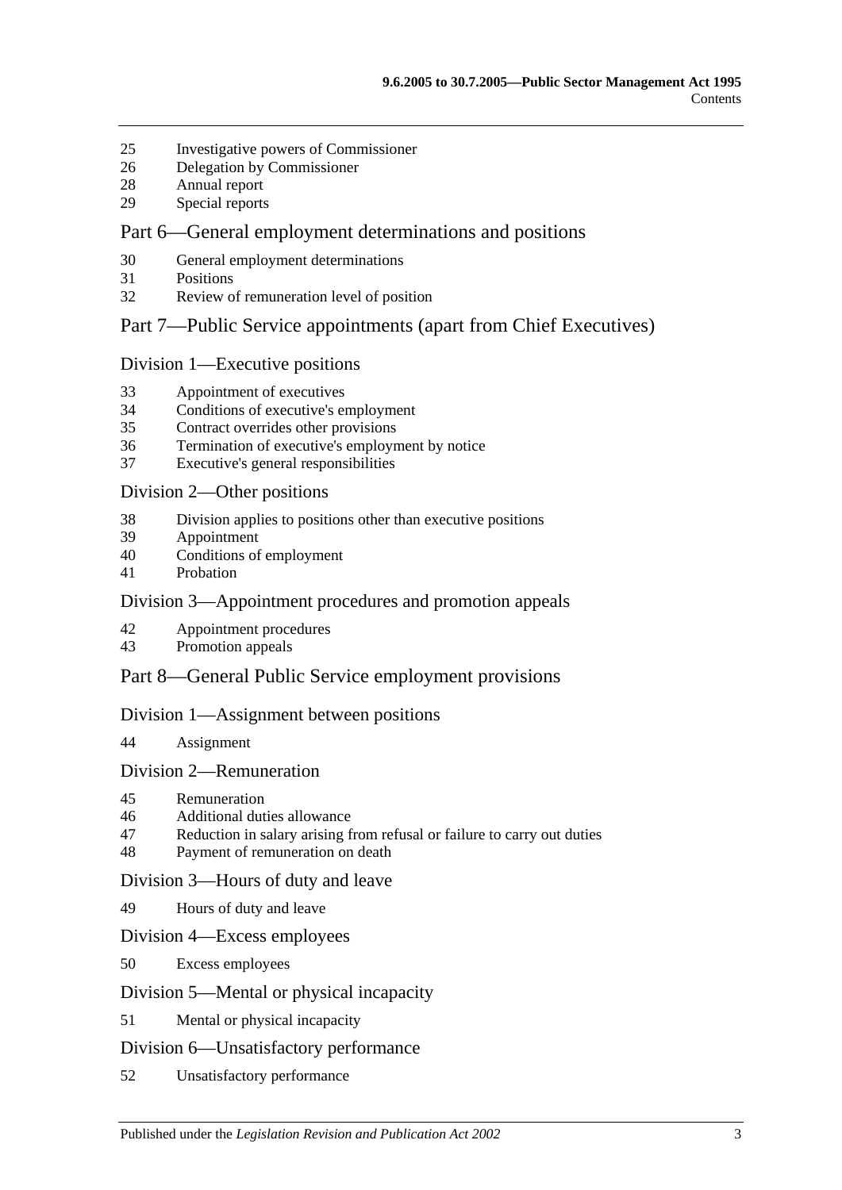25 Investigative powers of Commissioner
26 Delegation by Commissioner
28 Annual report
29 Special reports

## Part 6—General employment determinations and positions

30 General employment determinations
31 Positions
32 Review of remuneration level of position

## Part 7—Public Service appointments (apart from Chief Executives)

### Division 1—Executive positions

33 Appointment of executives
34 Conditions of executive's employment
35 Contract overrides other provisions
36 Termination of executive's employment by notice
37 Executive's general responsibilities

### Division 2—Other positions

38 Division applies to positions other than executive positions
39 Appointment
40 Conditions of employment
41 Probation

### Division 3—Appointment procedures and promotion appeals

42 Appointment procedures
43 Promotion appeals

## Part 8—General Public Service employment provisions

### Division 1—Assignment between positions

44 Assignment

### Division 2—Remuneration

45 Remuneration
46 Additional duties allowance
47 Reduction in salary arising from refusal or failure to carry out duties
48 Payment of remuneration on death

### Division 3—Hours of duty and leave

49 Hours of duty and leave

### Division 4—Excess employees

50 Excess employees

### Division 5—Mental or physical incapacity

51 Mental or physical incapacity

### Division 6—Unsatisfactory performance

52 Unsatisfactory performance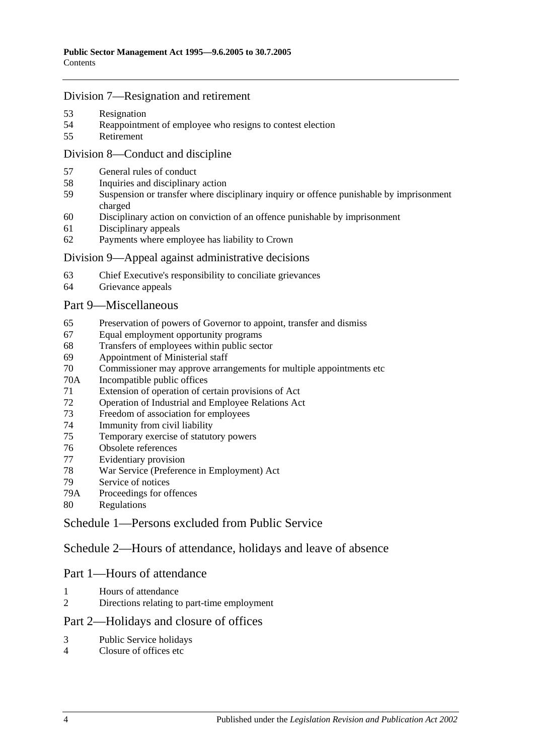## Division 7—Resignation and retirement

- 53 Resignation
- 54 Reappointment of employee who resigns to contest election
- 55 Retirement

## Division 8—Conduct and discipline

- 57 General rules of conduct
- 58 Inquiries and disciplinary action
- 59 Suspension or transfer where disciplinary inquiry or offence punishable by imprisonment charged
- 60 Disciplinary action on conviction of an offence punishable by imprisonment
- 61 Disciplinary appeals
- 62 Payments where employee has liability to Crown

## Division 9—Appeal against administrative decisions

- 63 Chief Executive's responsibility to conciliate grievances
- 64 Grievance appeals

## Part 9—Miscellaneous

- 65 Preservation of powers of Governor to appoint, transfer and dismiss
- 67 Equal employment opportunity programs
- 68 Transfers of employees within public sector
- 69 Appointment of Ministerial staff
- 70 Commissioner may approve arrangements for multiple appointments etc
- 70A Incompatible public offices
- 71 Extension of operation of certain provisions of Act
- 72 Operation of Industrial and Employee Relations Act
- 73 Freedom of association for employees
- 74 Immunity from civil liability
- 75 Temporary exercise of statutory powers
- 76 Obsolete references
- 77 Evidentiary provision
- 78 War Service (Preference in Employment) Act
- 79 Service of notices
- 79A Proceedings for offences
- 80 Regulations

## Schedule 1—Persons excluded from Public Service

## Schedule 2—Hours of attendance, holidays and leave of absence

## Part 1—Hours of attendance

- 1 Hours of attendance
- 2 Directions relating to part-time employment

## Part 2—Holidays and closure of offices

- 3 Public Service holidays
- 4 Closure of offices etc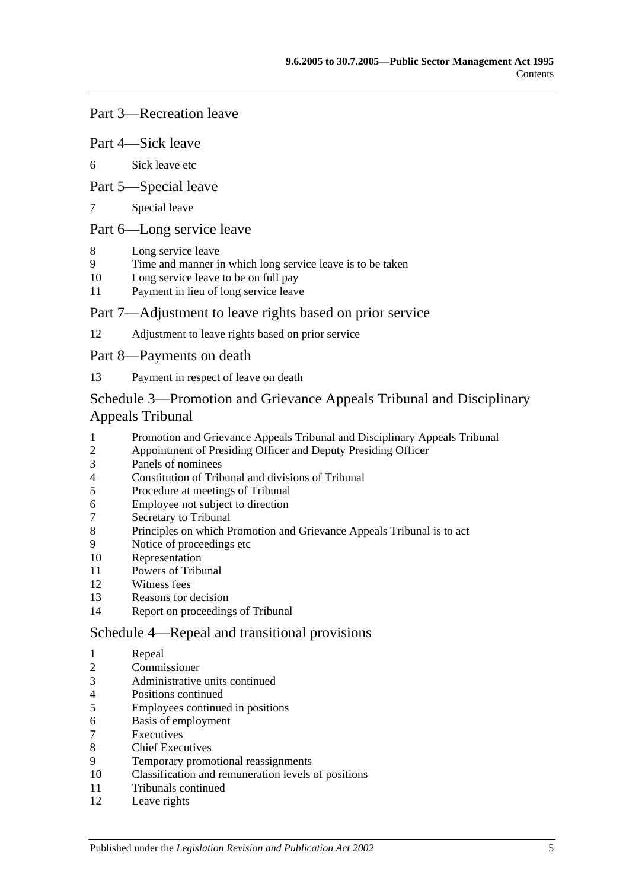## Part 3—Recreation leave

## Part 4—Sick leave

6 Sick leave etc

## Part 5—Special leave

7 Special leave

## Part 6—Long service leave

8 Long service leave
9 Time and manner in which long service leave is to be taken
10 Long service leave to be on full pay
11 Payment in lieu of long service leave

## Part 7—Adjustment to leave rights based on prior service

12 Adjustment to leave rights based on prior service

## Part 8—Payments on death

13 Payment in respect of leave on death

# Schedule 3—Promotion and Grievance Appeals Tribunal and Disciplinary Appeals Tribunal

1 Promotion and Grievance Appeals Tribunal and Disciplinary Appeals Tribunal
2 Appointment of Presiding Officer and Deputy Presiding Officer
3 Panels of nominees
4 Constitution of Tribunal and divisions of Tribunal
5 Procedure at meetings of Tribunal
6 Employee not subject to direction
7 Secretary to Tribunal
8 Principles on which Promotion and Grievance Appeals Tribunal is to act
9 Notice of proceedings etc
10 Representation
11 Powers of Tribunal
12 Witness fees
13 Reasons for decision
14 Report on proceedings of Tribunal

# Schedule 4—Repeal and transitional provisions

1 Repeal
2 Commissioner
3 Administrative units continued
4 Positions continued
5 Employees continued in positions
6 Basis of employment
7 Executives
8 Chief Executives
9 Temporary promotional reassignments
10 Classification and remuneration levels of positions
11 Tribunals continued
12 Leave rights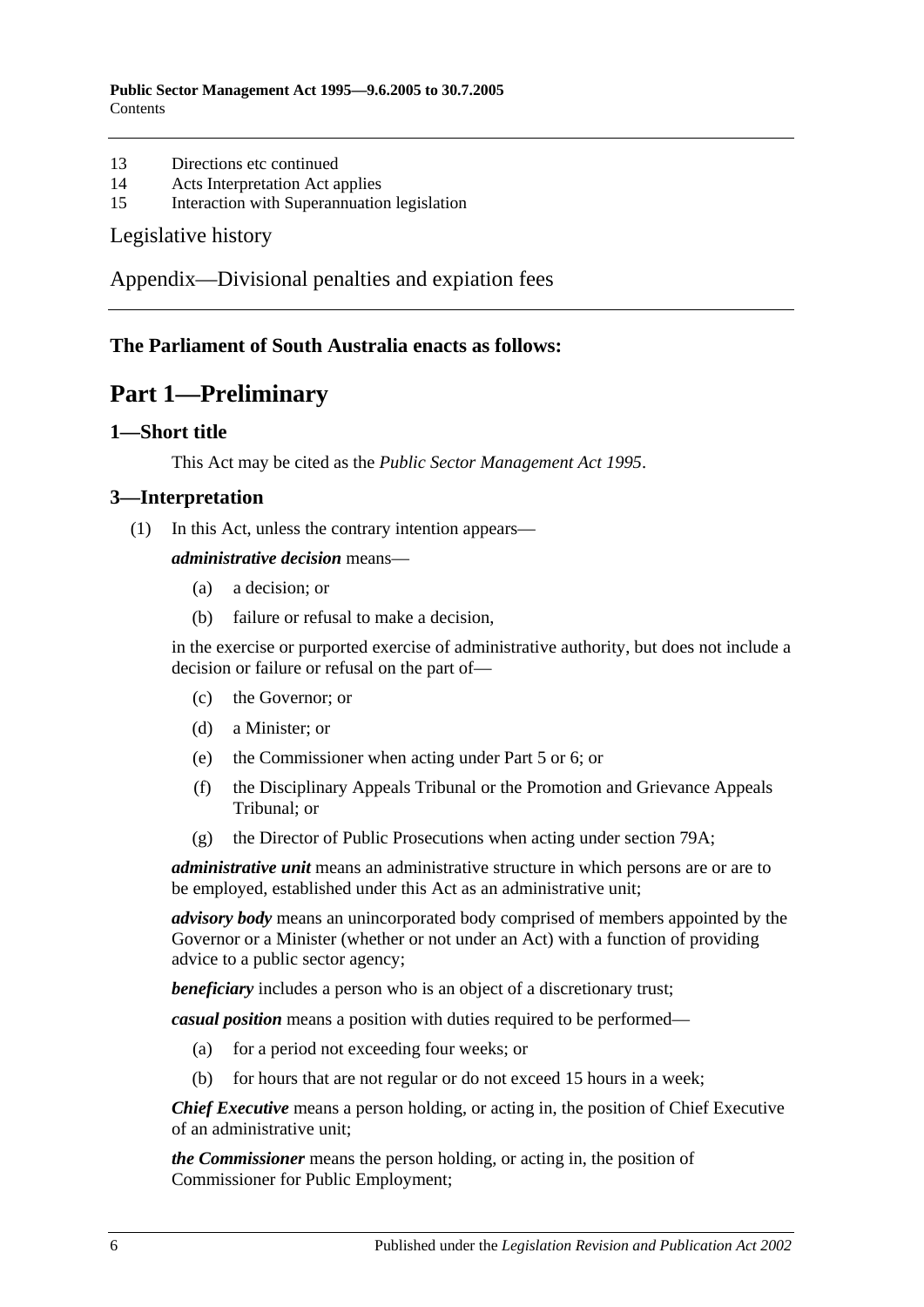13 Directions etc continued
14 Acts Interpretation Act applies
15 Interaction with Superannuation legislation

Legislative history

Appendix—Divisional penalties and expiation fees

**The Parliament of South Australia enacts as follows:**

# Part 1—Preliminary

## 1—Short title

This Act may be cited as the *Public Sector Management Act 1995*.

## 3—Interpretation

(1) In this Act, unless the contrary intention appears—

***administrative decision*** means—

(a) a decision; or

(b) failure or refusal to make a decision,

in the exercise or purported exercise of administrative authority, but does not include a decision or failure or refusal on the part of—

(c) the Governor; or

(d) a Minister; or

(e) the Commissioner when acting under Part 5 or 6; or

(f) the Disciplinary Appeals Tribunal or the Promotion and Grievance Appeals Tribunal; or

(g) the Director of Public Prosecutions when acting under section 79A;

***administrative unit*** means an administrative structure in which persons are or are to be employed, established under this Act as an administrative unit;

***advisory body*** means an unincorporated body comprised of members appointed by the Governor or a Minister (whether or not under an Act) with a function of providing advice to a public sector agency;

***beneficiary*** includes a person who is an object of a discretionary trust;

***casual position*** means a position with duties required to be performed—

(a) for a period not exceeding four weeks; or

(b) for hours that are not regular or do not exceed 15 hours in a week;

***Chief Executive*** means a person holding, or acting in, the position of Chief Executive of an administrative unit;

***the Commissioner*** means the person holding, or acting in, the position of Commissioner for Public Employment;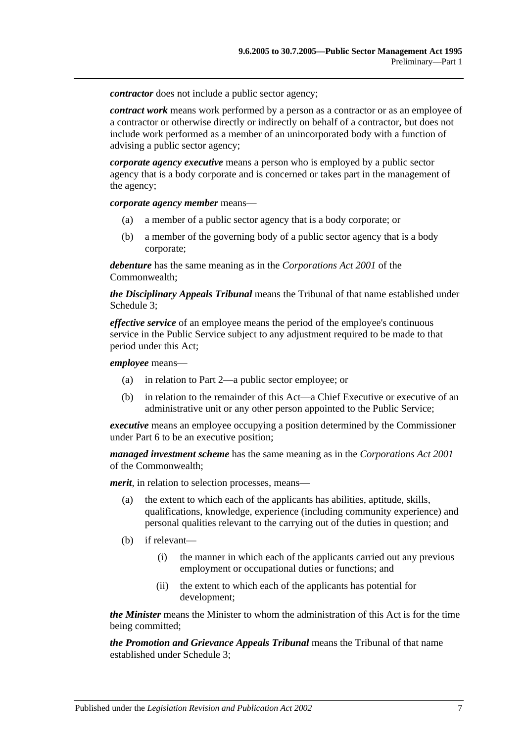***contractor*** does not include a public sector agency;

***contract work*** means work performed by a person as a contractor or as an employee of a contractor or otherwise directly or indirectly on behalf of a contractor, but does not include work performed as a member of an unincorporated body with a function of advising a public sector agency;

***corporate agency executive*** means a person who is employed by a public sector agency that is a body corporate and is concerned or takes part in the management of the agency;

***corporate agency member*** means—

- (a) a member of a public sector agency that is a body corporate; or
- (b) a member of the governing body of a public sector agency that is a body corporate;

***debenture*** has the same meaning as in the *Corporations Act 2001* of the Commonwealth;

***the Disciplinary Appeals Tribunal*** means the Tribunal of that name established under Schedule 3;

***effective service*** of an employee means the period of the employee's continuous service in the Public Service subject to any adjustment required to be made to that period under this Act;

***employee*** means—

- (a) in relation to Part 2—a public sector employee; or
- (b) in relation to the remainder of this Act—a Chief Executive or executive of an administrative unit or any other person appointed to the Public Service;

***executive*** means an employee occupying a position determined by the Commissioner under Part 6 to be an executive position;

***managed investment scheme*** has the same meaning as in the *Corporations Act 2001* of the Commonwealth;

***merit***, in relation to selection processes, means—

- (a) the extent to which each of the applicants has abilities, aptitude, skills, qualifications, knowledge, experience (including community experience) and personal qualities relevant to the carrying out of the duties in question; and
- (b) if relevant—
  - (i) the manner in which each of the applicants carried out any previous employment or occupational duties or functions; and
  - (ii) the extent to which each of the applicants has potential for development;

***the Minister*** means the Minister to whom the administration of this Act is for the time being committed;

***the Promotion and Grievance Appeals Tribunal*** means the Tribunal of that name established under Schedule 3;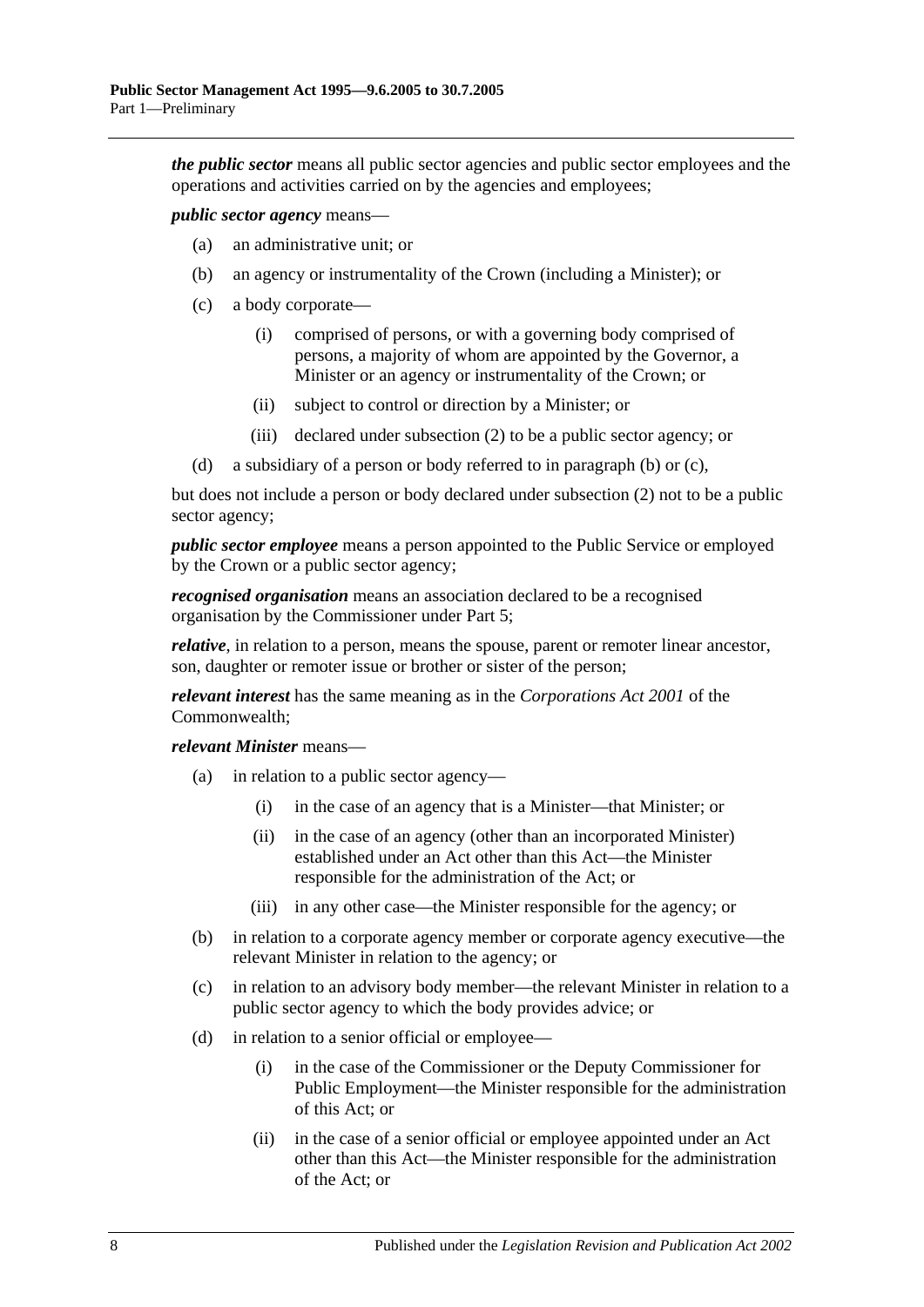***the public sector*** means all public sector agencies and public sector employees and the operations and activities carried on by the agencies and employees;

***public sector agency*** means—

(a) an administrative unit; or

(b) an agency or instrumentality of the Crown (including a Minister); or

(c) a body corporate—

(i) comprised of persons, or with a governing body comprised of persons, a majority of whom are appointed by the Governor, a Minister or an agency or instrumentality of the Crown; or

(ii) subject to control or direction by a Minister; or

(iii) declared under subsection (2) to be a public sector agency; or

(d) a subsidiary of a person or body referred to in paragraph (b) or (c),

but does not include a person or body declared under subsection (2) not to be a public sector agency;

***public sector employee*** means a person appointed to the Public Service or employed by the Crown or a public sector agency;

***recognised organisation*** means an association declared to be a recognised organisation by the Commissioner under Part 5;

***relative***, in relation to a person, means the spouse, parent or remoter linear ancestor, son, daughter or remoter issue or brother or sister of the person;

***relevant interest*** has the same meaning as in the *Corporations Act 2001* of the Commonwealth;

***relevant Minister*** means—

(a) in relation to a public sector agency—

(i) in the case of an agency that is a Minister—that Minister; or

(ii) in the case of an agency (other than an incorporated Minister) established under an Act other than this Act—the Minister responsible for the administration of the Act; or

(iii) in any other case—the Minister responsible for the agency; or

(b) in relation to a corporate agency member or corporate agency executive—the relevant Minister in relation to the agency; or

(c) in relation to an advisory body member—the relevant Minister in relation to a public sector agency to which the body provides advice; or

(d) in relation to a senior official or employee—

(i) in the case of the Commissioner or the Deputy Commissioner for Public Employment—the Minister responsible for the administration of this Act; or

(ii) in the case of a senior official or employee appointed under an Act other than this Act—the Minister responsible for the administration of the Act; or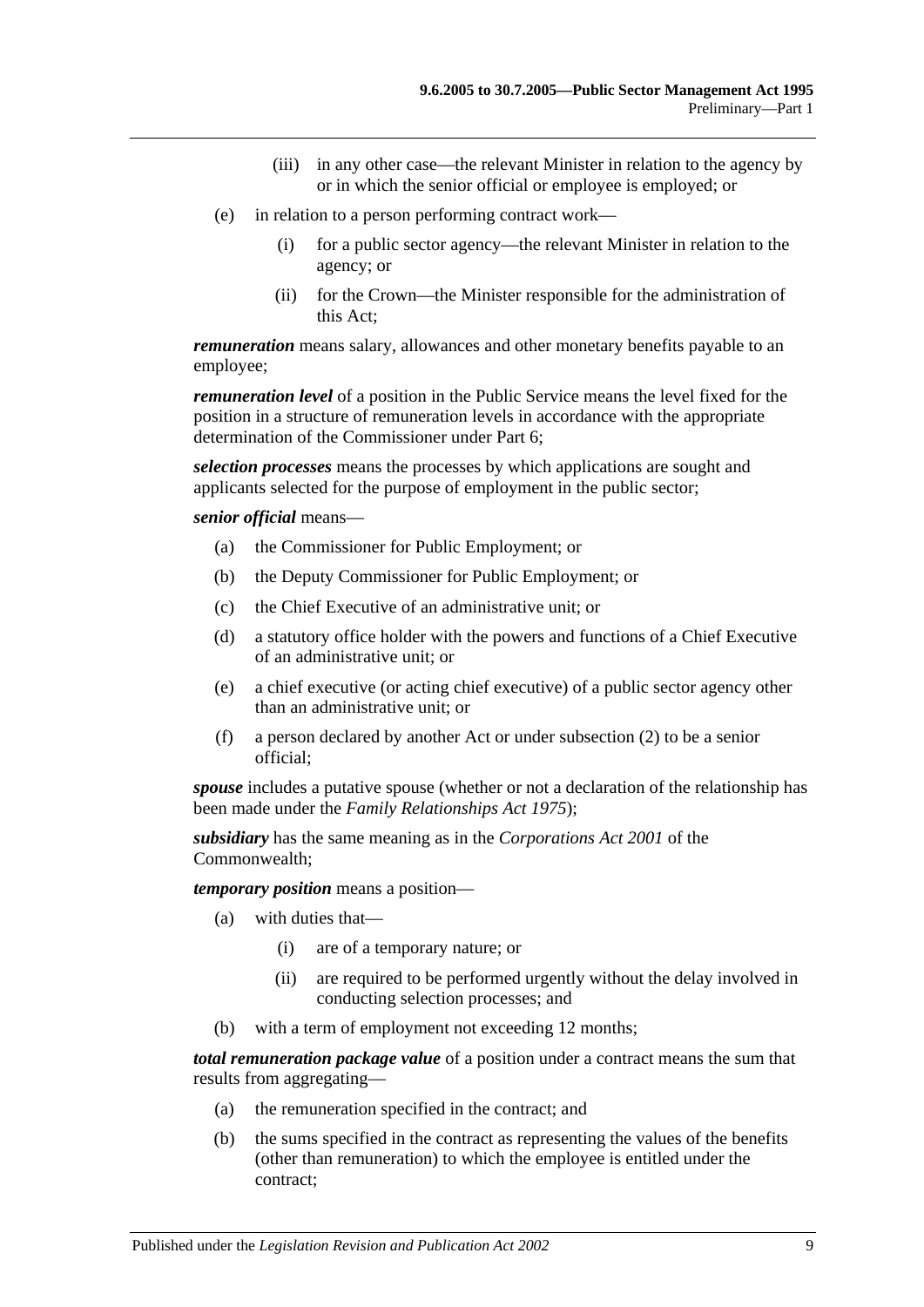(iii) in any other case—the relevant Minister in relation to the agency by or in which the senior official or employee is employed; or

(e) in relation to a person performing contract work—

(i) for a public sector agency—the relevant Minister in relation to the agency; or

(ii) for the Crown—the Minister responsible for the administration of this Act;

***remuneration*** means salary, allowances and other monetary benefits payable to an employee;

***remuneration level*** of a position in the Public Service means the level fixed for the position in a structure of remuneration levels in accordance with the appropriate determination of the Commissioner under Part 6;

***selection processes*** means the processes by which applications are sought and applicants selected for the purpose of employment in the public sector;

***senior official*** means—

(a) the Commissioner for Public Employment; or

(b) the Deputy Commissioner for Public Employment; or

(c) the Chief Executive of an administrative unit; or

(d) a statutory office holder with the powers and functions of a Chief Executive of an administrative unit; or

(e) a chief executive (or acting chief executive) of a public sector agency other than an administrative unit; or

(f) a person declared by another Act or under subsection (2) to be a senior official;

***spouse*** includes a putative spouse (whether or not a declaration of the relationship has been made under the *Family Relationships Act 1975*);

***subsidiary*** has the same meaning as in the *Corporations Act 2001* of the Commonwealth;

***temporary position*** means a position—

(a) with duties that—

(i) are of a temporary nature; or

(ii) are required to be performed urgently without the delay involved in conducting selection processes; and

(b) with a term of employment not exceeding 12 months;

***total remuneration package value*** of a position under a contract means the sum that results from aggregating—

(a) the remuneration specified in the contract; and

(b) the sums specified in the contract as representing the values of the benefits (other than remuneration) to which the employee is entitled under the contract;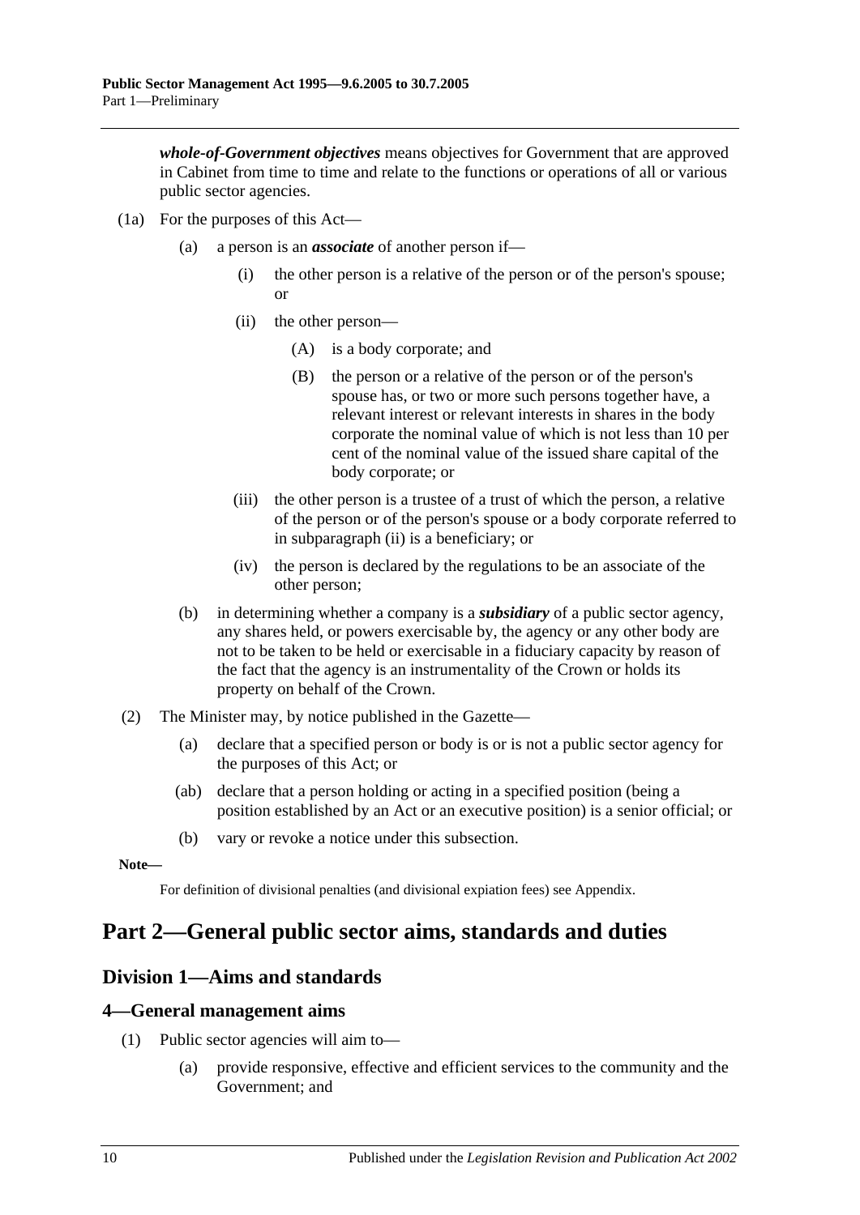***whole-of-Government objectives*** means objectives for Government that are approved in Cabinet from time to time and relate to the functions or operations of all or various public sector agencies.

(1a) For the purposes of this Act—

(a) a person is an ***associate*** of another person if—

(i) the other person is a relative of the person or of the person's spouse; or

(ii) the other person—

(A) is a body corporate; and

(B) the person or a relative of the person or of the person's spouse has, or two or more such persons together have, a relevant interest or relevant interests in shares in the body corporate the nominal value of which is not less than 10 per cent of the nominal value of the issued share capital of the body corporate; or

(iii) the other person is a trustee of a trust of which the person, a relative of the person or of the person's spouse or a body corporate referred to in subparagraph (ii) is a beneficiary; or

(iv) the person is declared by the regulations to be an associate of the other person;

(b) in determining whether a company is a ***subsidiary*** of a public sector agency, any shares held, or powers exercisable by, the agency or any other body are not to be taken to be held or exercisable in a fiduciary capacity by reason of the fact that the agency is an instrumentality of the Crown or holds its property on behalf of the Crown.

(2) The Minister may, by notice published in the Gazette—

(a) declare that a specified person or body is or is not a public sector agency for the purposes of this Act; or

(ab) declare that a person holding or acting in a specified position (being a position established by an Act or an executive position) is a senior official; or

(b) vary or revoke a notice under this subsection.

**Note—**

For definition of divisional penalties (and divisional expiation fees) see Appendix.

# Part 2—General public sector aims, standards and duties

## Division 1—Aims and standards

### 4—General management aims

(1) Public sector agencies will aim to—

(a) provide responsive, effective and efficient services to the community and the Government; and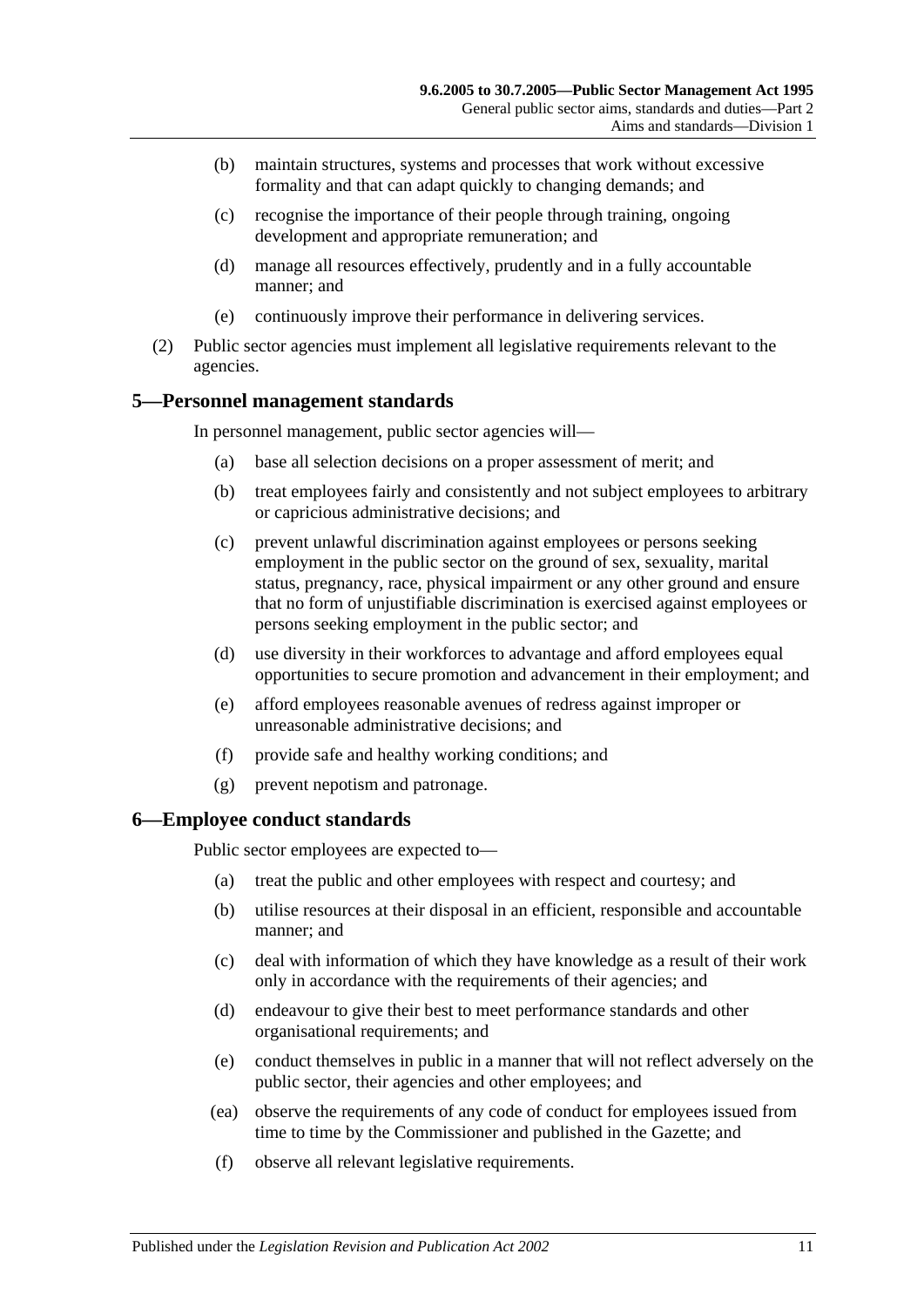(b) maintain structures, systems and processes that work without excessive formality and that can adapt quickly to changing demands; and

(c) recognise the importance of their people through training, ongoing development and appropriate remuneration; and

(d) manage all resources effectively, prudently and in a fully accountable manner; and

(e) continuously improve their performance in delivering services.

(2) Public sector agencies must implement all legislative requirements relevant to the agencies.

## 5—Personnel management standards

In personnel management, public sector agencies will—

(a) base all selection decisions on a proper assessment of merit; and

(b) treat employees fairly and consistently and not subject employees to arbitrary or capricious administrative decisions; and

(c) prevent unlawful discrimination against employees or persons seeking employment in the public sector on the ground of sex, sexuality, marital status, pregnancy, race, physical impairment or any other ground and ensure that no form of unjustifiable discrimination is exercised against employees or persons seeking employment in the public sector; and

(d) use diversity in their workforces to advantage and afford employees equal opportunities to secure promotion and advancement in their employment; and

(e) afford employees reasonable avenues of redress against improper or unreasonable administrative decisions; and

(f) provide safe and healthy working conditions; and

(g) prevent nepotism and patronage.

## 6—Employee conduct standards

Public sector employees are expected to—

(a) treat the public and other employees with respect and courtesy; and

(b) utilise resources at their disposal in an efficient, responsible and accountable manner; and

(c) deal with information of which they have knowledge as a result of their work only in accordance with the requirements of their agencies; and

(d) endeavour to give their best to meet performance standards and other organisational requirements; and

(e) conduct themselves in public in a manner that will not reflect adversely on the public sector, their agencies and other employees; and

(ea) observe the requirements of any code of conduct for employees issued from time to time by the Commissioner and published in the Gazette; and

(f) observe all relevant legislative requirements.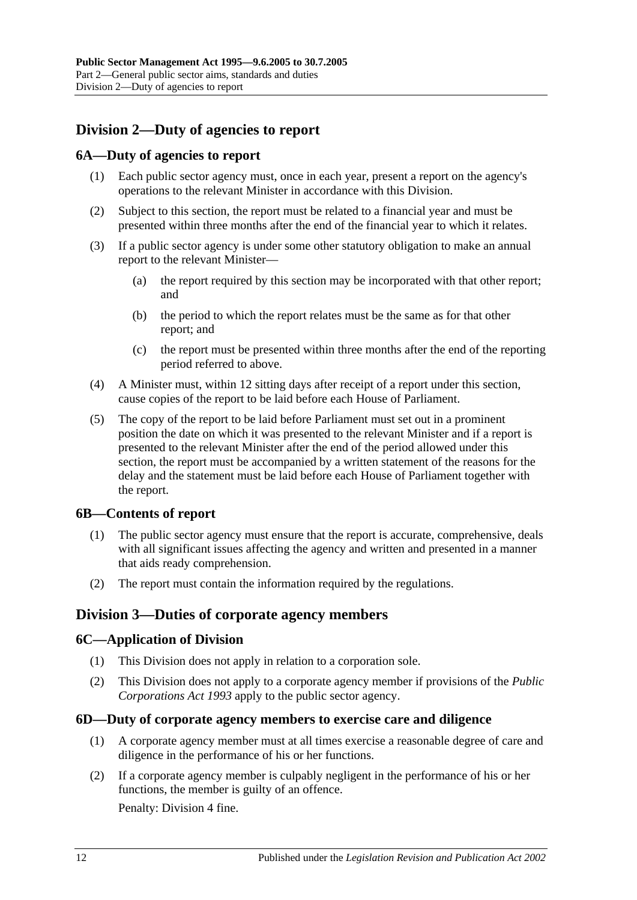## Division 2—Duty of agencies to report

### 6A—Duty of agencies to report

(1) Each public sector agency must, once in each year, present a report on the agency's operations to the relevant Minister in accordance with this Division.

(2) Subject to this section, the report must be related to a financial year and must be presented within three months after the end of the financial year to which it relates.

(3) If a public sector agency is under some other statutory obligation to make an annual report to the relevant Minister—

(a) the report required by this section may be incorporated with that other report; and

(b) the period to which the report relates must be the same as for that other report; and

(c) the report must be presented within three months after the end of the reporting period referred to above.

(4) A Minister must, within 12 sitting days after receipt of a report under this section, cause copies of the report to be laid before each House of Parliament.

(5) The copy of the report to be laid before Parliament must set out in a prominent position the date on which it was presented to the relevant Minister and if a report is presented to the relevant Minister after the end of the period allowed under this section, the report must be accompanied by a written statement of the reasons for the delay and the statement must be laid before each House of Parliament together with the report.

### 6B—Contents of report

(1) The public sector agency must ensure that the report is accurate, comprehensive, deals with all significant issues affecting the agency and written and presented in a manner that aids ready comprehension.

(2) The report must contain the information required by the regulations.

## Division 3—Duties of corporate agency members

### 6C—Application of Division

(1) This Division does not apply in relation to a corporation sole.

(2) This Division does not apply to a corporate agency member if provisions of the *Public Corporations Act 1993* apply to the public sector agency.

### 6D—Duty of corporate agency members to exercise care and diligence

(1) A corporate agency member must at all times exercise a reasonable degree of care and diligence in the performance of his or her functions.

(2) If a corporate agency member is culpably negligent in the performance of his or her functions, the member is guilty of an offence.

Penalty: Division 4 fine.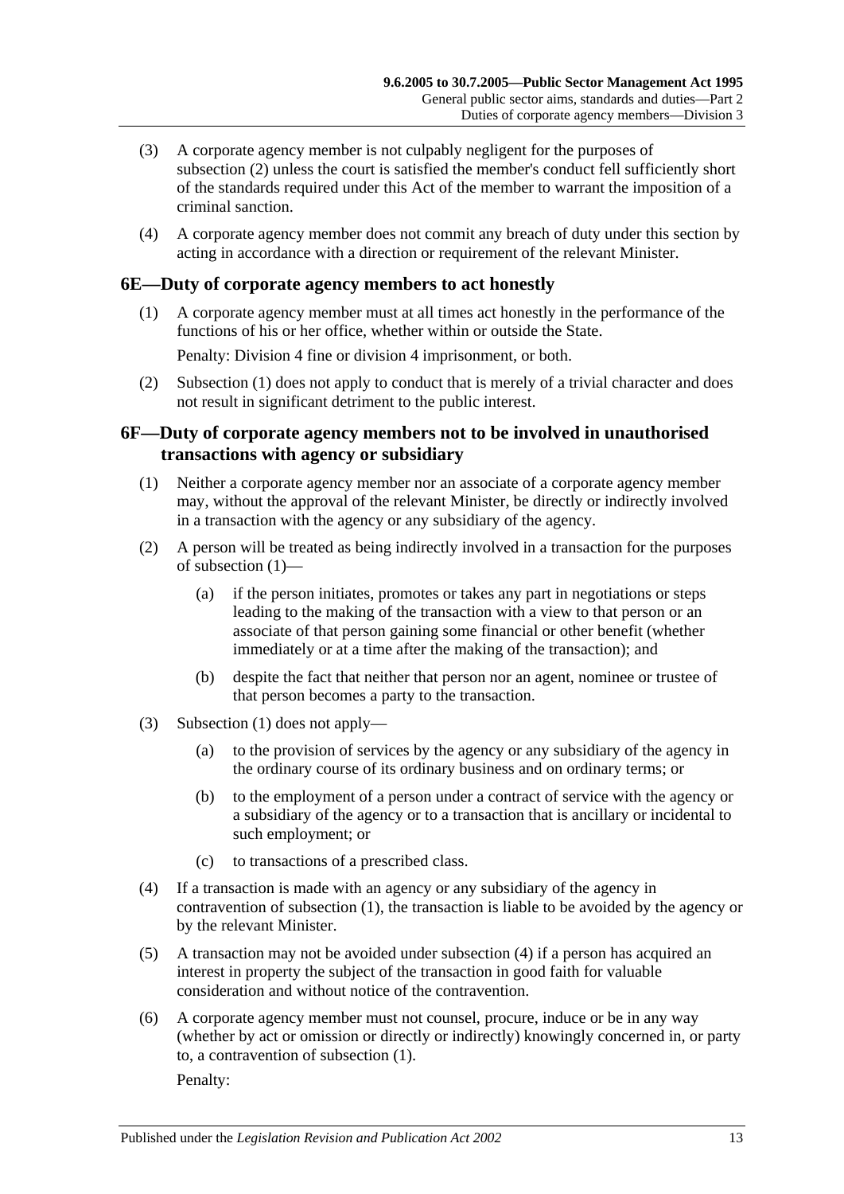(3) A corporate agency member is not culpably negligent for the purposes of subsection (2) unless the court is satisfied the member's conduct fell sufficiently short of the standards required under this Act of the member to warrant the imposition of a criminal sanction.

(4) A corporate agency member does not commit any breach of duty under this section by acting in accordance with a direction or requirement of the relevant Minister.

## 6E—Duty of corporate agency members to act honestly

(1) A corporate agency member must at all times act honestly in the performance of the functions of his or her office, whether within or outside the State.

Penalty: Division 4 fine or division 4 imprisonment, or both.

(2) Subsection (1) does not apply to conduct that is merely of a trivial character and does not result in significant detriment to the public interest.

## 6F—Duty of corporate agency members not to be involved in unauthorised transactions with agency or subsidiary

(1) Neither a corporate agency member nor an associate of a corporate agency member may, without the approval of the relevant Minister, be directly or indirectly involved in a transaction with the agency or any subsidiary of the agency.

(2) A person will be treated as being indirectly involved in a transaction for the purposes of subsection (1)—

(a) if the person initiates, promotes or takes any part in negotiations or steps leading to the making of the transaction with a view to that person or an associate of that person gaining some financial or other benefit (whether immediately or at a time after the making of the transaction); and

(b) despite the fact that neither that person nor an agent, nominee or trustee of that person becomes a party to the transaction.

(3) Subsection (1) does not apply—

(a) to the provision of services by the agency or any subsidiary of the agency in the ordinary course of its ordinary business and on ordinary terms; or

(b) to the employment of a person under a contract of service with the agency or a subsidiary of the agency or to a transaction that is ancillary or incidental to such employment; or

(c) to transactions of a prescribed class.

(4) If a transaction is made with an agency or any subsidiary of the agency in contravention of subsection (1), the transaction is liable to be avoided by the agency or by the relevant Minister.

(5) A transaction may not be avoided under subsection (4) if a person has acquired an interest in property the subject of the transaction in good faith for valuable consideration and without notice of the contravention.

(6) A corporate agency member must not counsel, procure, induce or be in any way (whether by act or omission or directly or indirectly) knowingly concerned in, or party to, a contravention of subsection (1).

Penalty: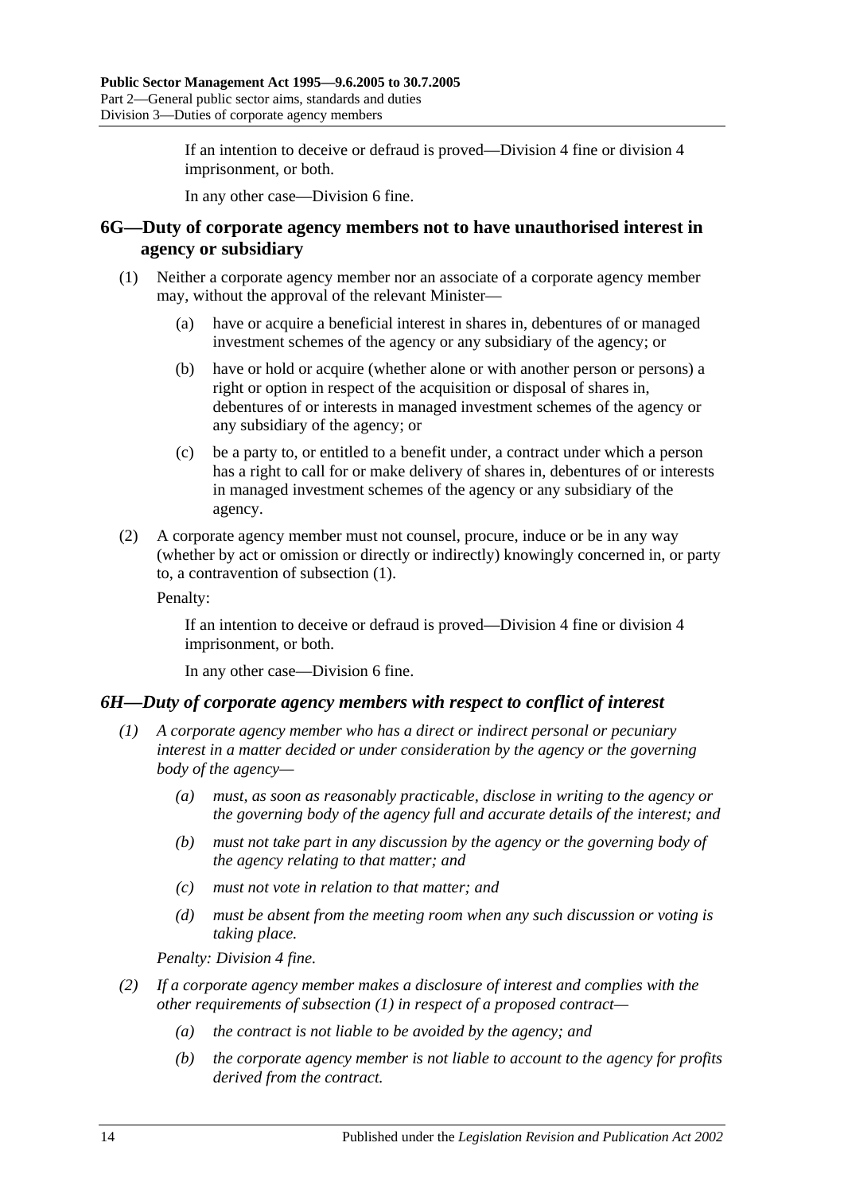If an intention to deceive or defraud is proved—Division 4 fine or division 4 imprisonment, or both.

In any other case—Division 6 fine.

## 6G—Duty of corporate agency members not to have unauthorised interest in agency or subsidiary

(1) Neither a corporate agency member nor an associate of a corporate agency member may, without the approval of the relevant Minister—

(a) have or acquire a beneficial interest in shares in, debentures of or managed investment schemes of the agency or any subsidiary of the agency; or

(b) have or hold or acquire (whether alone or with another person or persons) a right or option in respect of the acquisition or disposal of shares in, debentures of or interests in managed investment schemes of the agency or any subsidiary of the agency; or

(c) be a party to, or entitled to a benefit under, a contract under which a person has a right to call for or make delivery of shares in, debentures of or interests in managed investment schemes of the agency or any subsidiary of the agency.

(2) A corporate agency member must not counsel, procure, induce or be in any way (whether by act or omission or directly or indirectly) knowingly concerned in, or party to, a contravention of subsection (1).

Penalty:

If an intention to deceive or defraud is proved—Division 4 fine or division 4 imprisonment, or both.

In any other case—Division 6 fine.

## *6H—Duty of corporate agency members with respect to conflict of interest*

*(1) A corporate agency member who has a direct or indirect personal or pecuniary interest in a matter decided or under consideration by the agency or the governing body of the agency—*

*(a) must, as soon as reasonably practicable, disclose in writing to the agency or the governing body of the agency full and accurate details of the interest; and*

*(b) must not take part in any discussion by the agency or the governing body of the agency relating to that matter; and*

*(c) must not vote in relation to that matter; and*

*(d) must be absent from the meeting room when any such discussion or voting is taking place.*

*Penalty: Division 4 fine.*

*(2) If a corporate agency member makes a disclosure of interest and complies with the other requirements of subsection (1) in respect of a proposed contract—*

*(a) the contract is not liable to be avoided by the agency; and*

*(b) the corporate agency member is not liable to account to the agency for profits derived from the contract.*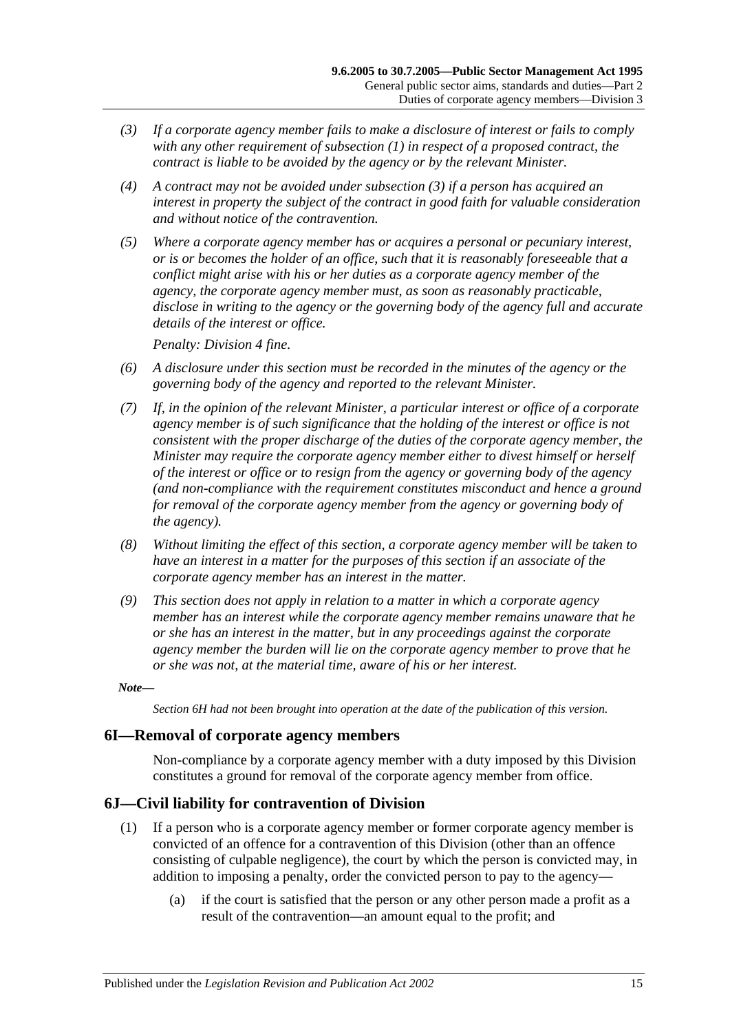*(3) If a corporate agency member fails to make a disclosure of interest or fails to comply with any other requirement of subsection (1) in respect of a proposed contract, the contract is liable to be avoided by the agency or by the relevant Minister.*

*(4) A contract may not be avoided under subsection (3) if a person has acquired an interest in property the subject of the contract in good faith for valuable consideration and without notice of the contravention.*

*(5) Where a corporate agency member has or acquires a personal or pecuniary interest, or is or becomes the holder of an office, such that it is reasonably foreseeable that a conflict might arise with his or her duties as a corporate agency member of the agency, the corporate agency member must, as soon as reasonably practicable, disclose in writing to the agency or the governing body of the agency full and accurate details of the interest or office.*

*Penalty: Division 4 fine.*

*(6) A disclosure under this section must be recorded in the minutes of the agency or the governing body of the agency and reported to the relevant Minister.*

*(7) If, in the opinion of the relevant Minister, a particular interest or office of a corporate agency member is of such significance that the holding of the interest or office is not consistent with the proper discharge of the duties of the corporate agency member, the Minister may require the corporate agency member either to divest himself or herself of the interest or office or to resign from the agency or governing body of the agency (and non-compliance with the requirement constitutes misconduct and hence a ground for removal of the corporate agency member from the agency or governing body of the agency).*

*(8) Without limiting the effect of this section, a corporate agency member will be taken to have an interest in a matter for the purposes of this section if an associate of the corporate agency member has an interest in the matter.*

*(9) This section does not apply in relation to a matter in which a corporate agency member has an interest while the corporate agency member remains unaware that he or she has an interest in the matter, but in any proceedings against the corporate agency member the burden will lie on the corporate agency member to prove that he or she was not, at the material time, aware of his or her interest.*

***Note—***

*Section 6H had not been brought into operation at the date of the publication of this version.*

## 6I—Removal of corporate agency members

Non-compliance by a corporate agency member with a duty imposed by this Division constitutes a ground for removal of the corporate agency member from office.

## 6J—Civil liability for contravention of Division

(1) If a person who is a corporate agency member or former corporate agency member is convicted of an offence for a contravention of this Division (other than an offence consisting of culpable negligence), the court by which the person is convicted may, in addition to imposing a penalty, order the convicted person to pay to the agency—

(a) if the court is satisfied that the person or any other person made a profit as a result of the contravention—an amount equal to the profit; and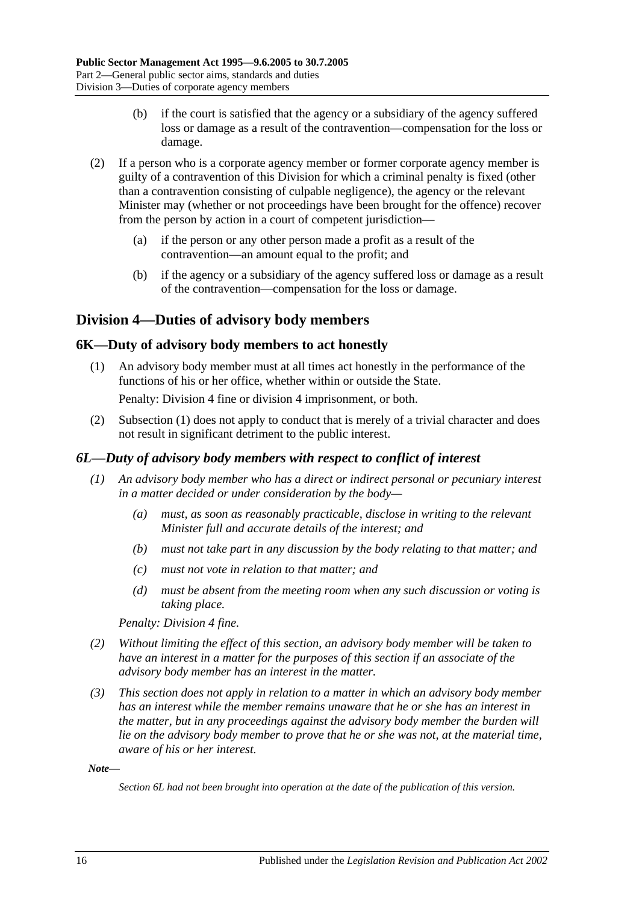(b) if the court is satisfied that the agency or a subsidiary of the agency suffered loss or damage as a result of the contravention—compensation for the loss or damage.

(2) If a person who is a corporate agency member or former corporate agency member is guilty of a contravention of this Division for which a criminal penalty is fixed (other than a contravention consisting of culpable negligence), the agency or the relevant Minister may (whether or not proceedings have been brought for the offence) recover from the person by action in a court of competent jurisdiction—

(a) if the person or any other person made a profit as a result of the contravention—an amount equal to the profit; and

(b) if the agency or a subsidiary of the agency suffered loss or damage as a result of the contravention—compensation for the loss or damage.

## Division 4—Duties of advisory body members

### 6K—Duty of advisory body members to act honestly

(1) An advisory body member must at all times act honestly in the performance of the functions of his or her office, whether within or outside the State.

Penalty: Division 4 fine or division 4 imprisonment, or both.

(2) Subsection (1) does not apply to conduct that is merely of a trivial character and does not result in significant detriment to the public interest.

### *6L—Duty of advisory body members with respect to conflict of interest*

*(1) An advisory body member who has a direct or indirect personal or pecuniary interest in a matter decided or under consideration by the body—*

*(a) must, as soon as reasonably practicable, disclose in writing to the relevant Minister full and accurate details of the interest; and*

*(b) must not take part in any discussion by the body relating to that matter; and*

*(c) must not vote in relation to that matter; and*

*(d) must be absent from the meeting room when any such discussion or voting is taking place.*

*Penalty: Division 4 fine.*

*(2) Without limiting the effect of this section, an advisory body member will be taken to have an interest in a matter for the purposes of this section if an associate of the advisory body member has an interest in the matter.*

*(3) This section does not apply in relation to a matter in which an advisory body member has an interest while the member remains unaware that he or she has an interest in the matter, but in any proceedings against the advisory body member the burden will lie on the advisory body member to prove that he or she was not, at the material time, aware of his or her interest.*

***Note—***

*Section 6L had not been brought into operation at the date of the publication of this version.*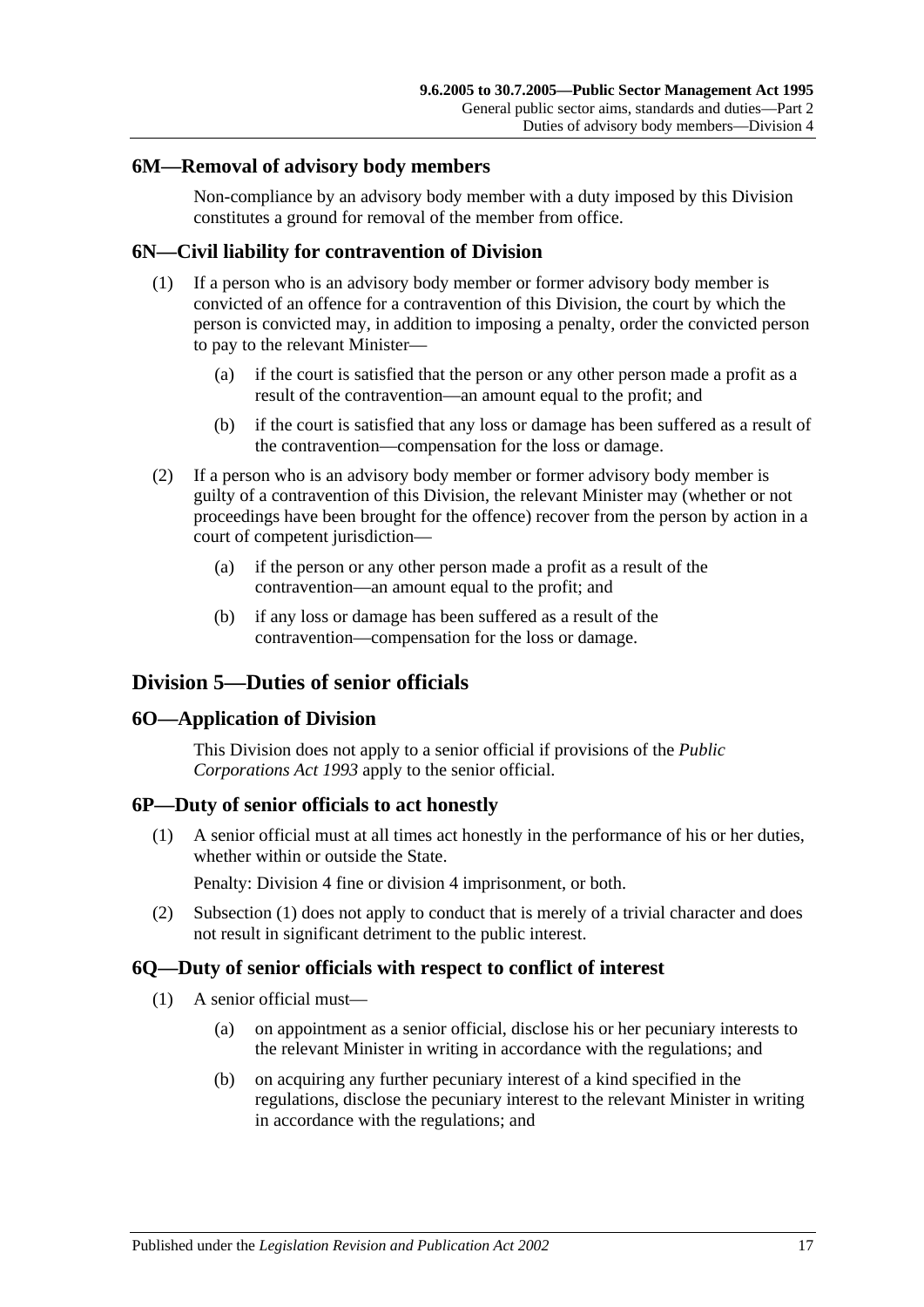## 6M—Removal of advisory body members

Non-compliance by an advisory body member with a duty imposed by this Division constitutes a ground for removal of the member from office.

## 6N—Civil liability for contravention of Division

(1) If a person who is an advisory body member or former advisory body member is convicted of an offence for a contravention of this Division, the court by which the person is convicted may, in addition to imposing a penalty, order the convicted person to pay to the relevant Minister—

(a) if the court is satisfied that the person or any other person made a profit as a result of the contravention—an amount equal to the profit; and

(b) if the court is satisfied that any loss or damage has been suffered as a result of the contravention—compensation for the loss or damage.

(2) If a person who is an advisory body member or former advisory body member is guilty of a contravention of this Division, the relevant Minister may (whether or not proceedings have been brought for the offence) recover from the person by action in a court of competent jurisdiction—

(a) if the person or any other person made a profit as a result of the contravention—an amount equal to the profit; and

(b) if any loss or damage has been suffered as a result of the contravention—compensation for the loss or damage.

# Division 5—Duties of senior officials

## 6O—Application of Division

This Division does not apply to a senior official if provisions of the *Public Corporations Act 1993* apply to the senior official.

## 6P—Duty of senior officials to act honestly

(1) A senior official must at all times act honestly in the performance of his or her duties, whether within or outside the State.

Penalty: Division 4 fine or division 4 imprisonment, or both.

(2) Subsection (1) does not apply to conduct that is merely of a trivial character and does not result in significant detriment to the public interest.

## 6Q—Duty of senior officials with respect to conflict of interest

(1) A senior official must—

(a) on appointment as a senior official, disclose his or her pecuniary interests to the relevant Minister in writing in accordance with the regulations; and

(b) on acquiring any further pecuniary interest of a kind specified in the regulations, disclose the pecuniary interest to the relevant Minister in writing in accordance with the regulations; and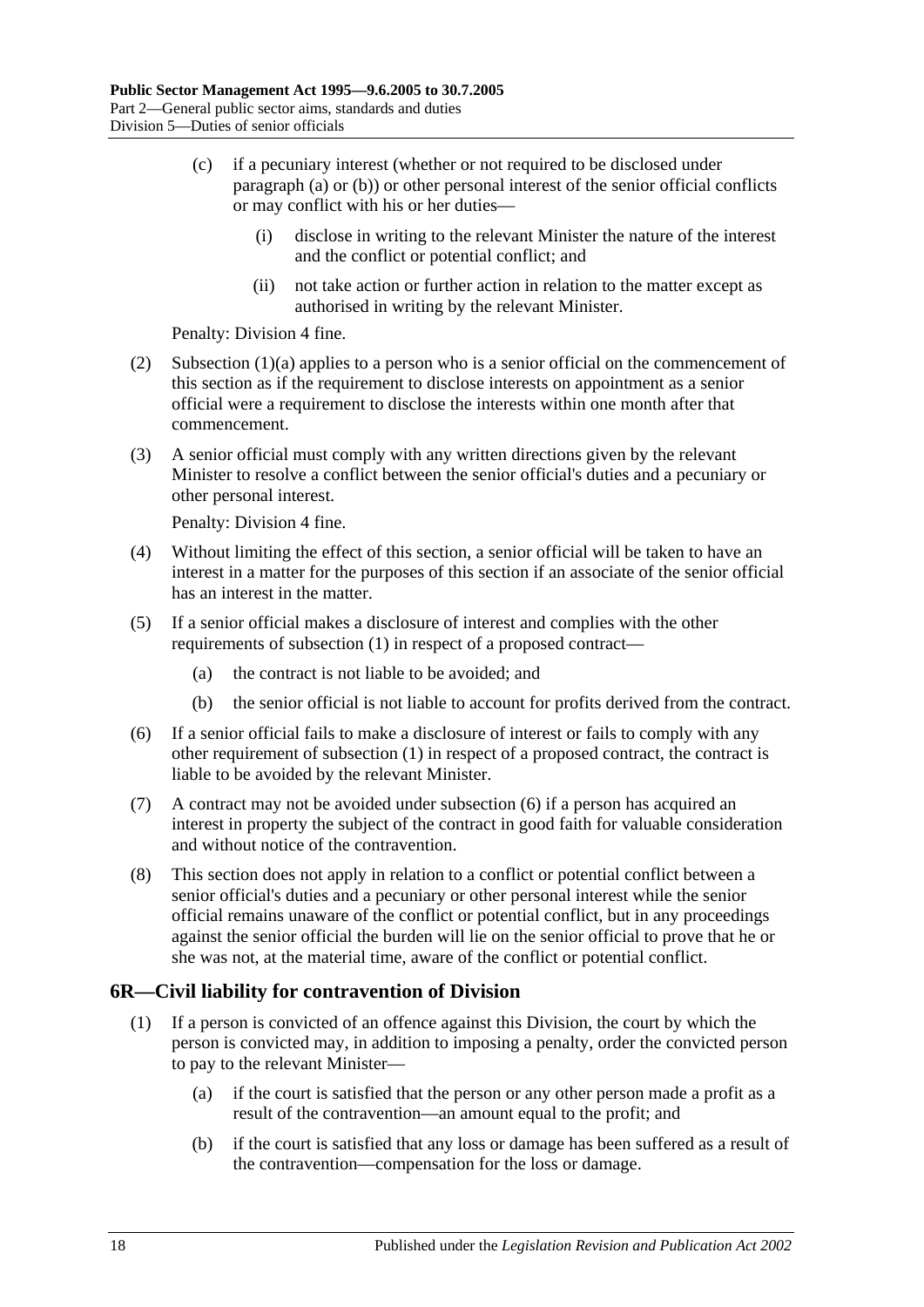(c) if a pecuniary interest (whether or not required to be disclosed under paragraph (a) or (b)) or other personal interest of the senior official conflicts or may conflict with his or her duties—

(i) disclose in writing to the relevant Minister the nature of the interest and the conflict or potential conflict; and

(ii) not take action or further action in relation to the matter except as authorised in writing by the relevant Minister.

Penalty: Division 4 fine.

(2) Subsection (1)(a) applies to a person who is a senior official on the commencement of this section as if the requirement to disclose interests on appointment as a senior official were a requirement to disclose the interests within one month after that commencement.

(3) A senior official must comply with any written directions given by the relevant Minister to resolve a conflict between the senior official's duties and a pecuniary or other personal interest.

Penalty: Division 4 fine.

(4) Without limiting the effect of this section, a senior official will be taken to have an interest in a matter for the purposes of this section if an associate of the senior official has an interest in the matter.

(5) If a senior official makes a disclosure of interest and complies with the other requirements of subsection (1) in respect of a proposed contract—

(a) the contract is not liable to be avoided; and

(b) the senior official is not liable to account for profits derived from the contract.

(6) If a senior official fails to make a disclosure of interest or fails to comply with any other requirement of subsection (1) in respect of a proposed contract, the contract is liable to be avoided by the relevant Minister.

(7) A contract may not be avoided under subsection (6) if a person has acquired an interest in property the subject of the contract in good faith for valuable consideration and without notice of the contravention.

(8) This section does not apply in relation to a conflict or potential conflict between a senior official's duties and a pecuniary or other personal interest while the senior official remains unaware of the conflict or potential conflict, but in any proceedings against the senior official the burden will lie on the senior official to prove that he or she was not, at the material time, aware of the conflict or potential conflict.

## 6R—Civil liability for contravention of Division

(1) If a person is convicted of an offence against this Division, the court by which the person is convicted may, in addition to imposing a penalty, order the convicted person to pay to the relevant Minister—

(a) if the court is satisfied that the person or any other person made a profit as a result of the contravention—an amount equal to the profit; and

(b) if the court is satisfied that any loss or damage has been suffered as a result of the contravention—compensation for the loss or damage.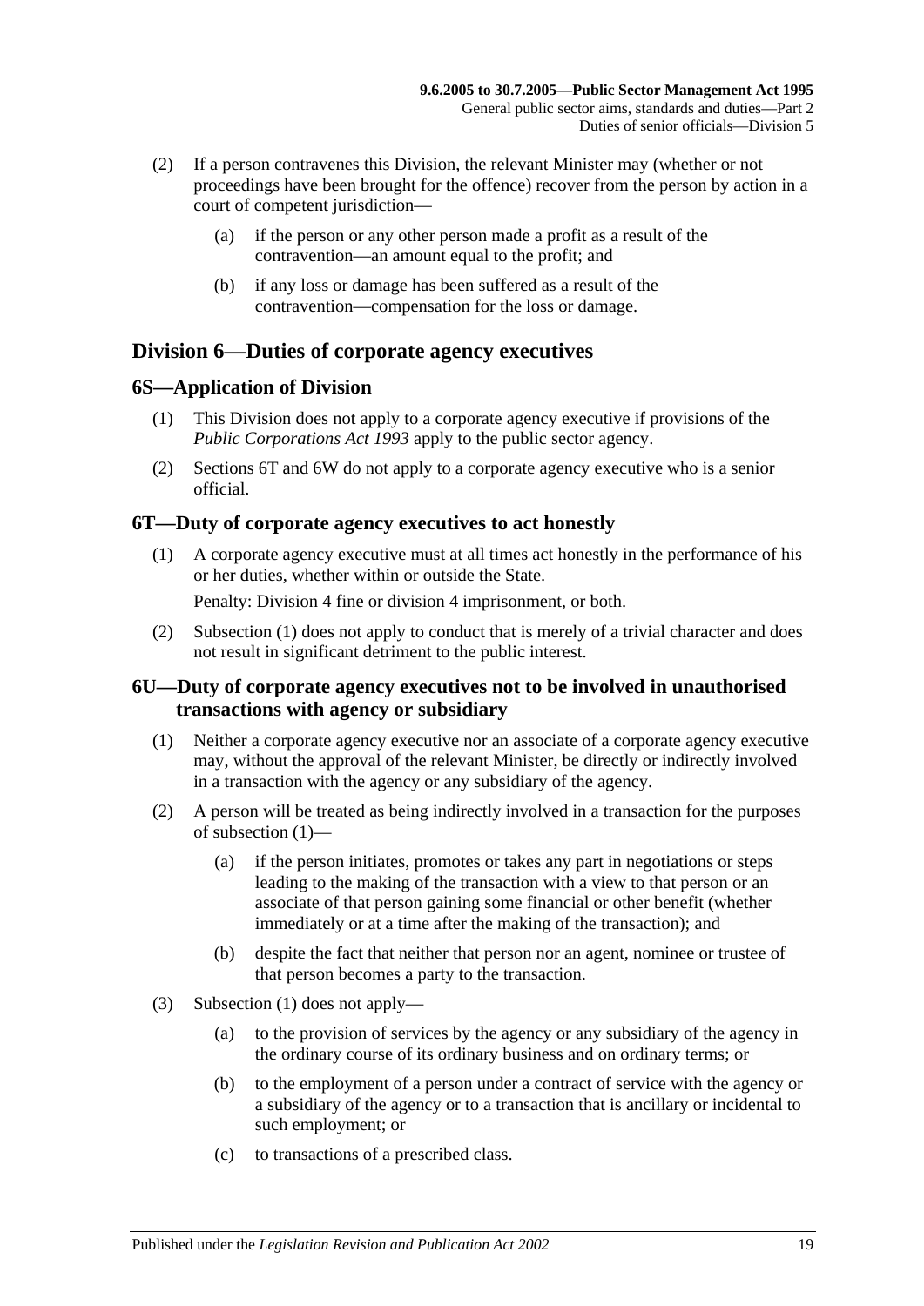(2) If a person contravenes this Division, the relevant Minister may (whether or not proceedings have been brought for the offence) recover from the person by action in a court of competent jurisdiction—

(a) if the person or any other person made a profit as a result of the contravention—an amount equal to the profit; and

(b) if any loss or damage has been suffered as a result of the contravention—compensation for the loss or damage.

## Division 6—Duties of corporate agency executives

### 6S—Application of Division

(1) This Division does not apply to a corporate agency executive if provisions of the *Public Corporations Act 1993* apply to the public sector agency.

(2) Sections 6T and 6W do not apply to a corporate agency executive who is a senior official.

### 6T—Duty of corporate agency executives to act honestly

(1) A corporate agency executive must at all times act honestly in the performance of his or her duties, whether within or outside the State.

Penalty: Division 4 fine or division 4 imprisonment, or both.

(2) Subsection (1) does not apply to conduct that is merely of a trivial character and does not result in significant detriment to the public interest.

### 6U—Duty of corporate agency executives not to be involved in unauthorised transactions with agency or subsidiary

(1) Neither a corporate agency executive nor an associate of a corporate agency executive may, without the approval of the relevant Minister, be directly or indirectly involved in a transaction with the agency or any subsidiary of the agency.

(2) A person will be treated as being indirectly involved in a transaction for the purposes of subsection (1)—

(a) if the person initiates, promotes or takes any part in negotiations or steps leading to the making of the transaction with a view to that person or an associate of that person gaining some financial or other benefit (whether immediately or at a time after the making of the transaction); and

(b) despite the fact that neither that person nor an agent, nominee or trustee of that person becomes a party to the transaction.

(3) Subsection (1) does not apply—

(a) to the provision of services by the agency or any subsidiary of the agency in the ordinary course of its ordinary business and on ordinary terms; or

(b) to the employment of a person under a contract of service with the agency or a subsidiary of the agency or to a transaction that is ancillary or incidental to such employment; or

(c) to transactions of a prescribed class.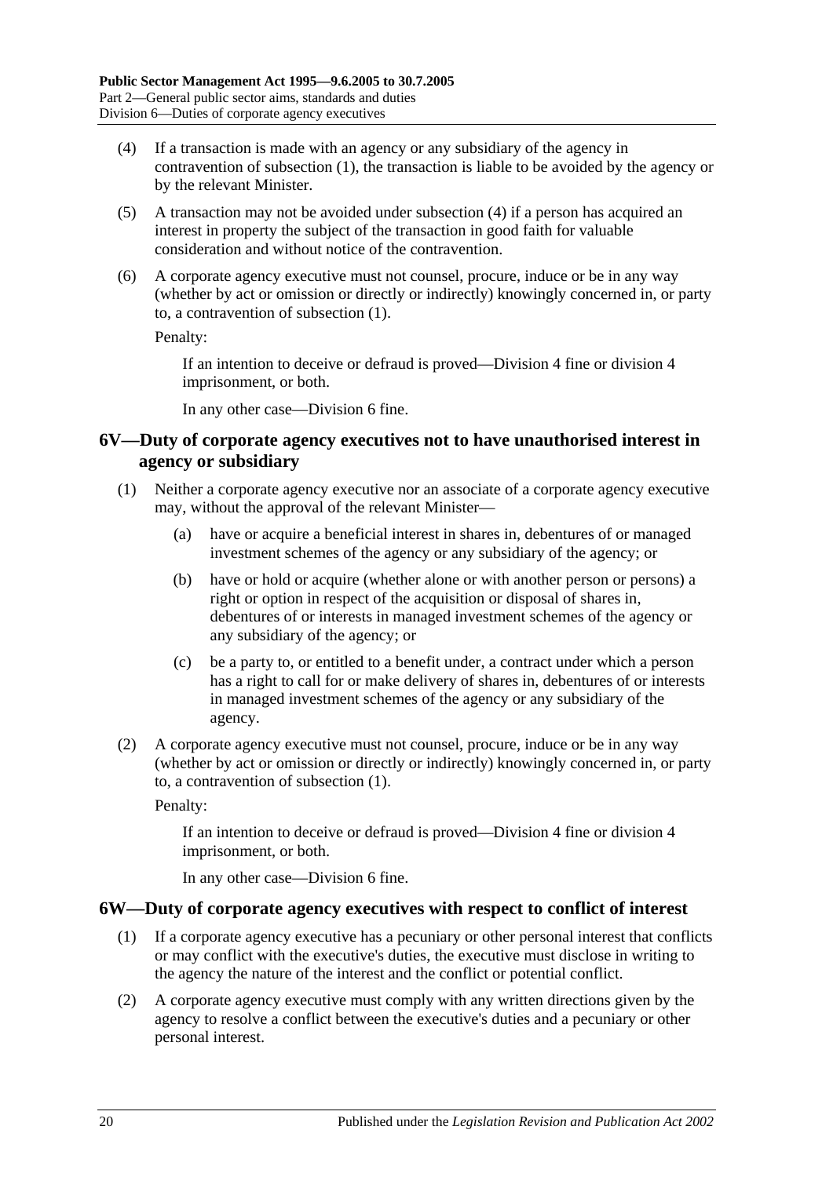(4) If a transaction is made with an agency or any subsidiary of the agency in contravention of subsection (1), the transaction is liable to be avoided by the agency or by the relevant Minister.

(5) A transaction may not be avoided under subsection (4) if a person has acquired an interest in property the subject of the transaction in good faith for valuable consideration and without notice of the contravention.

(6) A corporate agency executive must not counsel, procure, induce or be in any way (whether by act or omission or directly or indirectly) knowingly concerned in, or party to, a contravention of subsection (1).

Penalty:

If an intention to deceive or defraud is proved—Division 4 fine or division 4 imprisonment, or both.

In any other case—Division 6 fine.

## 6V—Duty of corporate agency executives not to have unauthorised interest in agency or subsidiary

(1) Neither a corporate agency executive nor an associate of a corporate agency executive may, without the approval of the relevant Minister—

(a) have or acquire a beneficial interest in shares in, debentures of or managed investment schemes of the agency or any subsidiary of the agency; or

(b) have or hold or acquire (whether alone or with another person or persons) a right or option in respect of the acquisition or disposal of shares in, debentures of or interests in managed investment schemes of the agency or any subsidiary of the agency; or

(c) be a party to, or entitled to a benefit under, a contract under which a person has a right to call for or make delivery of shares in, debentures of or interests in managed investment schemes of the agency or any subsidiary of the agency.

(2) A corporate agency executive must not counsel, procure, induce or be in any way (whether by act or omission or directly or indirectly) knowingly concerned in, or party to, a contravention of subsection (1).

Penalty:

If an intention to deceive or defraud is proved—Division 4 fine or division 4 imprisonment, or both.

In any other case—Division 6 fine.

## 6W—Duty of corporate agency executives with respect to conflict of interest

(1) If a corporate agency executive has a pecuniary or other personal interest that conflicts or may conflict with the executive's duties, the executive must disclose in writing to the agency the nature of the interest and the conflict or potential conflict.

(2) A corporate agency executive must comply with any written directions given by the agency to resolve a conflict between the executive's duties and a pecuniary or other personal interest.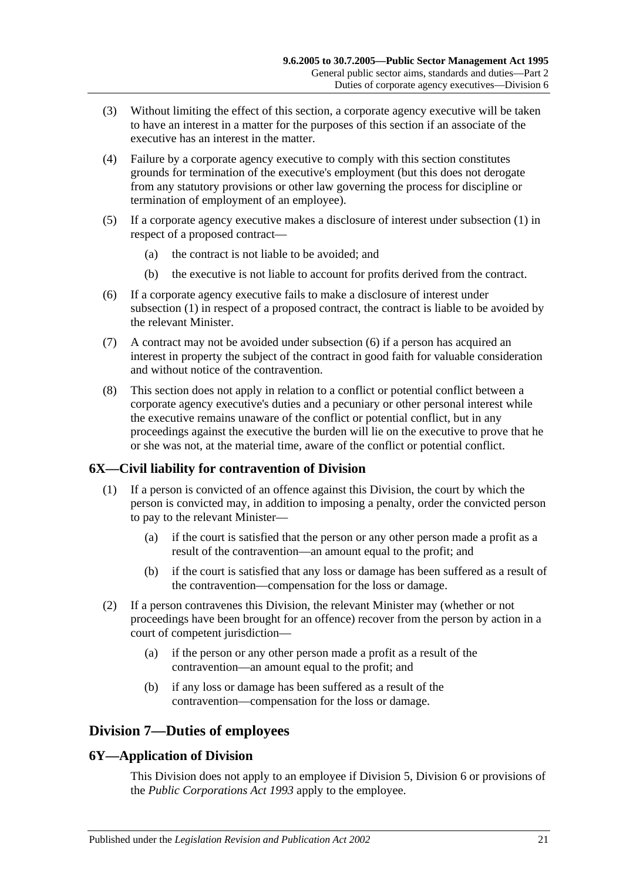(3) Without limiting the effect of this section, a corporate agency executive will be taken to have an interest in a matter for the purposes of this section if an associate of the executive has an interest in the matter.

(4) Failure by a corporate agency executive to comply with this section constitutes grounds for termination of the executive's employment (but this does not derogate from any statutory provisions or other law governing the process for discipline or termination of employment of an employee).

(5) If a corporate agency executive makes a disclosure of interest under subsection (1) in respect of a proposed contract—

(a) the contract is not liable to be avoided; and

(b) the executive is not liable to account for profits derived from the contract.

(6) If a corporate agency executive fails to make a disclosure of interest under subsection (1) in respect of a proposed contract, the contract is liable to be avoided by the relevant Minister.

(7) A contract may not be avoided under subsection (6) if a person has acquired an interest in property the subject of the contract in good faith for valuable consideration and without notice of the contravention.

(8) This section does not apply in relation to a conflict or potential conflict between a corporate agency executive's duties and a pecuniary or other personal interest while the executive remains unaware of the conflict or potential conflict, but in any proceedings against the executive the burden will lie on the executive to prove that he or she was not, at the material time, aware of the conflict or potential conflict.

### 6X—Civil liability for contravention of Division

(1) If a person is convicted of an offence against this Division, the court by which the person is convicted may, in addition to imposing a penalty, order the convicted person to pay to the relevant Minister—

(a) if the court is satisfied that the person or any other person made a profit as a result of the contravention—an amount equal to the profit; and

(b) if the court is satisfied that any loss or damage has been suffered as a result of the contravention—compensation for the loss or damage.

(2) If a person contravenes this Division, the relevant Minister may (whether or not proceedings have been brought for an offence) recover from the person by action in a court of competent jurisdiction—

(a) if the person or any other person made a profit as a result of the contravention—an amount equal to the profit; and

(b) if any loss or damage has been suffered as a result of the contravention—compensation for the loss or damage.

## Division 7—Duties of employees

### 6Y—Application of Division

This Division does not apply to an employee if Division 5, Division 6 or provisions of the *Public Corporations Act 1993* apply to the employee.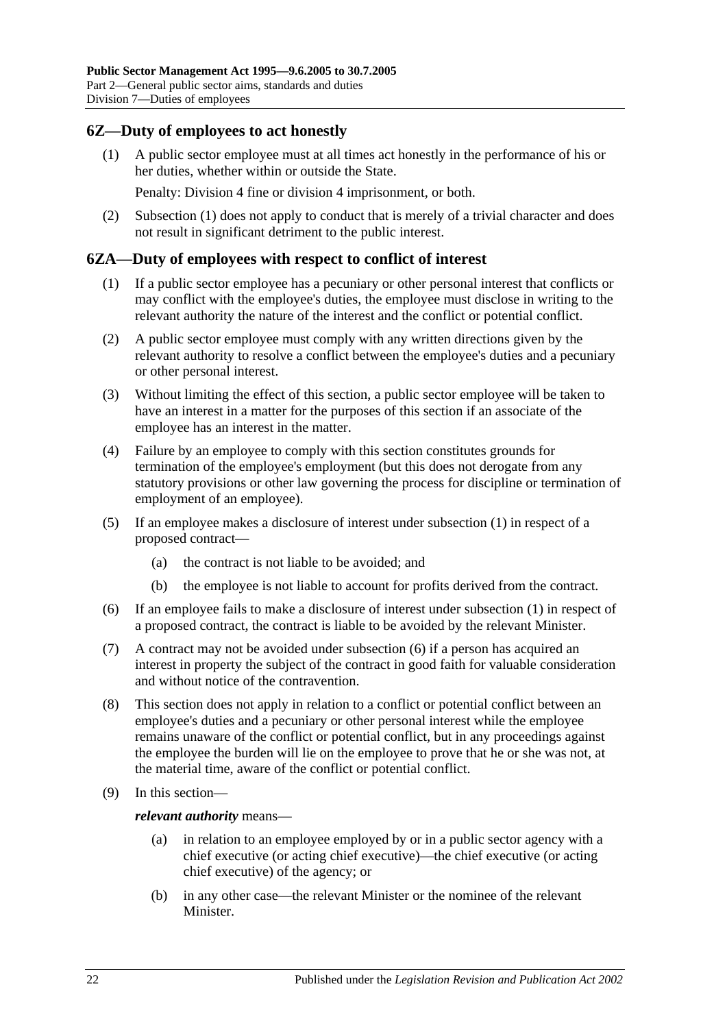## 6Z—Duty of employees to act honestly

(1) A public sector employee must at all times act honestly in the performance of his or her duties, whether within or outside the State.

Penalty: Division 4 fine or division 4 imprisonment, or both.

(2) Subsection (1) does not apply to conduct that is merely of a trivial character and does not result in significant detriment to the public interest.

## 6ZA—Duty of employees with respect to conflict of interest

(1) If a public sector employee has a pecuniary or other personal interest that conflicts or may conflict with the employee's duties, the employee must disclose in writing to the relevant authority the nature of the interest and the conflict or potential conflict.

(2) A public sector employee must comply with any written directions given by the relevant authority to resolve a conflict between the employee's duties and a pecuniary or other personal interest.

(3) Without limiting the effect of this section, a public sector employee will be taken to have an interest in a matter for the purposes of this section if an associate of the employee has an interest in the matter.

(4) Failure by an employee to comply with this section constitutes grounds for termination of the employee's employment (but this does not derogate from any statutory provisions or other law governing the process for discipline or termination of employment of an employee).

(5) If an employee makes a disclosure of interest under subsection (1) in respect of a proposed contract—

- (a) the contract is not liable to be avoided; and
- (b) the employee is not liable to account for profits derived from the contract.

(6) If an employee fails to make a disclosure of interest under subsection (1) in respect of a proposed contract, the contract is liable to be avoided by the relevant Minister.

(7) A contract may not be avoided under subsection (6) if a person has acquired an interest in property the subject of the contract in good faith for valuable consideration and without notice of the contravention.

(8) This section does not apply in relation to a conflict or potential conflict between an employee's duties and a pecuniary or other personal interest while the employee remains unaware of the conflict or potential conflict, but in any proceedings against the employee the burden will lie on the employee to prove that he or she was not, at the material time, aware of the conflict or potential conflict.

(9) In this section—

***relevant authority*** means—

- (a) in relation to an employee employed by or in a public sector agency with a chief executive (or acting chief executive)—the chief executive (or acting chief executive) of the agency; or
- (b) in any other case—the relevant Minister or the nominee of the relevant Minister.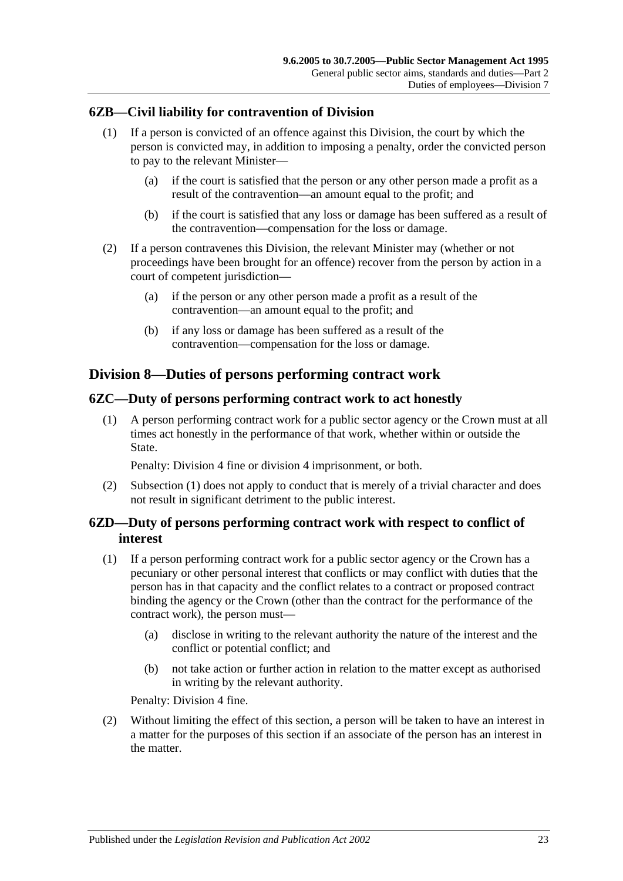### 6ZB—Civil liability for contravention of Division

(1) If a person is convicted of an offence against this Division, the court by which the person is convicted may, in addition to imposing a penalty, order the convicted person to pay to the relevant Minister—

(a) if the court is satisfied that the person or any other person made a profit as a result of the contravention—an amount equal to the profit; and

(b) if the court is satisfied that any loss or damage has been suffered as a result of the contravention—compensation for the loss or damage.

(2) If a person contravenes this Division, the relevant Minister may (whether or not proceedings have been brought for an offence) recover from the person by action in a court of competent jurisdiction—

(a) if the person or any other person made a profit as a result of the contravention—an amount equal to the profit; and

(b) if any loss or damage has been suffered as a result of the contravention—compensation for the loss or damage.

## Division 8—Duties of persons performing contract work

### 6ZC—Duty of persons performing contract work to act honestly

(1) A person performing contract work for a public sector agency or the Crown must at all times act honestly in the performance of that work, whether within or outside the State.

Penalty: Division 4 fine or division 4 imprisonment, or both.

(2) Subsection (1) does not apply to conduct that is merely of a trivial character and does not result in significant detriment to the public interest.

### 6ZD—Duty of persons performing contract work with respect to conflict of interest

(1) If a person performing contract work for a public sector agency or the Crown has a pecuniary or other personal interest that conflicts or may conflict with duties that the person has in that capacity and the conflict relates to a contract or proposed contract binding the agency or the Crown (other than the contract for the performance of the contract work), the person must—

(a) disclose in writing to the relevant authority the nature of the interest and the conflict or potential conflict; and

(b) not take action or further action in relation to the matter except as authorised in writing by the relevant authority.

Penalty: Division 4 fine.

(2) Without limiting the effect of this section, a person will be taken to have an interest in a matter for the purposes of this section if an associate of the person has an interest in the matter.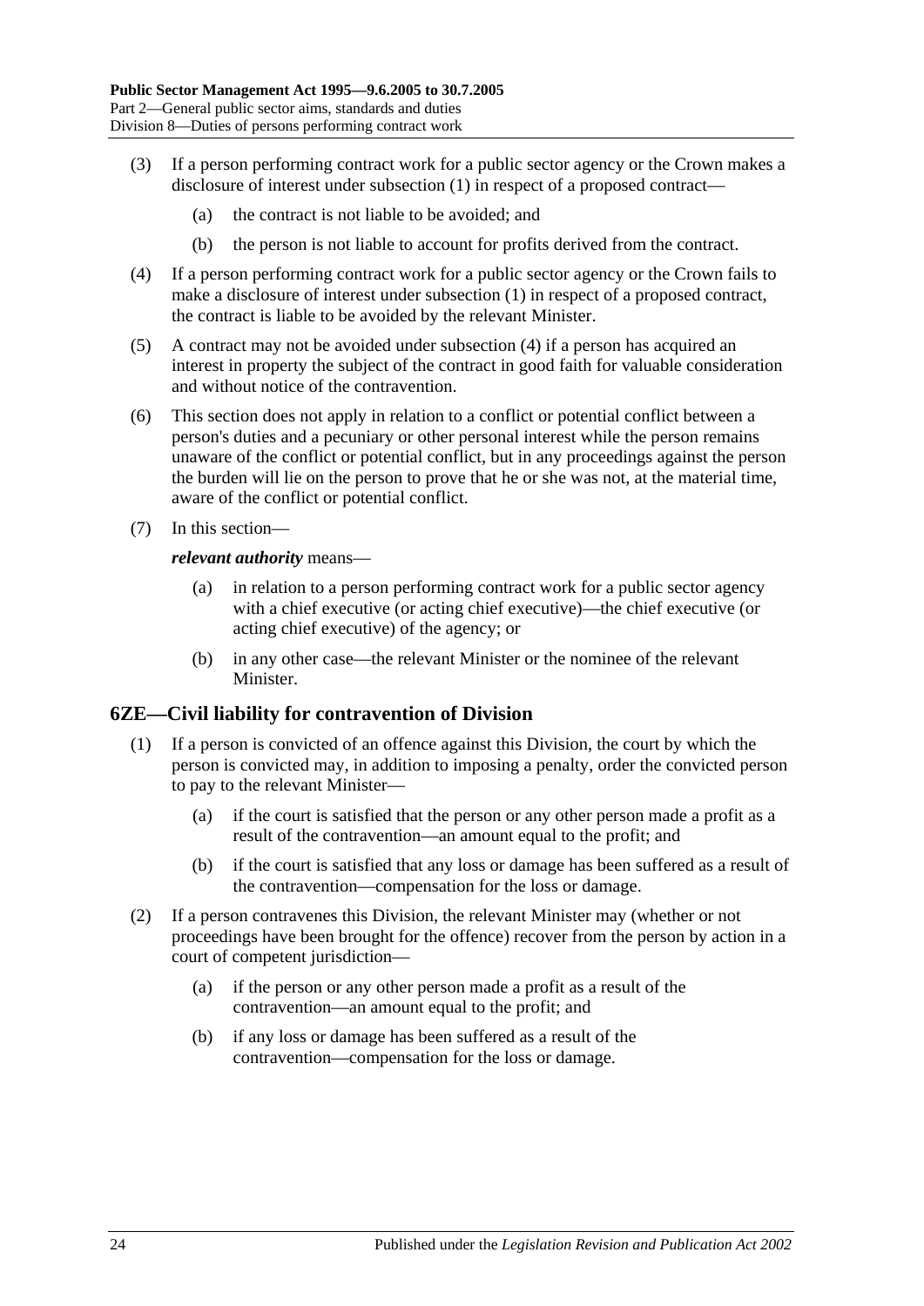(3) If a person performing contract work for a public sector agency or the Crown makes a disclosure of interest under subsection (1) in respect of a proposed contract—

(a) the contract is not liable to be avoided; and

(b) the person is not liable to account for profits derived from the contract.

(4) If a person performing contract work for a public sector agency or the Crown fails to make a disclosure of interest under subsection (1) in respect of a proposed contract, the contract is liable to be avoided by the relevant Minister.

(5) A contract may not be avoided under subsection (4) if a person has acquired an interest in property the subject of the contract in good faith for valuable consideration and without notice of the contravention.

(6) This section does not apply in relation to a conflict or potential conflict between a person's duties and a pecuniary or other personal interest while the person remains unaware of the conflict or potential conflict, but in any proceedings against the person the burden will lie on the person to prove that he or she was not, at the material time, aware of the conflict or potential conflict.

(7) In this section—

***relevant authority*** means—

(a) in relation to a person performing contract work for a public sector agency with a chief executive (or acting chief executive)—the chief executive (or acting chief executive) of the agency; or

(b) in any other case—the relevant Minister or the nominee of the relevant Minister.

## 6ZE—Civil liability for contravention of Division

(1) If a person is convicted of an offence against this Division, the court by which the person is convicted may, in addition to imposing a penalty, order the convicted person to pay to the relevant Minister—

(a) if the court is satisfied that the person or any other person made a profit as a result of the contravention—an amount equal to the profit; and

(b) if the court is satisfied that any loss or damage has been suffered as a result of the contravention—compensation for the loss or damage.

(2) If a person contravenes this Division, the relevant Minister may (whether or not proceedings have been brought for the offence) recover from the person by action in a court of competent jurisdiction—

(a) if the person or any other person made a profit as a result of the contravention—an amount equal to the profit; and

(b) if any loss or damage has been suffered as a result of the contravention—compensation for the loss or damage.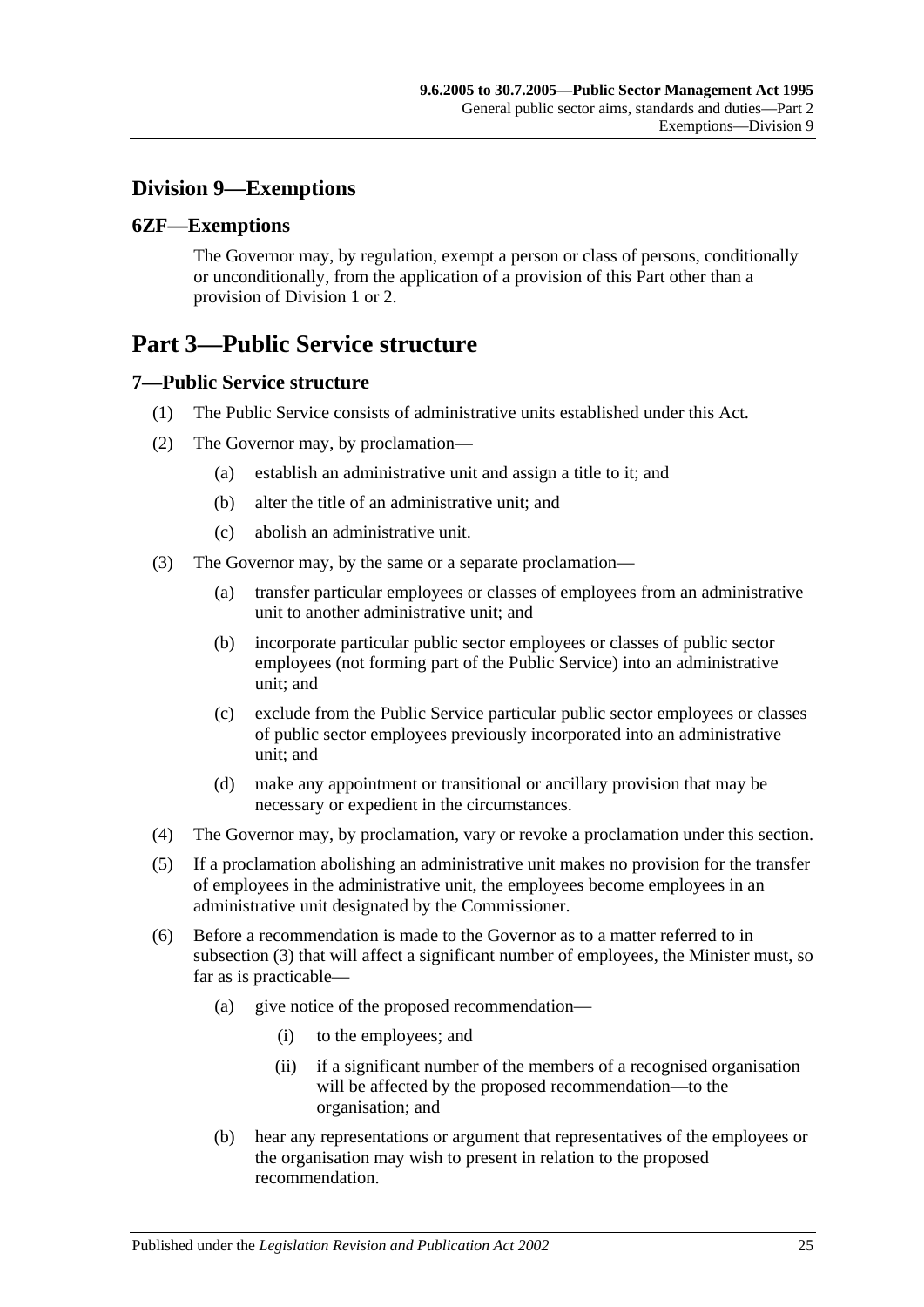## Division 9—Exemptions

### 6ZF—Exemptions

The Governor may, by regulation, exempt a person or class of persons, conditionally or unconditionally, from the application of a provision of this Part other than a provision of Division 1 or 2.

# Part 3—Public Service structure

### 7—Public Service structure

(1) The Public Service consists of administrative units established under this Act.

(2) The Governor may, by proclamation—

- (a) establish an administrative unit and assign a title to it; and
- (b) alter the title of an administrative unit; and
- (c) abolish an administrative unit.

(3) The Governor may, by the same or a separate proclamation—

- (a) transfer particular employees or classes of employees from an administrative unit to another administrative unit; and
- (b) incorporate particular public sector employees or classes of public sector employees (not forming part of the Public Service) into an administrative unit; and
- (c) exclude from the Public Service particular public sector employees or classes of public sector employees previously incorporated into an administrative unit; and
- (d) make any appointment or transitional or ancillary provision that may be necessary or expedient in the circumstances.

(4) The Governor may, by proclamation, vary or revoke a proclamation under this section.

(5) If a proclamation abolishing an administrative unit makes no provision for the transfer of employees in the administrative unit, the employees become employees in an administrative unit designated by the Commissioner.

(6) Before a recommendation is made to the Governor as to a matter referred to in subsection (3) that will affect a significant number of employees, the Minister must, so far as is practicable—

- (a) give notice of the proposed recommendation—
  - (i) to the employees; and
  - (ii) if a significant number of the members of a recognised organisation will be affected by the proposed recommendation—to the organisation; and
- (b) hear any representations or argument that representatives of the employees or the organisation may wish to present in relation to the proposed recommendation.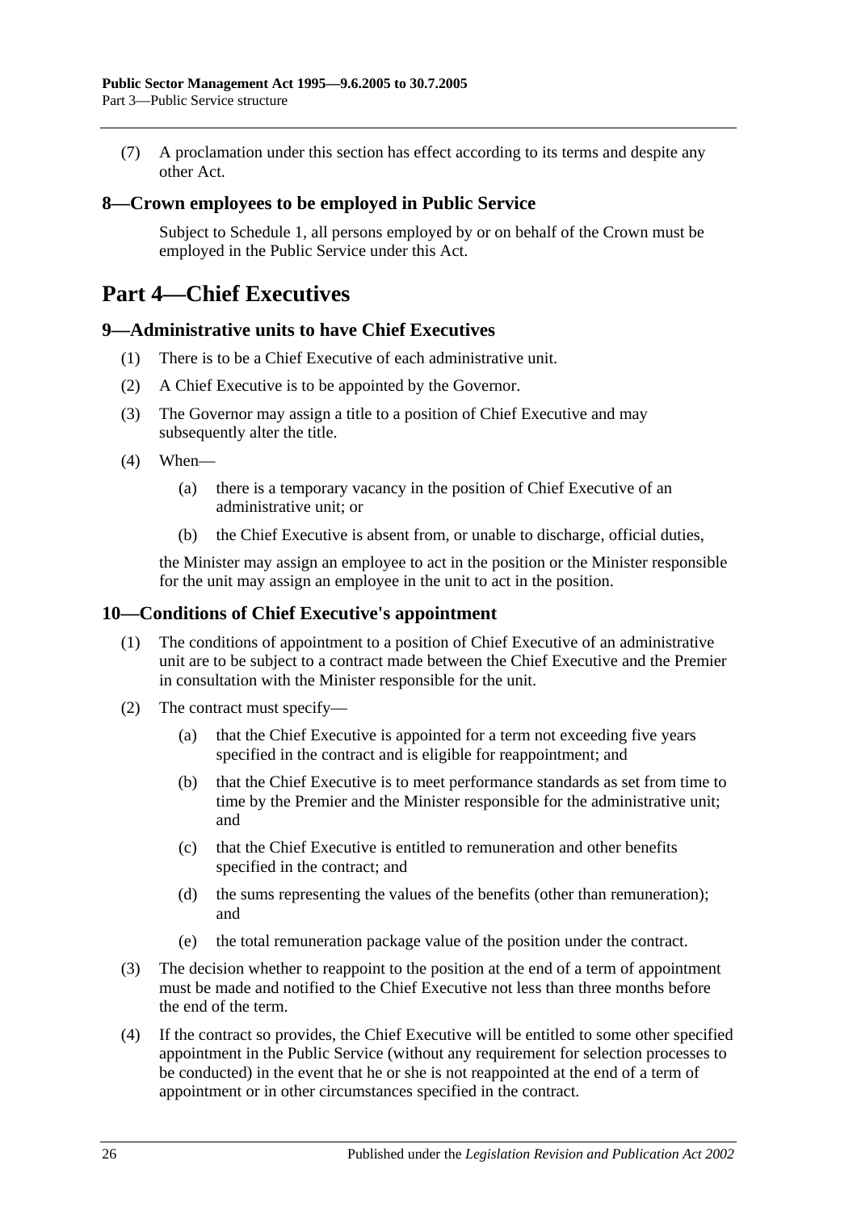(7) A proclamation under this section has effect according to its terms and despite any other Act.

### 8—Crown employees to be employed in Public Service

Subject to Schedule 1, all persons employed by or on behalf of the Crown must be employed in the Public Service under this Act.

# Part 4—Chief Executives

### 9—Administrative units to have Chief Executives

(1) There is to be a Chief Executive of each administrative unit.

(2) A Chief Executive is to be appointed by the Governor.

(3) The Governor may assign a title to a position of Chief Executive and may subsequently alter the title.

(4) When—

(a) there is a temporary vacancy in the position of Chief Executive of an administrative unit; or

(b) the Chief Executive is absent from, or unable to discharge, official duties,

the Minister may assign an employee to act in the position or the Minister responsible for the unit may assign an employee in the unit to act in the position.

### 10—Conditions of Chief Executive's appointment

(1) The conditions of appointment to a position of Chief Executive of an administrative unit are to be subject to a contract made between the Chief Executive and the Premier in consultation with the Minister responsible for the unit.

(2) The contract must specify—

(a) that the Chief Executive is appointed for a term not exceeding five years specified in the contract and is eligible for reappointment; and

(b) that the Chief Executive is to meet performance standards as set from time to time by the Premier and the Minister responsible for the administrative unit; and

(c) that the Chief Executive is entitled to remuneration and other benefits specified in the contract; and

(d) the sums representing the values of the benefits (other than remuneration); and

(e) the total remuneration package value of the position under the contract.

(3) The decision whether to reappoint to the position at the end of a term of appointment must be made and notified to the Chief Executive not less than three months before the end of the term.

(4) If the contract so provides, the Chief Executive will be entitled to some other specified appointment in the Public Service (without any requirement for selection processes to be conducted) in the event that he or she is not reappointed at the end of a term of appointment or in other circumstances specified in the contract.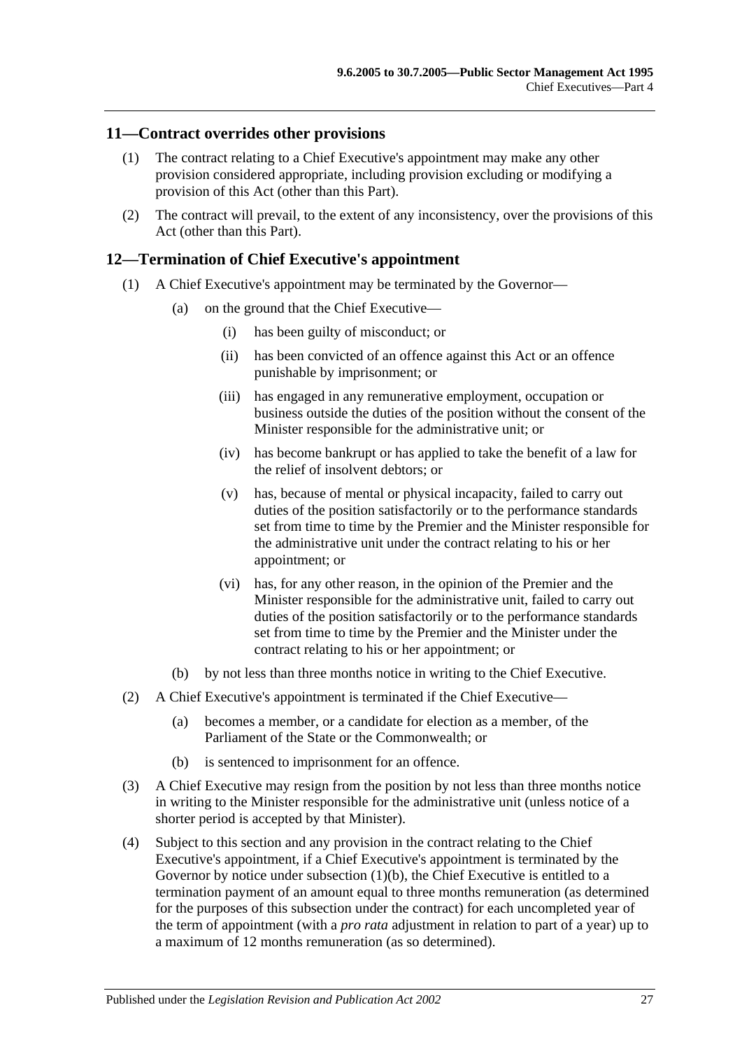## 11—Contract overrides other provisions

(1) The contract relating to a Chief Executive's appointment may make any other provision considered appropriate, including provision excluding or modifying a provision of this Act (other than this Part).

(2) The contract will prevail, to the extent of any inconsistency, over the provisions of this Act (other than this Part).

## 12—Termination of Chief Executive's appointment

(1) A Chief Executive's appointment may be terminated by the Governor—

(a) on the ground that the Chief Executive—

(i) has been guilty of misconduct; or

(ii) has been convicted of an offence against this Act or an offence punishable by imprisonment; or

(iii) has engaged in any remunerative employment, occupation or business outside the duties of the position without the consent of the Minister responsible for the administrative unit; or

(iv) has become bankrupt or has applied to take the benefit of a law for the relief of insolvent debtors; or

(v) has, because of mental or physical incapacity, failed to carry out duties of the position satisfactorily or to the performance standards set from time to time by the Premier and the Minister responsible for the administrative unit under the contract relating to his or her appointment; or

(vi) has, for any other reason, in the opinion of the Premier and the Minister responsible for the administrative unit, failed to carry out duties of the position satisfactorily or to the performance standards set from time to time by the Premier and the Minister under the contract relating to his or her appointment; or

(b) by not less than three months notice in writing to the Chief Executive.

(2) A Chief Executive's appointment is terminated if the Chief Executive—

(a) becomes a member, or a candidate for election as a member, of the Parliament of the State or the Commonwealth; or

(b) is sentenced to imprisonment for an offence.

(3) A Chief Executive may resign from the position by not less than three months notice in writing to the Minister responsible for the administrative unit (unless notice of a shorter period is accepted by that Minister).

(4) Subject to this section and any provision in the contract relating to the Chief Executive's appointment, if a Chief Executive's appointment is terminated by the Governor by notice under subsection (1)(b), the Chief Executive is entitled to a termination payment of an amount equal to three months remuneration (as determined for the purposes of this subsection under the contract) for each uncompleted year of the term of appointment (with a *pro rata* adjustment in relation to part of a year) up to a maximum of 12 months remuneration (as so determined).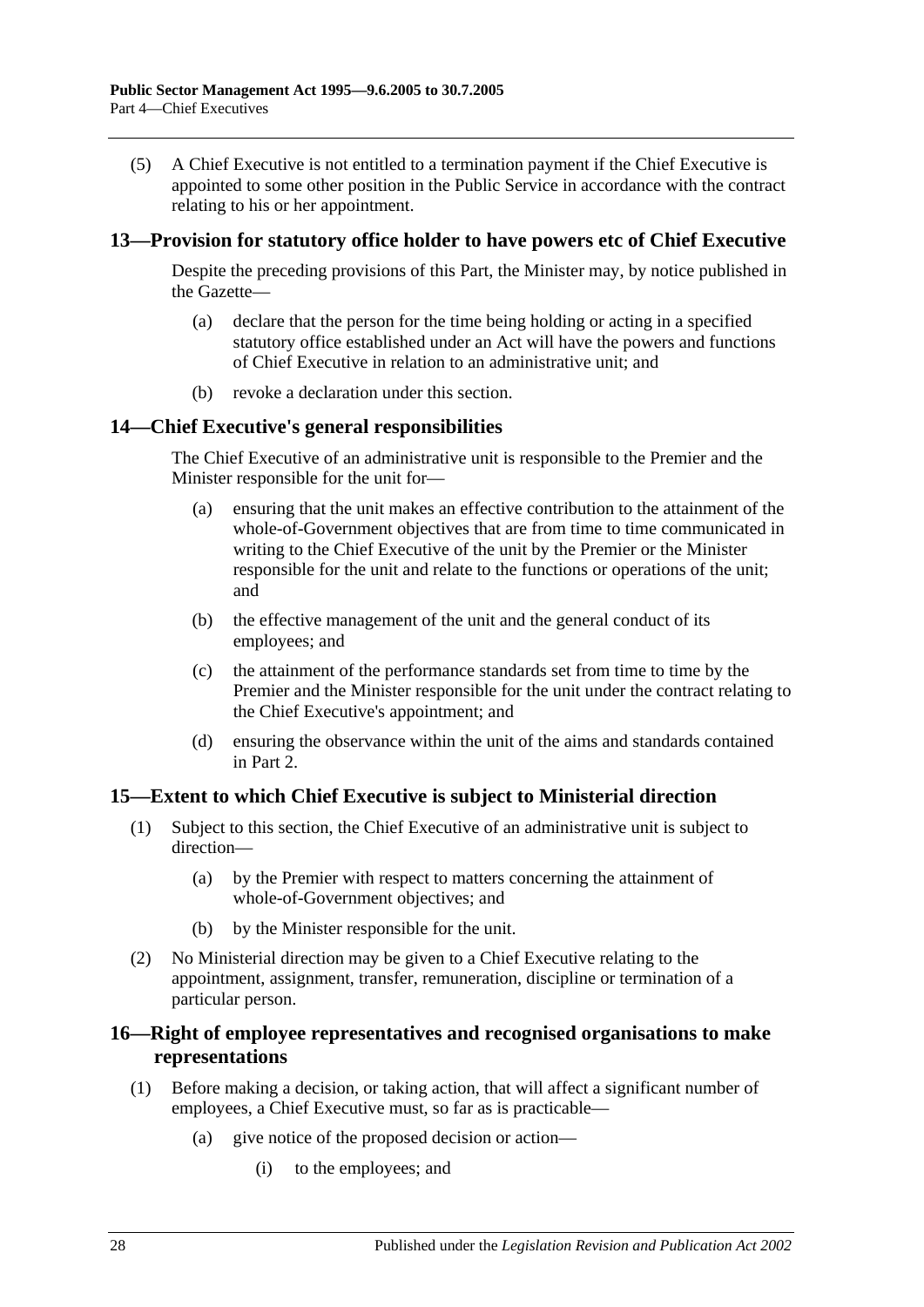(5) A Chief Executive is not entitled to a termination payment if the Chief Executive is appointed to some other position in the Public Service in accordance with the contract relating to his or her appointment.

## 13—Provision for statutory office holder to have powers etc of Chief Executive

Despite the preceding provisions of this Part, the Minister may, by notice published in the Gazette—

(a) declare that the person for the time being holding or acting in a specified statutory office established under an Act will have the powers and functions of Chief Executive in relation to an administrative unit; and

(b) revoke a declaration under this section.

## 14—Chief Executive's general responsibilities

The Chief Executive of an administrative unit is responsible to the Premier and the Minister responsible for the unit for—

(a) ensuring that the unit makes an effective contribution to the attainment of the whole-of-Government objectives that are from time to time communicated in writing to the Chief Executive of the unit by the Premier or the Minister responsible for the unit and relate to the functions or operations of the unit; and

(b) the effective management of the unit and the general conduct of its employees; and

(c) the attainment of the performance standards set from time to time by the Premier and the Minister responsible for the unit under the contract relating to the Chief Executive's appointment; and

(d) ensuring the observance within the unit of the aims and standards contained in Part 2.

## 15—Extent to which Chief Executive is subject to Ministerial direction

(1) Subject to this section, the Chief Executive of an administrative unit is subject to direction—

(a) by the Premier with respect to matters concerning the attainment of whole-of-Government objectives; and

(b) by the Minister responsible for the unit.

(2) No Ministerial direction may be given to a Chief Executive relating to the appointment, assignment, transfer, remuneration, discipline or termination of a particular person.

## 16—Right of employee representatives and recognised organisations to make representations

(1) Before making a decision, or taking action, that will affect a significant number of employees, a Chief Executive must, so far as is practicable—

(a) give notice of the proposed decision or action—

(i) to the employees; and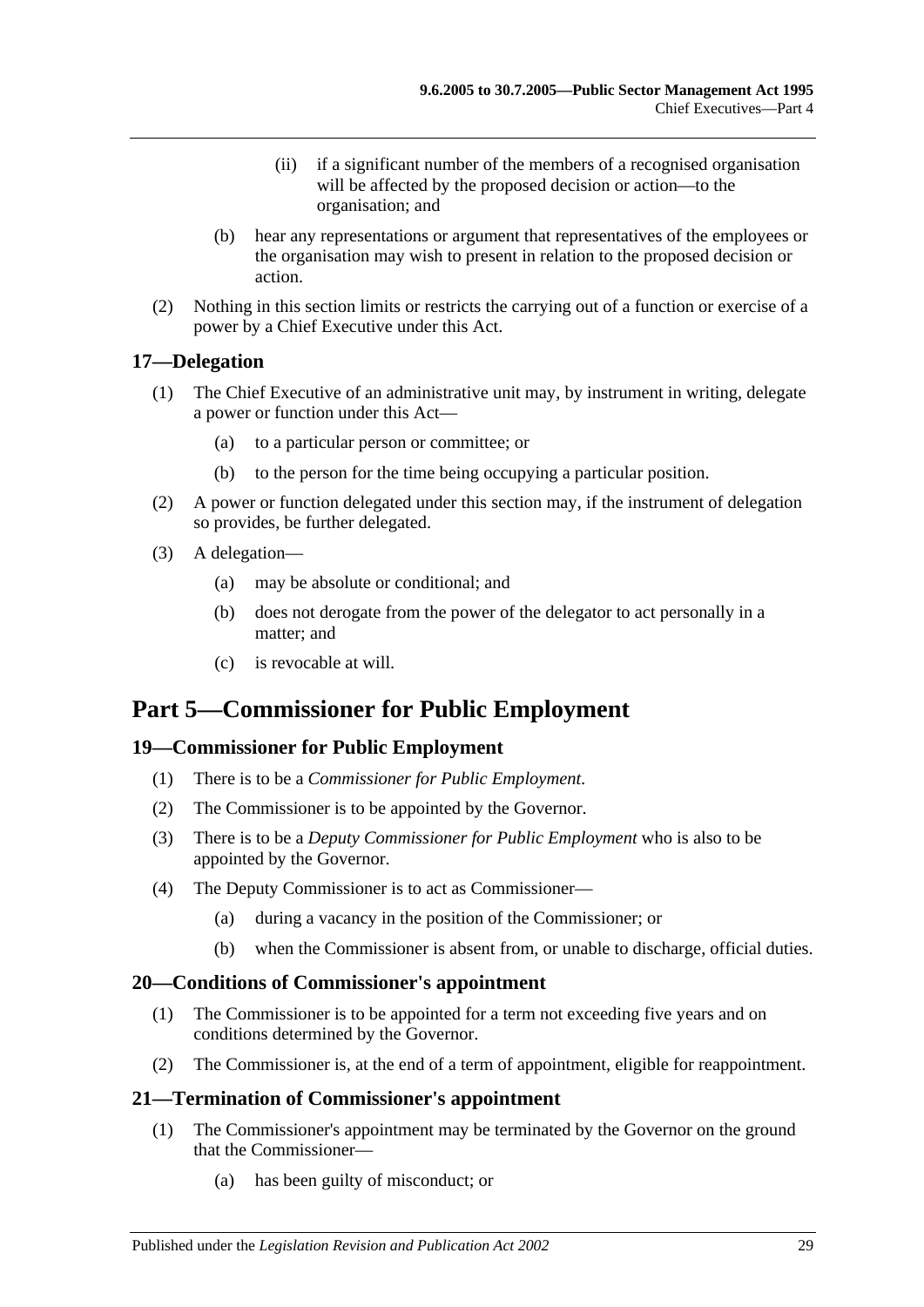(ii) if a significant number of the members of a recognised organisation will be affected by the proposed decision or action—to the organisation; and

(b) hear any representations or argument that representatives of the employees or the organisation may wish to present in relation to the proposed decision or action.

(2) Nothing in this section limits or restricts the carrying out of a function or exercise of a power by a Chief Executive under this Act.

### 17—Delegation

(1) The Chief Executive of an administrative unit may, by instrument in writing, delegate a power or function under this Act—

(a) to a particular person or committee; or

(b) to the person for the time being occupying a particular position.

(2) A power or function delegated under this section may, if the instrument of delegation so provides, be further delegated.

(3) A delegation—

(a) may be absolute or conditional; and

(b) does not derogate from the power of the delegator to act personally in a matter; and

(c) is revocable at will.

## Part 5—Commissioner for Public Employment

### 19—Commissioner for Public Employment

(1) There is to be a *Commissioner for Public Employment*.

(2) The Commissioner is to be appointed by the Governor.

(3) There is to be a *Deputy Commissioner for Public Employment* who is also to be appointed by the Governor.

(4) The Deputy Commissioner is to act as Commissioner—

(a) during a vacancy in the position of the Commissioner; or

(b) when the Commissioner is absent from, or unable to discharge, official duties.

### 20—Conditions of Commissioner's appointment

(1) The Commissioner is to be appointed for a term not exceeding five years and on conditions determined by the Governor.

(2) The Commissioner is, at the end of a term of appointment, eligible for reappointment.

### 21—Termination of Commissioner's appointment

(1) The Commissioner's appointment may be terminated by the Governor on the ground that the Commissioner—

(a) has been guilty of misconduct; or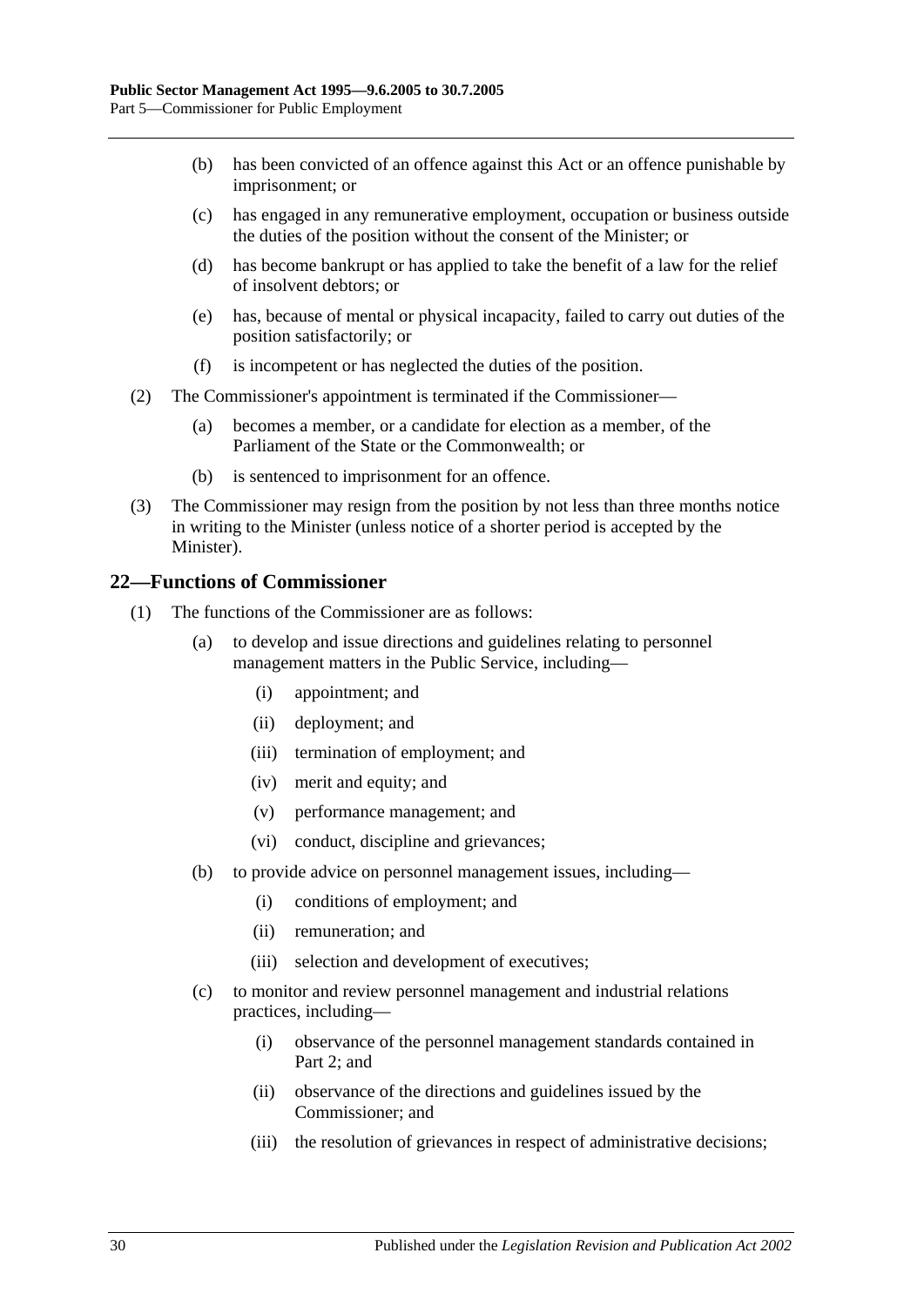(b) has been convicted of an offence against this Act or an offence punishable by imprisonment; or

(c) has engaged in any remunerative employment, occupation or business outside the duties of the position without the consent of the Minister; or

(d) has become bankrupt or has applied to take the benefit of a law for the relief of insolvent debtors; or

(e) has, because of mental or physical incapacity, failed to carry out duties of the position satisfactorily; or

(f) is incompetent or has neglected the duties of the position.

(2) The Commissioner's appointment is terminated if the Commissioner—

(a) becomes a member, or a candidate for election as a member, of the Parliament of the State or the Commonwealth; or

(b) is sentenced to imprisonment for an offence.

(3) The Commissioner may resign from the position by not less than three months notice in writing to the Minister (unless notice of a shorter period is accepted by the Minister).

## 22—Functions of Commissioner

(1) The functions of the Commissioner are as follows:

(a) to develop and issue directions and guidelines relating to personnel management matters in the Public Service, including—

(i) appointment; and

(ii) deployment; and

(iii) termination of employment; and

(iv) merit and equity; and

(v) performance management; and

(vi) conduct, discipline and grievances;

(b) to provide advice on personnel management issues, including—

(i) conditions of employment; and

(ii) remuneration; and

(iii) selection and development of executives;

(c) to monitor and review personnel management and industrial relations practices, including—

(i) observance of the personnel management standards contained in Part 2; and

(ii) observance of the directions and guidelines issued by the Commissioner; and

(iii) the resolution of grievances in respect of administrative decisions;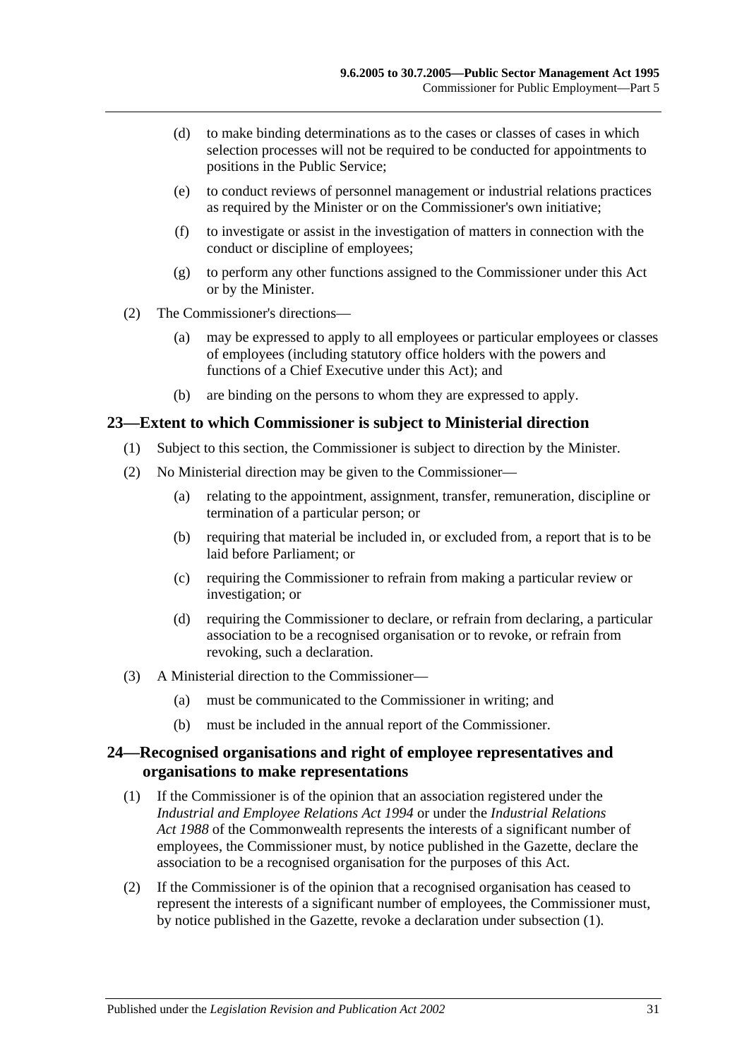(d) to make binding determinations as to the cases or classes of cases in which selection processes will not be required to be conducted for appointments to positions in the Public Service;

(e) to conduct reviews of personnel management or industrial relations practices as required by the Minister or on the Commissioner's own initiative;

(f) to investigate or assist in the investigation of matters in connection with the conduct or discipline of employees;

(g) to perform any other functions assigned to the Commissioner under this Act or by the Minister.

(2) The Commissioner's directions—

(a) may be expressed to apply to all employees or particular employees or classes of employees (including statutory office holders with the powers and functions of a Chief Executive under this Act); and

(b) are binding on the persons to whom they are expressed to apply.

## 23—Extent to which Commissioner is subject to Ministerial direction

(1) Subject to this section, the Commissioner is subject to direction by the Minister.

(2) No Ministerial direction may be given to the Commissioner—

(a) relating to the appointment, assignment, transfer, remuneration, discipline or termination of a particular person; or

(b) requiring that material be included in, or excluded from, a report that is to be laid before Parliament; or

(c) requiring the Commissioner to refrain from making a particular review or investigation; or

(d) requiring the Commissioner to declare, or refrain from declaring, a particular association to be a recognised organisation or to revoke, or refrain from revoking, such a declaration.

(3) A Ministerial direction to the Commissioner—

(a) must be communicated to the Commissioner in writing; and

(b) must be included in the annual report of the Commissioner.

## 24—Recognised organisations and right of employee representatives and organisations to make representations

(1) If the Commissioner is of the opinion that an association registered under the *Industrial and Employee Relations Act 1994* or under the *Industrial Relations Act 1988* of the Commonwealth represents the interests of a significant number of employees, the Commissioner must, by notice published in the Gazette, declare the association to be a recognised organisation for the purposes of this Act.

(2) If the Commissioner is of the opinion that a recognised organisation has ceased to represent the interests of a significant number of employees, the Commissioner must, by notice published in the Gazette, revoke a declaration under subsection (1).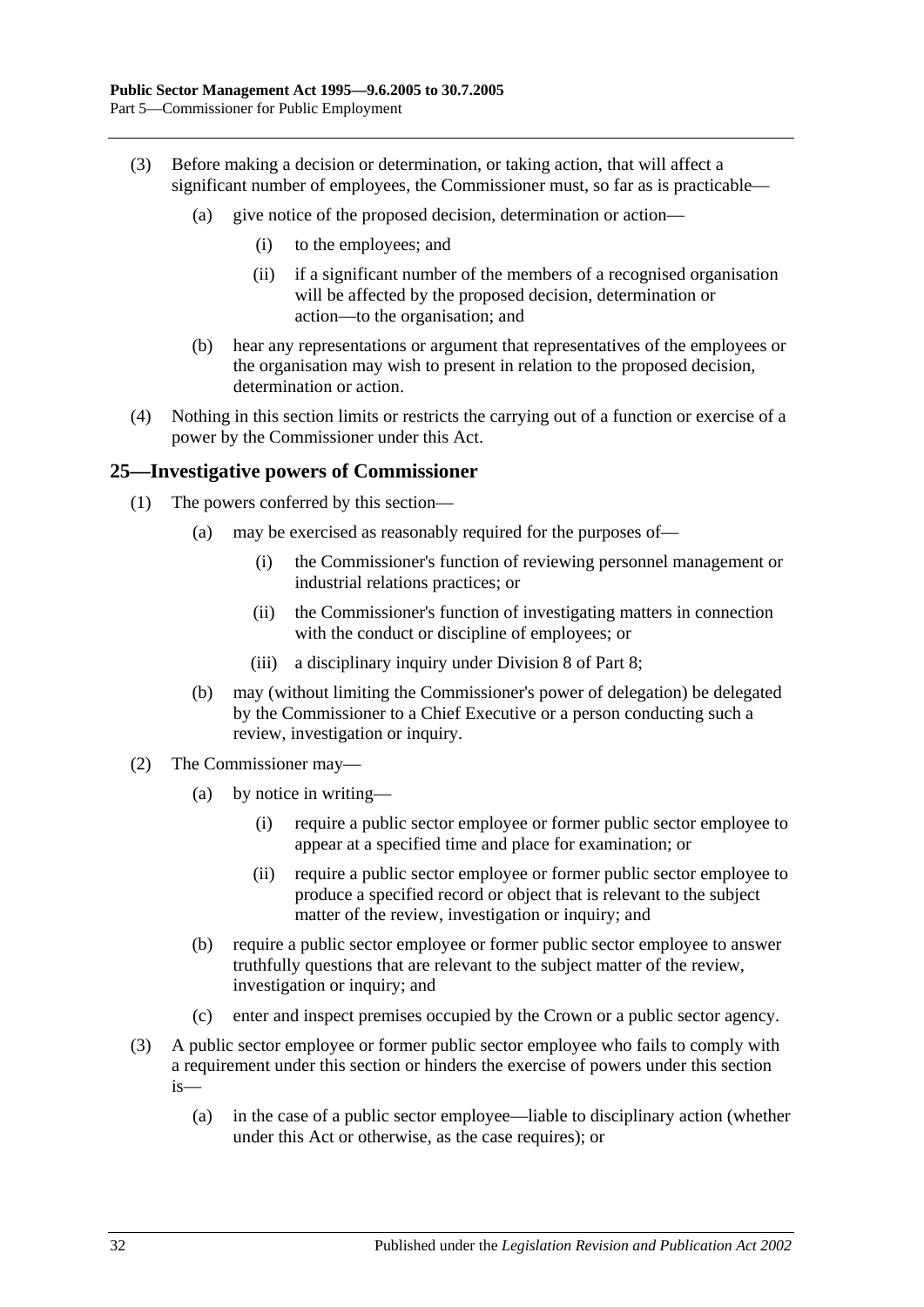(3) Before making a decision or determination, or taking action, that will affect a significant number of employees, the Commissioner must, so far as is practicable—

 (a) give notice of the proposed decision, determination or action—

  (i) to the employees; and

  (ii) if a significant number of the members of a recognised organisation will be affected by the proposed decision, determination or action—to the organisation; and

 (b) hear any representations or argument that representatives of the employees or the organisation may wish to present in relation to the proposed decision, determination or action.

(4) Nothing in this section limits or restricts the carrying out of a function or exercise of a power by the Commissioner under this Act.

## 25—Investigative powers of Commissioner

(1) The powers conferred by this section—

 (a) may be exercised as reasonably required for the purposes of—

  (i) the Commissioner's function of reviewing personnel management or industrial relations practices; or

  (ii) the Commissioner's function of investigating matters in connection with the conduct or discipline of employees; or

  (iii) a disciplinary inquiry under Division 8 of Part 8;

 (b) may (without limiting the Commissioner's power of delegation) be delegated by the Commissioner to a Chief Executive or a person conducting such a review, investigation or inquiry.

(2) The Commissioner may—

 (a) by notice in writing—

  (i) require a public sector employee or former public sector employee to appear at a specified time and place for examination; or

  (ii) require a public sector employee or former public sector employee to produce a specified record or object that is relevant to the subject matter of the review, investigation or inquiry; and

 (b) require a public sector employee or former public sector employee to answer truthfully questions that are relevant to the subject matter of the review, investigation or inquiry; and

 (c) enter and inspect premises occupied by the Crown or a public sector agency.

(3) A public sector employee or former public sector employee who fails to comply with a requirement under this section or hinders the exercise of powers under this section is—

 (a) in the case of a public sector employee—liable to disciplinary action (whether under this Act or otherwise, as the case requires); or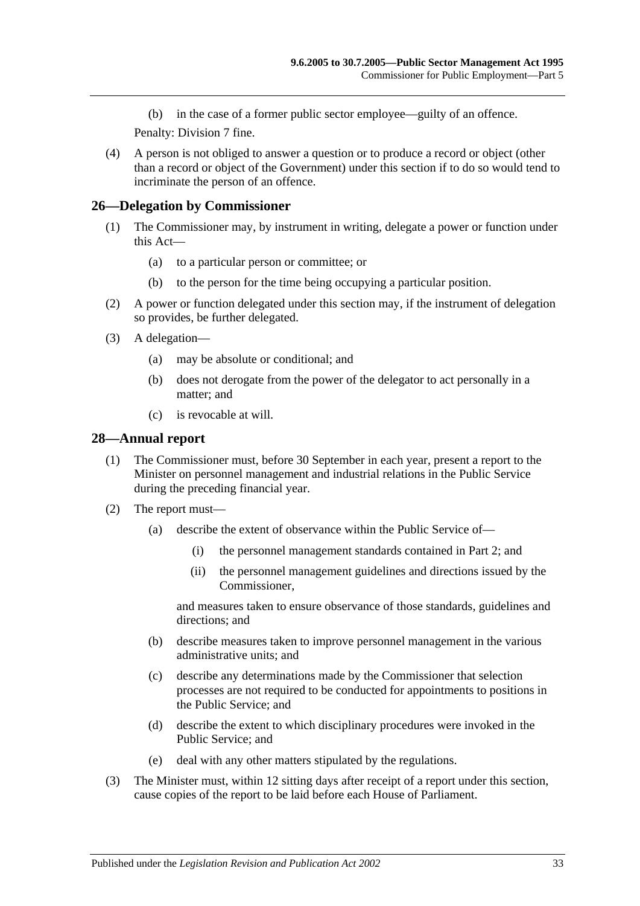(b) in the case of a former public sector employee—guilty of an offence.

Penalty: Division 7 fine.

(4) A person is not obliged to answer a question or to produce a record or object (other than a record or object of the Government) under this section if to do so would tend to incriminate the person of an offence.

## 26—Delegation by Commissioner

(1) The Commissioner may, by instrument in writing, delegate a power or function under this Act—

(a) to a particular person or committee; or

(b) to the person for the time being occupying a particular position.

(2) A power or function delegated under this section may, if the instrument of delegation so provides, be further delegated.

(3) A delegation—

(a) may be absolute or conditional; and

(b) does not derogate from the power of the delegator to act personally in a matter; and

(c) is revocable at will.

## 28—Annual report

(1) The Commissioner must, before 30 September in each year, present a report to the Minister on personnel management and industrial relations in the Public Service during the preceding financial year.

(2) The report must—

(a) describe the extent of observance within the Public Service of—

(i) the personnel management standards contained in Part 2; and

(ii) the personnel management guidelines and directions issued by the Commissioner,

and measures taken to ensure observance of those standards, guidelines and directions; and

(b) describe measures taken to improve personnel management in the various administrative units; and

(c) describe any determinations made by the Commissioner that selection processes are not required to be conducted for appointments to positions in the Public Service; and

(d) describe the extent to which disciplinary procedures were invoked in the Public Service; and

(e) deal with any other matters stipulated by the regulations.

(3) The Minister must, within 12 sitting days after receipt of a report under this section, cause copies of the report to be laid before each House of Parliament.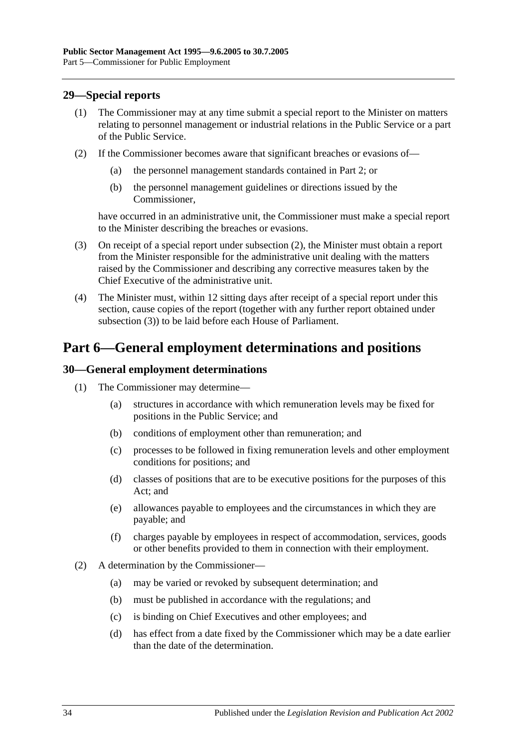## 29—Special reports

(1) The Commissioner may at any time submit a special report to the Minister on matters relating to personnel management or industrial relations in the Public Service or a part of the Public Service.

(2) If the Commissioner becomes aware that significant breaches or evasions of—

(a) the personnel management standards contained in Part 2; or

(b) the personnel management guidelines or directions issued by the Commissioner,

have occurred in an administrative unit, the Commissioner must make a special report to the Minister describing the breaches or evasions.

(3) On receipt of a special report under subsection (2), the Minister must obtain a report from the Minister responsible for the administrative unit dealing with the matters raised by the Commissioner and describing any corrective measures taken by the Chief Executive of the administrative unit.

(4) The Minister must, within 12 sitting days after receipt of a special report under this section, cause copies of the report (together with any further report obtained under subsection (3)) to be laid before each House of Parliament.

# Part 6—General employment determinations and positions

## 30—General employment determinations

(1) The Commissioner may determine—

(a) structures in accordance with which remuneration levels may be fixed for positions in the Public Service; and

(b) conditions of employment other than remuneration; and

(c) processes to be followed in fixing remuneration levels and other employment conditions for positions; and

(d) classes of positions that are to be executive positions for the purposes of this Act; and

(e) allowances payable to employees and the circumstances in which they are payable; and

(f) charges payable by employees in respect of accommodation, services, goods or other benefits provided to them in connection with their employment.

(2) A determination by the Commissioner—

(a) may be varied or revoked by subsequent determination; and

(b) must be published in accordance with the regulations; and

(c) is binding on Chief Executives and other employees; and

(d) has effect from a date fixed by the Commissioner which may be a date earlier than the date of the determination.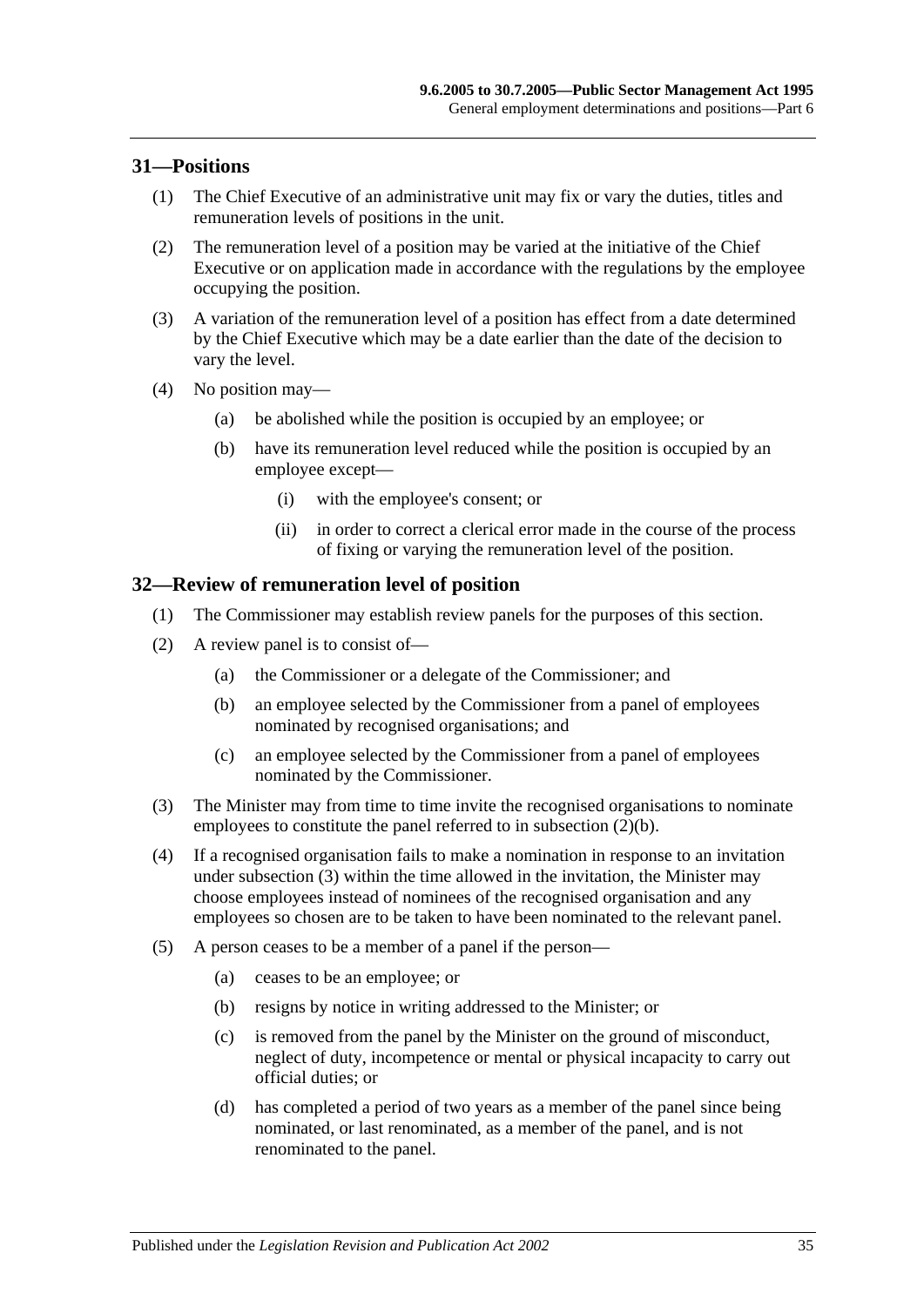## 31—Positions

(1) The Chief Executive of an administrative unit may fix or vary the duties, titles and remuneration levels of positions in the unit.

(2) The remuneration level of a position may be varied at the initiative of the Chief Executive or on application made in accordance with the regulations by the employee occupying the position.

(3) A variation of the remuneration level of a position has effect from a date determined by the Chief Executive which may be a date earlier than the date of the decision to vary the level.

(4) No position may—

(a) be abolished while the position is occupied by an employee; or

(b) have its remuneration level reduced while the position is occupied by an employee except—

(i) with the employee's consent; or

(ii) in order to correct a clerical error made in the course of the process of fixing or varying the remuneration level of the position.

## 32—Review of remuneration level of position

(1) The Commissioner may establish review panels for the purposes of this section.

(2) A review panel is to consist of—

(a) the Commissioner or a delegate of the Commissioner; and

(b) an employee selected by the Commissioner from a panel of employees nominated by recognised organisations; and

(c) an employee selected by the Commissioner from a panel of employees nominated by the Commissioner.

(3) The Minister may from time to time invite the recognised organisations to nominate employees to constitute the panel referred to in subsection (2)(b).

(4) If a recognised organisation fails to make a nomination in response to an invitation under subsection (3) within the time allowed in the invitation, the Minister may choose employees instead of nominees of the recognised organisation and any employees so chosen are to be taken to have been nominated to the relevant panel.

(5) A person ceases to be a member of a panel if the person—

(a) ceases to be an employee; or

(b) resigns by notice in writing addressed to the Minister; or

(c) is removed from the panel by the Minister on the ground of misconduct, neglect of duty, incompetence or mental or physical incapacity to carry out official duties; or

(d) has completed a period of two years as a member of the panel since being nominated, or last renominated, as a member of the panel, and is not renominated to the panel.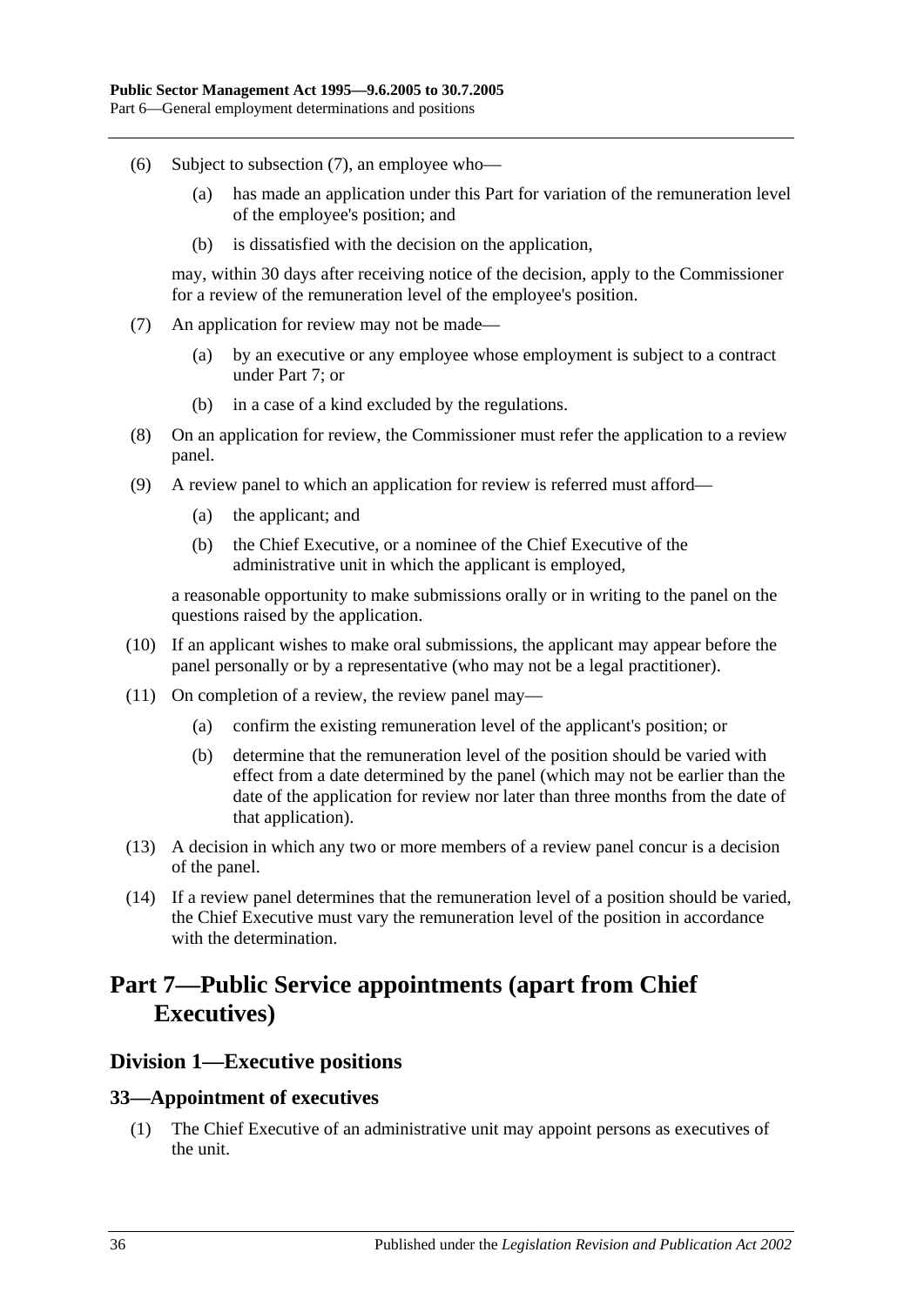(6) Subject to subsection (7), an employee who—

(a) has made an application under this Part for variation of the remuneration level of the employee's position; and

(b) is dissatisfied with the decision on the application,

may, within 30 days after receiving notice of the decision, apply to the Commissioner for a review of the remuneration level of the employee's position.

(7) An application for review may not be made—

(a) by an executive or any employee whose employment is subject to a contract under Part 7; or

(b) in a case of a kind excluded by the regulations.

(8) On an application for review, the Commissioner must refer the application to a review panel.

(9) A review panel to which an application for review is referred must afford—

(a) the applicant; and

(b) the Chief Executive, or a nominee of the Chief Executive of the administrative unit in which the applicant is employed,

a reasonable opportunity to make submissions orally or in writing to the panel on the questions raised by the application.

(10) If an applicant wishes to make oral submissions, the applicant may appear before the panel personally or by a representative (who may not be a legal practitioner).

(11) On completion of a review, the review panel may—

(a) confirm the existing remuneration level of the applicant's position; or

(b) determine that the remuneration level of the position should be varied with effect from a date determined by the panel (which may not be earlier than the date of the application for review nor later than three months from the date of that application).

(13) A decision in which any two or more members of a review panel concur is a decision of the panel.

(14) If a review panel determines that the remuneration level of a position should be varied, the Chief Executive must vary the remuneration level of the position in accordance with the determination.

# Part 7—Public Service appointments (apart from Chief Executives)

## Division 1—Executive positions

### 33—Appointment of executives

(1) The Chief Executive of an administrative unit may appoint persons as executives of the unit.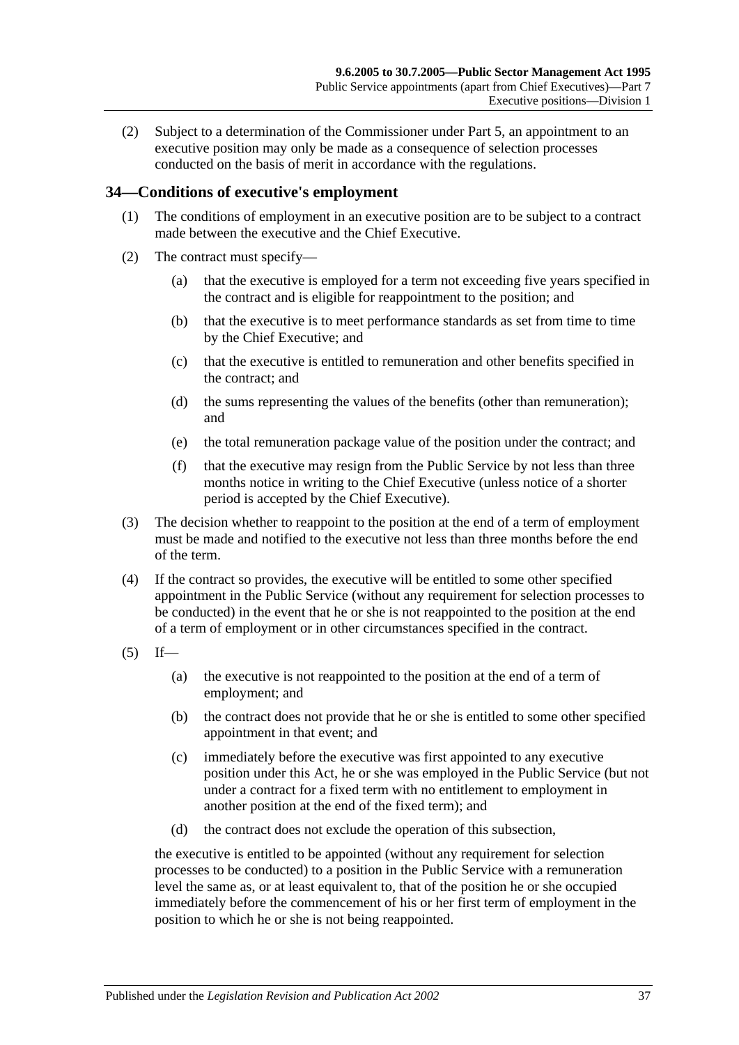(2) Subject to a determination of the Commissioner under Part 5, an appointment to an executive position may only be made as a consequence of selection processes conducted on the basis of merit in accordance with the regulations.

## 34—Conditions of executive's employment

(1) The conditions of employment in an executive position are to be subject to a contract made between the executive and the Chief Executive.

(2) The contract must specify—

(a) that the executive is employed for a term not exceeding five years specified in the contract and is eligible for reappointment to the position; and

(b) that the executive is to meet performance standards as set from time to time by the Chief Executive; and

(c) that the executive is entitled to remuneration and other benefits specified in the contract; and

(d) the sums representing the values of the benefits (other than remuneration); and

(e) the total remuneration package value of the position under the contract; and

(f) that the executive may resign from the Public Service by not less than three months notice in writing to the Chief Executive (unless notice of a shorter period is accepted by the Chief Executive).

(3) The decision whether to reappoint to the position at the end of a term of employment must be made and notified to the executive not less than three months before the end of the term.

(4) If the contract so provides, the executive will be entitled to some other specified appointment in the Public Service (without any requirement for selection processes to be conducted) in the event that he or she is not reappointed to the position at the end of a term of employment or in other circumstances specified in the contract.

(5) If—

(a) the executive is not reappointed to the position at the end of a term of employment; and

(b) the contract does not provide that he or she is entitled to some other specified appointment in that event; and

(c) immediately before the executive was first appointed to any executive position under this Act, he or she was employed in the Public Service (but not under a contract for a fixed term with no entitlement to employment in another position at the end of the fixed term); and

(d) the contract does not exclude the operation of this subsection,

the executive is entitled to be appointed (without any requirement for selection processes to be conducted) to a position in the Public Service with a remuneration level the same as, or at least equivalent to, that of the position he or she occupied immediately before the commencement of his or her first term of employment in the position to which he or she is not being reappointed.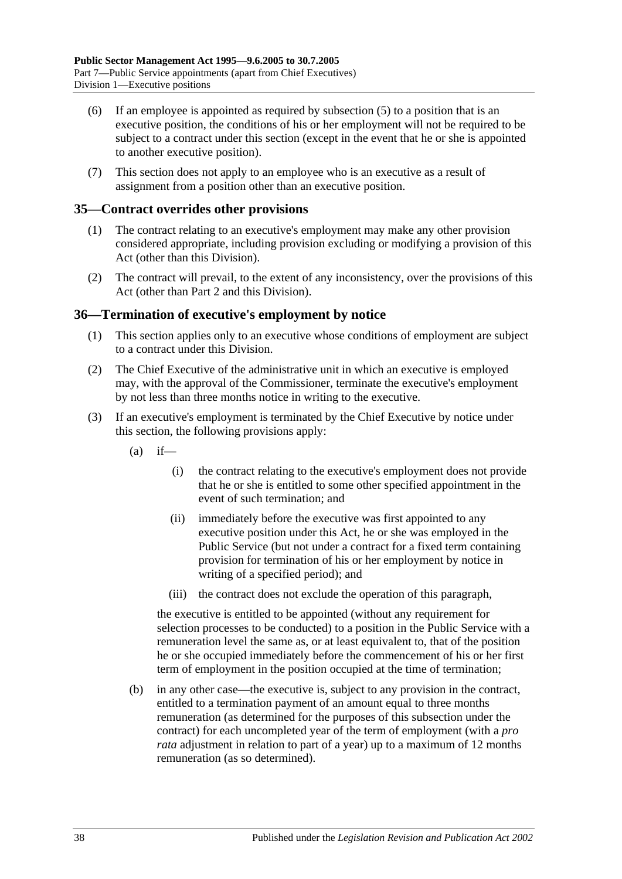(6) If an employee is appointed as required by subsection (5) to a position that is an executive position, the conditions of his or her employment will not be required to be subject to a contract under this section (except in the event that he or she is appointed to another executive position).

(7) This section does not apply to an employee who is an executive as a result of assignment from a position other than an executive position.

## 35—Contract overrides other provisions

(1) The contract relating to an executive's employment may make any other provision considered appropriate, including provision excluding or modifying a provision of this Act (other than this Division).

(2) The contract will prevail, to the extent of any inconsistency, over the provisions of this Act (other than Part 2 and this Division).

## 36—Termination of executive's employment by notice

(1) This section applies only to an executive whose conditions of employment are subject to a contract under this Division.

(2) The Chief Executive of the administrative unit in which an executive is employed may, with the approval of the Commissioner, terminate the executive's employment by not less than three months notice in writing to the executive.

(3) If an executive's employment is terminated by the Chief Executive by notice under this section, the following provisions apply:

(a) if—

(i) the contract relating to the executive's employment does not provide that he or she is entitled to some other specified appointment in the event of such termination; and

(ii) immediately before the executive was first appointed to any executive position under this Act, he or she was employed in the Public Service (but not under a contract for a fixed term containing provision for termination of his or her employment by notice in writing of a specified period); and

(iii) the contract does not exclude the operation of this paragraph,

the executive is entitled to be appointed (without any requirement for selection processes to be conducted) to a position in the Public Service with a remuneration level the same as, or at least equivalent to, that of the position he or she occupied immediately before the commencement of his or her first term of employment in the position occupied at the time of termination;

(b) in any other case—the executive is, subject to any provision in the contract, entitled to a termination payment of an amount equal to three months remuneration (as determined for the purposes of this subsection under the contract) for each uncompleted year of the term of employment (with a *pro rata* adjustment in relation to part of a year) up to a maximum of 12 months remuneration (as so determined).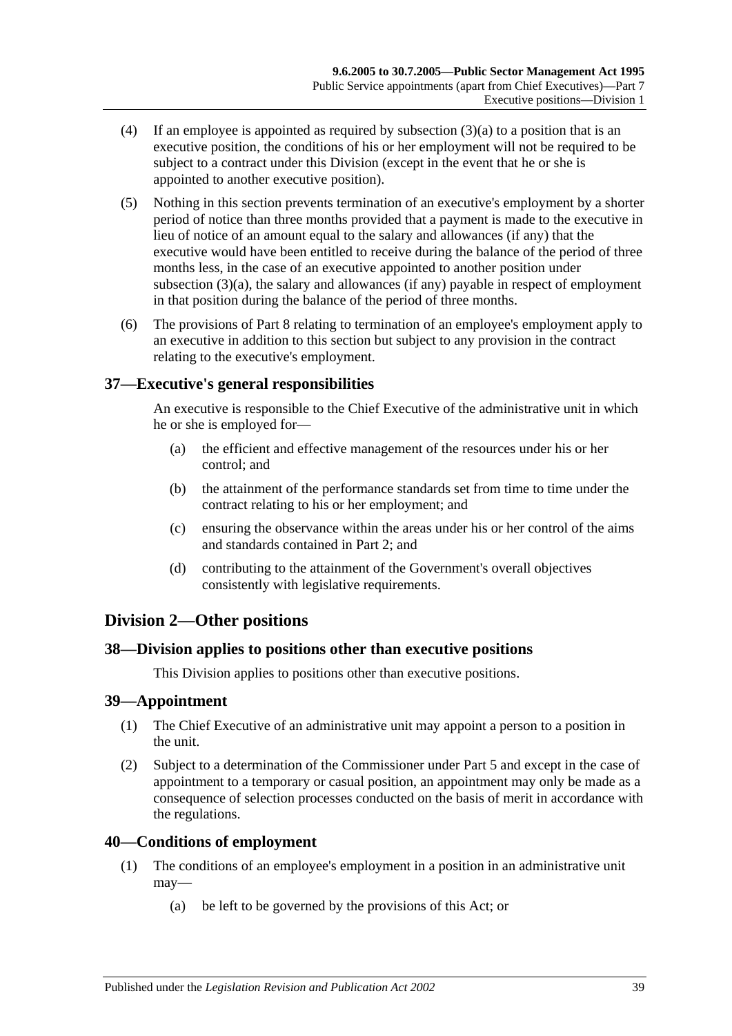(4) If an employee is appointed as required by subsection (3)(a) to a position that is an executive position, the conditions of his or her employment will not be required to be subject to a contract under this Division (except in the event that he or she is appointed to another executive position).

(5) Nothing in this section prevents termination of an executive's employment by a shorter period of notice than three months provided that a payment is made to the executive in lieu of notice of an amount equal to the salary and allowances (if any) that the executive would have been entitled to receive during the balance of the period of three months less, in the case of an executive appointed to another position under subsection (3)(a), the salary and allowances (if any) payable in respect of employment in that position during the balance of the period of three months.

(6) The provisions of Part 8 relating to termination of an employee's employment apply to an executive in addition to this section but subject to any provision in the contract relating to the executive's employment.

## 37—Executive's general responsibilities

An executive is responsible to the Chief Executive of the administrative unit in which he or she is employed for—

(a) the efficient and effective management of the resources under his or her control; and

(b) the attainment of the performance standards set from time to time under the contract relating to his or her employment; and

(c) ensuring the observance within the areas under his or her control of the aims and standards contained in Part 2; and

(d) contributing to the attainment of the Government's overall objectives consistently with legislative requirements.

# Division 2—Other positions

## 38—Division applies to positions other than executive positions

This Division applies to positions other than executive positions.

## 39—Appointment

(1) The Chief Executive of an administrative unit may appoint a person to a position in the unit.

(2) Subject to a determination of the Commissioner under Part 5 and except in the case of appointment to a temporary or casual position, an appointment may only be made as a consequence of selection processes conducted on the basis of merit in accordance with the regulations.

## 40—Conditions of employment

(1) The conditions of an employee's employment in a position in an administrative unit may—

(a) be left to be governed by the provisions of this Act; or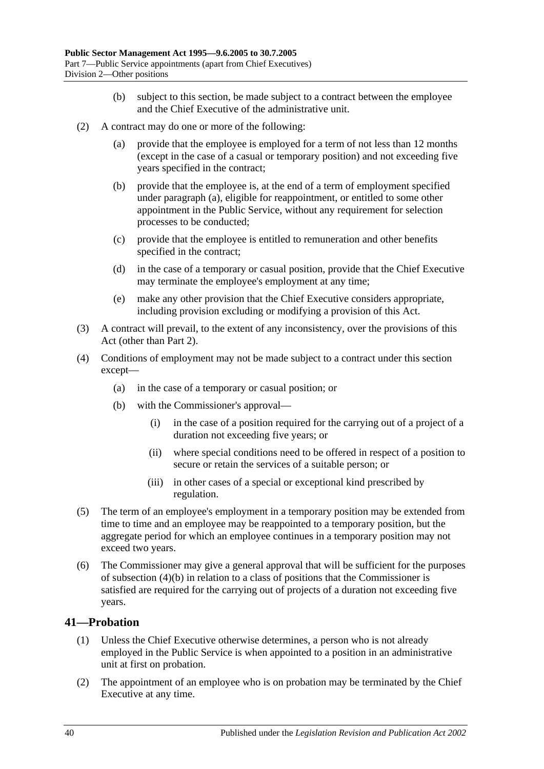(b) subject to this section, be made subject to a contract between the employee and the Chief Executive of the administrative unit.

(2) A contract may do one or more of the following:

(a) provide that the employee is employed for a term of not less than 12 months (except in the case of a casual or temporary position) and not exceeding five years specified in the contract;

(b) provide that the employee is, at the end of a term of employment specified under paragraph (a), eligible for reappointment, or entitled to some other appointment in the Public Service, without any requirement for selection processes to be conducted;

(c) provide that the employee is entitled to remuneration and other benefits specified in the contract;

(d) in the case of a temporary or casual position, provide that the Chief Executive may terminate the employee's employment at any time;

(e) make any other provision that the Chief Executive considers appropriate, including provision excluding or modifying a provision of this Act.

(3) A contract will prevail, to the extent of any inconsistency, over the provisions of this Act (other than Part 2).

(4) Conditions of employment may not be made subject to a contract under this section except—

(a) in the case of a temporary or casual position; or

(b) with the Commissioner's approval—

(i) in the case of a position required for the carrying out of a project of a duration not exceeding five years; or

(ii) where special conditions need to be offered in respect of a position to secure or retain the services of a suitable person; or

(iii) in other cases of a special or exceptional kind prescribed by regulation.

(5) The term of an employee's employment in a temporary position may be extended from time to time and an employee may be reappointed to a temporary position, but the aggregate period for which an employee continues in a temporary position may not exceed two years.

(6) The Commissioner may give a general approval that will be sufficient for the purposes of subsection (4)(b) in relation to a class of positions that the Commissioner is satisfied are required for the carrying out of projects of a duration not exceeding five years.

## 41—Probation

(1) Unless the Chief Executive otherwise determines, a person who is not already employed in the Public Service is when appointed to a position in an administrative unit at first on probation.

(2) The appointment of an employee who is on probation may be terminated by the Chief Executive at any time.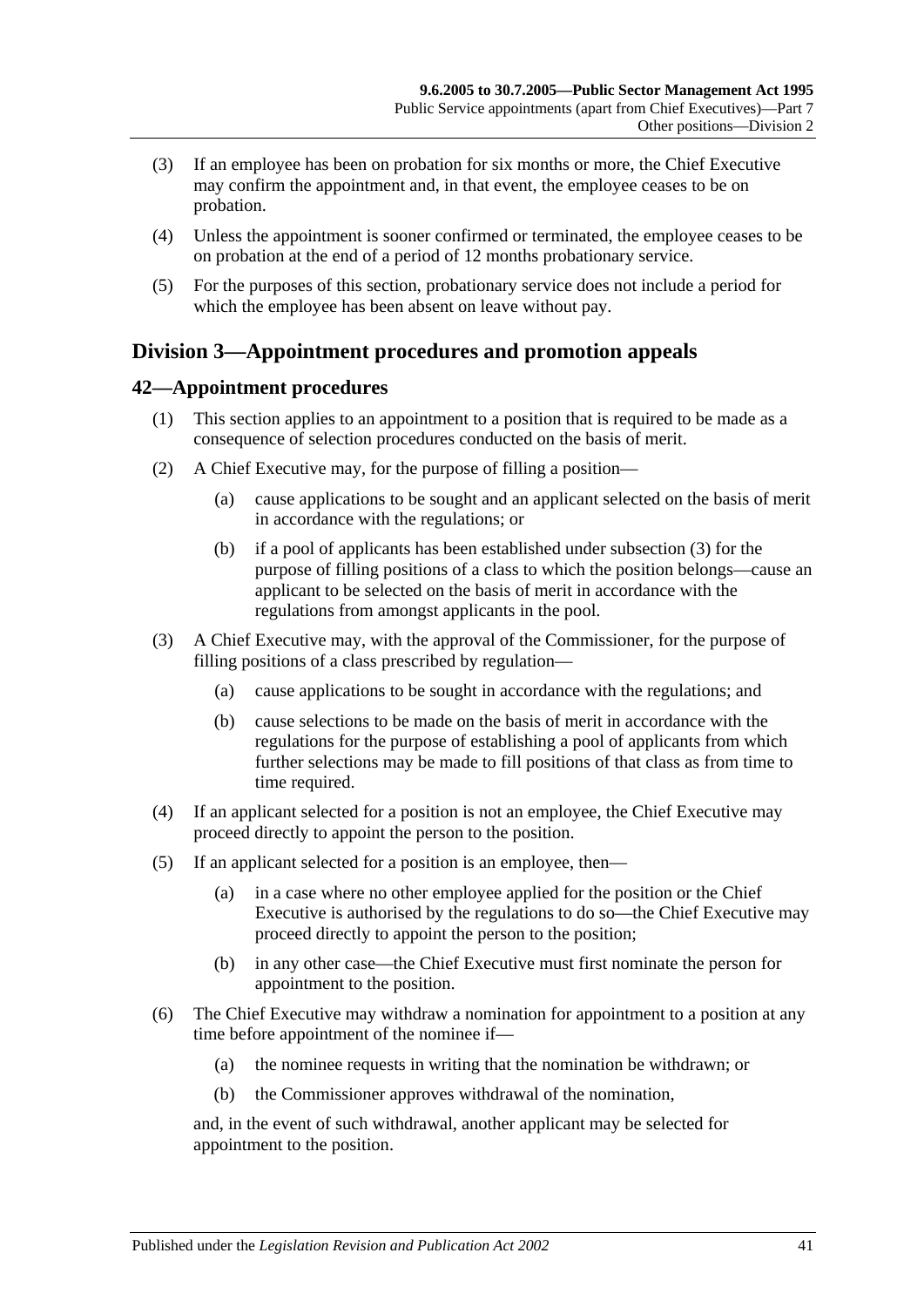(3) If an employee has been on probation for six months or more, the Chief Executive may confirm the appointment and, in that event, the employee ceases to be on probation.

(4) Unless the appointment is sooner confirmed or terminated, the employee ceases to be on probation at the end of a period of 12 months probationary service.

(5) For the purposes of this section, probationary service does not include a period for which the employee has been absent on leave without pay.

## Division 3—Appointment procedures and promotion appeals

### 42—Appointment procedures

(1) This section applies to an appointment to a position that is required to be made as a consequence of selection procedures conducted on the basis of merit.

(2) A Chief Executive may, for the purpose of filling a position—

(a) cause applications to be sought and an applicant selected on the basis of merit in accordance with the regulations; or

(b) if a pool of applicants has been established under subsection (3) for the purpose of filling positions of a class to which the position belongs—cause an applicant to be selected on the basis of merit in accordance with the regulations from amongst applicants in the pool.

(3) A Chief Executive may, with the approval of the Commissioner, for the purpose of filling positions of a class prescribed by regulation—

(a) cause applications to be sought in accordance with the regulations; and

(b) cause selections to be made on the basis of merit in accordance with the regulations for the purpose of establishing a pool of applicants from which further selections may be made to fill positions of that class as from time to time required.

(4) If an applicant selected for a position is not an employee, the Chief Executive may proceed directly to appoint the person to the position.

(5) If an applicant selected for a position is an employee, then—

(a) in a case where no other employee applied for the position or the Chief Executive is authorised by the regulations to do so—the Chief Executive may proceed directly to appoint the person to the position;

(b) in any other case—the Chief Executive must first nominate the person for appointment to the position.

(6) The Chief Executive may withdraw a nomination for appointment to a position at any time before appointment of the nominee if—

(a) the nominee requests in writing that the nomination be withdrawn; or

(b) the Commissioner approves withdrawal of the nomination,

and, in the event of such withdrawal, another applicant may be selected for appointment to the position.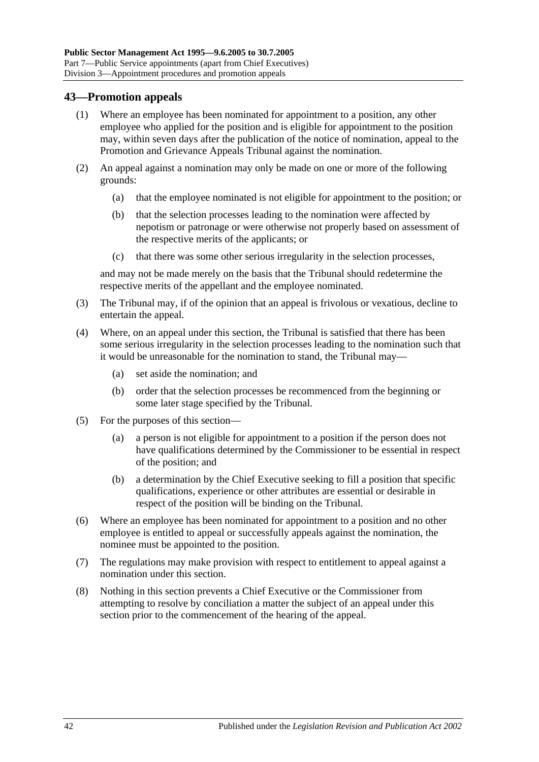## 43—Promotion appeals

(1) Where an employee has been nominated for appointment to a position, any other employee who applied for the position and is eligible for appointment to the position may, within seven days after the publication of the notice of nomination, appeal to the Promotion and Grievance Appeals Tribunal against the nomination.

(2) An appeal against a nomination may only be made on one or more of the following grounds:

- (a) that the employee nominated is not eligible for appointment to the position; or
- (b) that the selection processes leading to the nomination were affected by nepotism or patronage or were otherwise not properly based on assessment of the respective merits of the applicants; or
- (c) that there was some other serious irregularity in the selection processes,

and may not be made merely on the basis that the Tribunal should redetermine the respective merits of the appellant and the employee nominated.

(3) The Tribunal may, if of the opinion that an appeal is frivolous or vexatious, decline to entertain the appeal.

(4) Where, on an appeal under this section, the Tribunal is satisfied that there has been some serious irregularity in the selection processes leading to the nomination such that it would be unreasonable for the nomination to stand, the Tribunal may—

- (a) set aside the nomination; and
- (b) order that the selection processes be recommenced from the beginning or some later stage specified by the Tribunal.

(5) For the purposes of this section—

- (a) a person is not eligible for appointment to a position if the person does not have qualifications determined by the Commissioner to be essential in respect of the position; and
- (b) a determination by the Chief Executive seeking to fill a position that specific qualifications, experience or other attributes are essential or desirable in respect of the position will be binding on the Tribunal.

(6) Where an employee has been nominated for appointment to a position and no other employee is entitled to appeal or successfully appeals against the nomination, the nominee must be appointed to the position.

(7) The regulations may make provision with respect to entitlement to appeal against a nomination under this section.

(8) Nothing in this section prevents a Chief Executive or the Commissioner from attempting to resolve by conciliation a matter the subject of an appeal under this section prior to the commencement of the hearing of the appeal.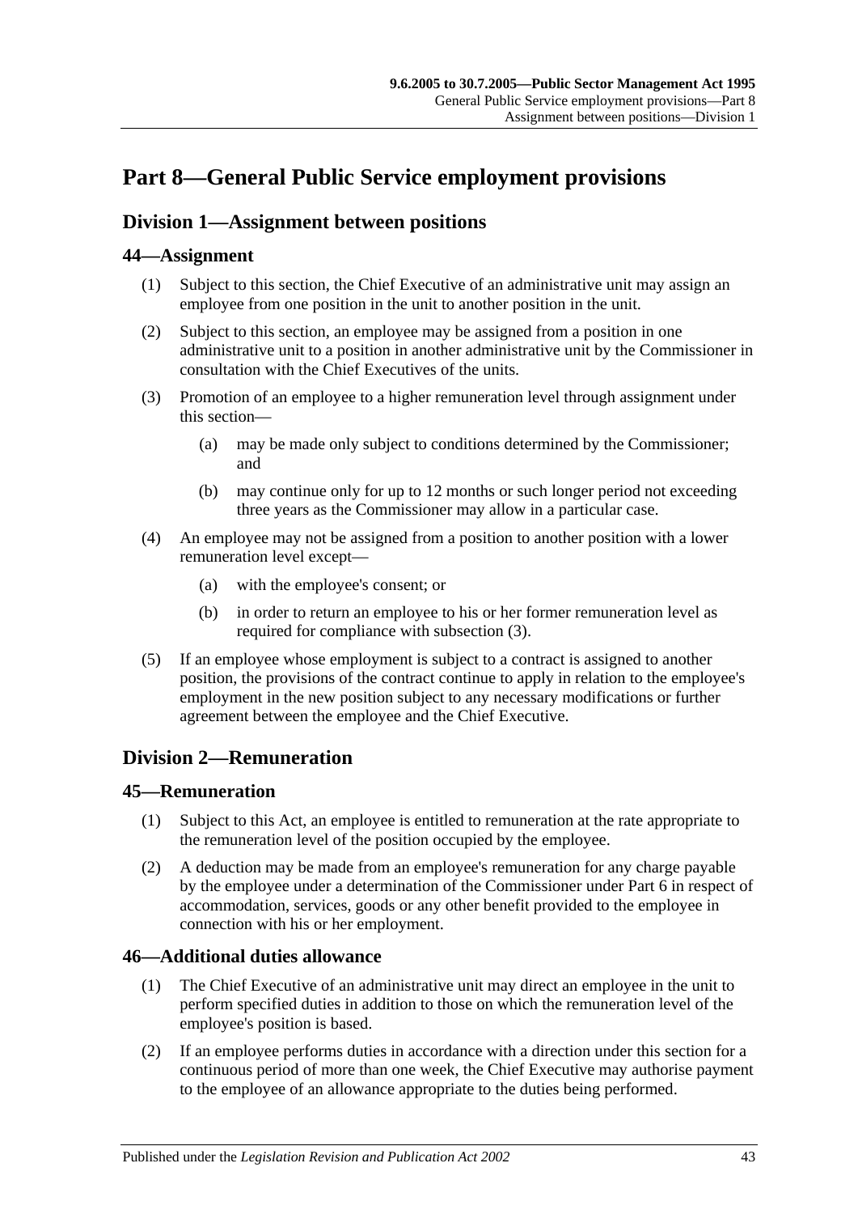# Part 8—General Public Service employment provisions

## Division 1—Assignment between positions

### 44—Assignment

(1) Subject to this section, the Chief Executive of an administrative unit may assign an employee from one position in the unit to another position in the unit.

(2) Subject to this section, an employee may be assigned from a position in one administrative unit to a position in another administrative unit by the Commissioner in consultation with the Chief Executives of the units.

(3) Promotion of an employee to a higher remuneration level through assignment under this section—

(a) may be made only subject to conditions determined by the Commissioner; and

(b) may continue only for up to 12 months or such longer period not exceeding three years as the Commissioner may allow in a particular case.

(4) An employee may not be assigned from a position to another position with a lower remuneration level except—

(a) with the employee's consent; or

(b) in order to return an employee to his or her former remuneration level as required for compliance with subsection (3).

(5) If an employee whose employment is subject to a contract is assigned to another position, the provisions of the contract continue to apply in relation to the employee's employment in the new position subject to any necessary modifications or further agreement between the employee and the Chief Executive.

## Division 2—Remuneration

### 45—Remuneration

(1) Subject to this Act, an employee is entitled to remuneration at the rate appropriate to the remuneration level of the position occupied by the employee.

(2) A deduction may be made from an employee's remuneration for any charge payable by the employee under a determination of the Commissioner under Part 6 in respect of accommodation, services, goods or any other benefit provided to the employee in connection with his or her employment.

### 46—Additional duties allowance

(1) The Chief Executive of an administrative unit may direct an employee in the unit to perform specified duties in addition to those on which the remuneration level of the employee's position is based.

(2) If an employee performs duties in accordance with a direction under this section for a continuous period of more than one week, the Chief Executive may authorise payment to the employee of an allowance appropriate to the duties being performed.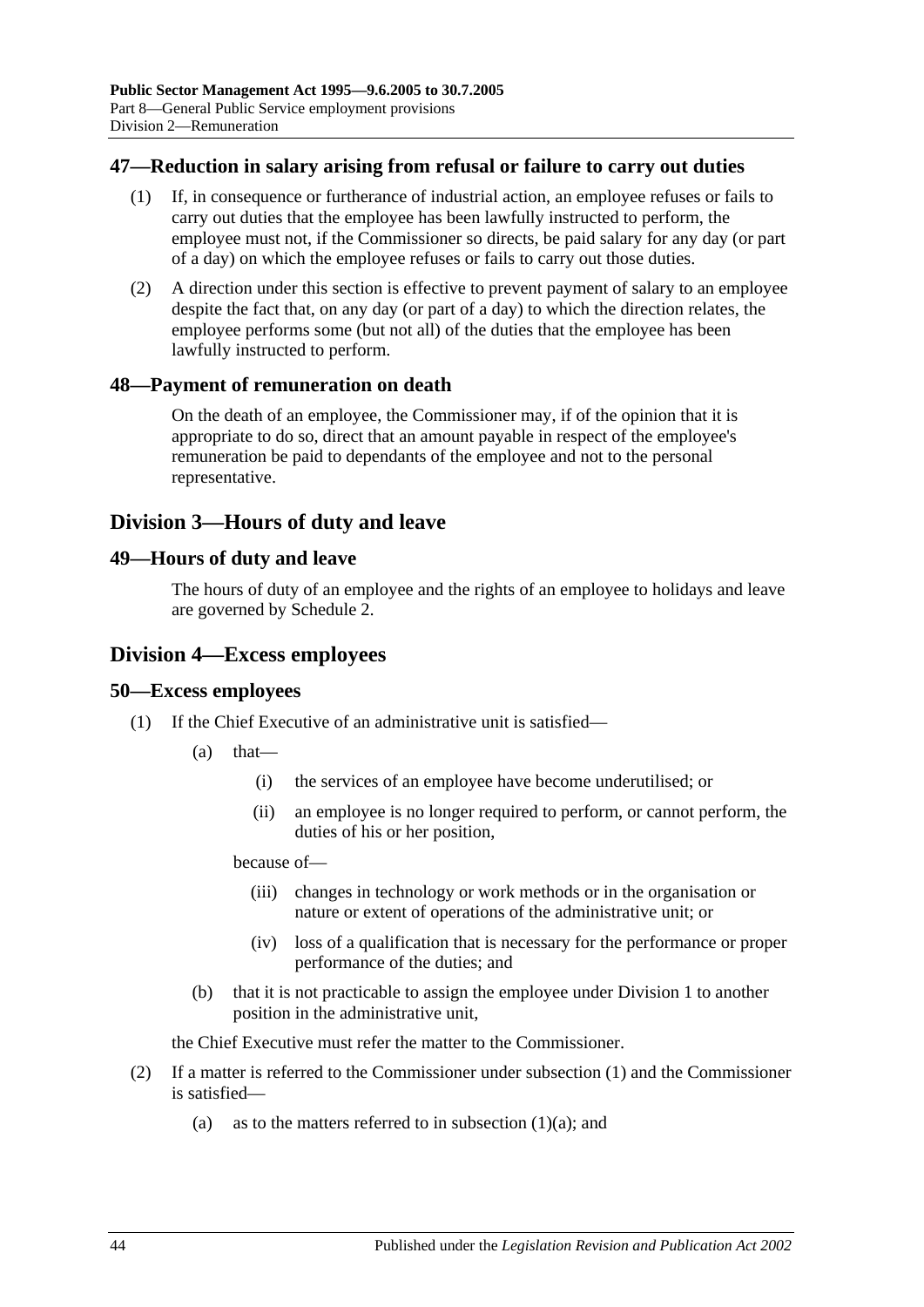## 47—Reduction in salary arising from refusal or failure to carry out duties

(1) If, in consequence or furtherance of industrial action, an employee refuses or fails to carry out duties that the employee has been lawfully instructed to perform, the employee must not, if the Commissioner so directs, be paid salary for any day (or part of a day) on which the employee refuses or fails to carry out those duties.

(2) A direction under this section is effective to prevent payment of salary to an employee despite the fact that, on any day (or part of a day) to which the direction relates, the employee performs some (but not all) of the duties that the employee has been lawfully instructed to perform.

## 48—Payment of remuneration on death

On the death of an employee, the Commissioner may, if of the opinion that it is appropriate to do so, direct that an amount payable in respect of the employee's remuneration be paid to dependants of the employee and not to the personal representative.

# Division 3—Hours of duty and leave

## 49—Hours of duty and leave

The hours of duty of an employee and the rights of an employee to holidays and leave are governed by Schedule 2.

# Division 4—Excess employees

## 50—Excess employees

(1) If the Chief Executive of an administrative unit is satisfied—

(a) that—

(i) the services of an employee have become underutilised; or

(ii) an employee is no longer required to perform, or cannot perform, the duties of his or her position,

because of—

(iii) changes in technology or work methods or in the organisation or nature or extent of operations of the administrative unit; or

(iv) loss of a qualification that is necessary for the performance or proper performance of the duties; and

(b) that it is not practicable to assign the employee under Division 1 to another position in the administrative unit,

the Chief Executive must refer the matter to the Commissioner.

(2) If a matter is referred to the Commissioner under subsection (1) and the Commissioner is satisfied—

(a) as to the matters referred to in subsection (1)(a); and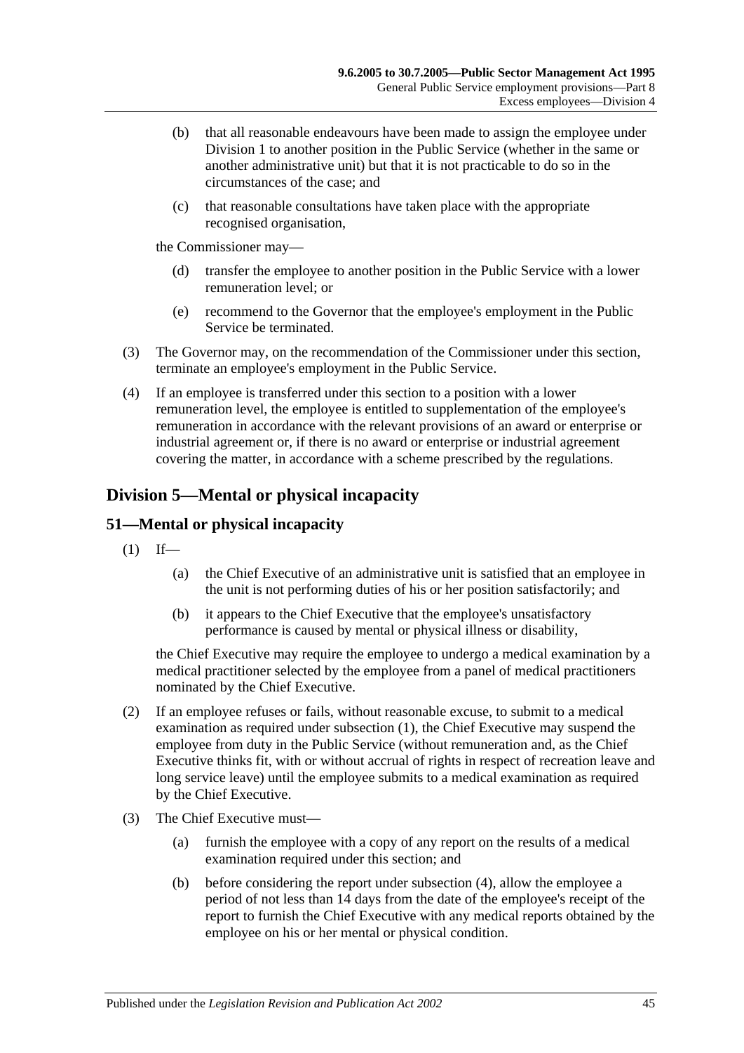(b) that all reasonable endeavours have been made to assign the employee under Division 1 to another position in the Public Service (whether in the same or another administrative unit) but that it is not practicable to do so in the circumstances of the case; and

(c) that reasonable consultations have taken place with the appropriate recognised organisation,

the Commissioner may—

(d) transfer the employee to another position in the Public Service with a lower remuneration level; or

(e) recommend to the Governor that the employee's employment in the Public Service be terminated.

(3) The Governor may, on the recommendation of the Commissioner under this section, terminate an employee's employment in the Public Service.

(4) If an employee is transferred under this section to a position with a lower remuneration level, the employee is entitled to supplementation of the employee's remuneration in accordance with the relevant provisions of an award or enterprise or industrial agreement or, if there is no award or enterprise or industrial agreement covering the matter, in accordance with a scheme prescribed by the regulations.

## Division 5—Mental or physical incapacity

### 51—Mental or physical incapacity

(1) If—

(a) the Chief Executive of an administrative unit is satisfied that an employee in the unit is not performing duties of his or her position satisfactorily; and

(b) it appears to the Chief Executive that the employee's unsatisfactory performance is caused by mental or physical illness or disability,

the Chief Executive may require the employee to undergo a medical examination by a medical practitioner selected by the employee from a panel of medical practitioners nominated by the Chief Executive.

(2) If an employee refuses or fails, without reasonable excuse, to submit to a medical examination as required under subsection (1), the Chief Executive may suspend the employee from duty in the Public Service (without remuneration and, as the Chief Executive thinks fit, with or without accrual of rights in respect of recreation leave and long service leave) until the employee submits to a medical examination as required by the Chief Executive.

(3) The Chief Executive must—

(a) furnish the employee with a copy of any report on the results of a medical examination required under this section; and

(b) before considering the report under subsection (4), allow the employee a period of not less than 14 days from the date of the employee's receipt of the report to furnish the Chief Executive with any medical reports obtained by the employee on his or her mental or physical condition.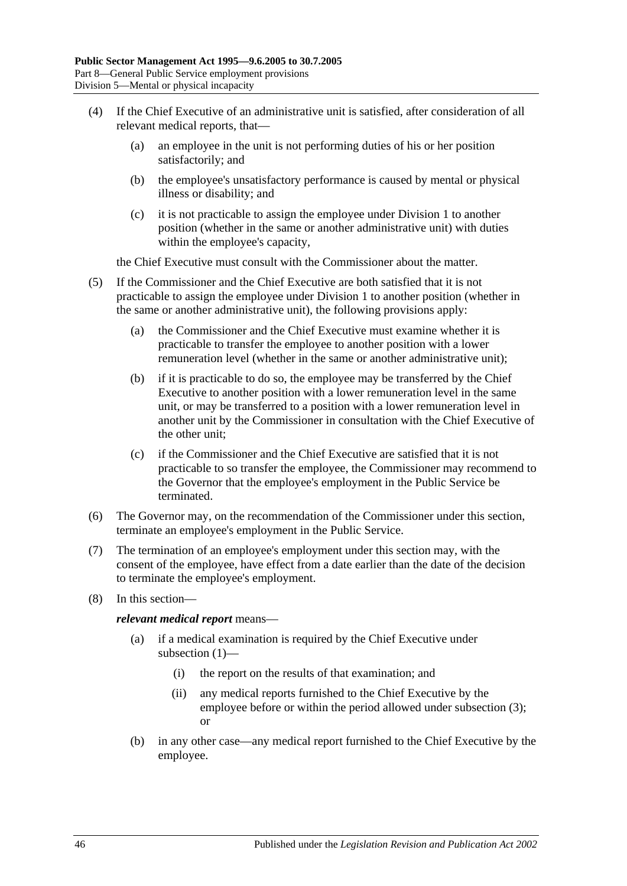(4) If the Chief Executive of an administrative unit is satisfied, after consideration of all relevant medical reports, that—

(a) an employee in the unit is not performing duties of his or her position satisfactorily; and

(b) the employee's unsatisfactory performance is caused by mental or physical illness or disability; and

(c) it is not practicable to assign the employee under Division 1 to another position (whether in the same or another administrative unit) with duties within the employee's capacity,

the Chief Executive must consult with the Commissioner about the matter.

(5) If the Commissioner and the Chief Executive are both satisfied that it is not practicable to assign the employee under Division 1 to another position (whether in the same or another administrative unit), the following provisions apply:

(a) the Commissioner and the Chief Executive must examine whether it is practicable to transfer the employee to another position with a lower remuneration level (whether in the same or another administrative unit);

(b) if it is practicable to do so, the employee may be transferred by the Chief Executive to another position with a lower remuneration level in the same unit, or may be transferred to a position with a lower remuneration level in another unit by the Commissioner in consultation with the Chief Executive of the other unit;

(c) if the Commissioner and the Chief Executive are satisfied that it is not practicable to so transfer the employee, the Commissioner may recommend to the Governor that the employee's employment in the Public Service be terminated.

(6) The Governor may, on the recommendation of the Commissioner under this section, terminate an employee's employment in the Public Service.

(7) The termination of an employee's employment under this section may, with the consent of the employee, have effect from a date earlier than the date of the decision to terminate the employee's employment.

(8) In this section—

***relevant medical report*** means—

(a) if a medical examination is required by the Chief Executive under subsection (1)—

(i) the report on the results of that examination; and

(ii) any medical reports furnished to the Chief Executive by the employee before or within the period allowed under subsection (3); or

(b) in any other case—any medical report furnished to the Chief Executive by the employee.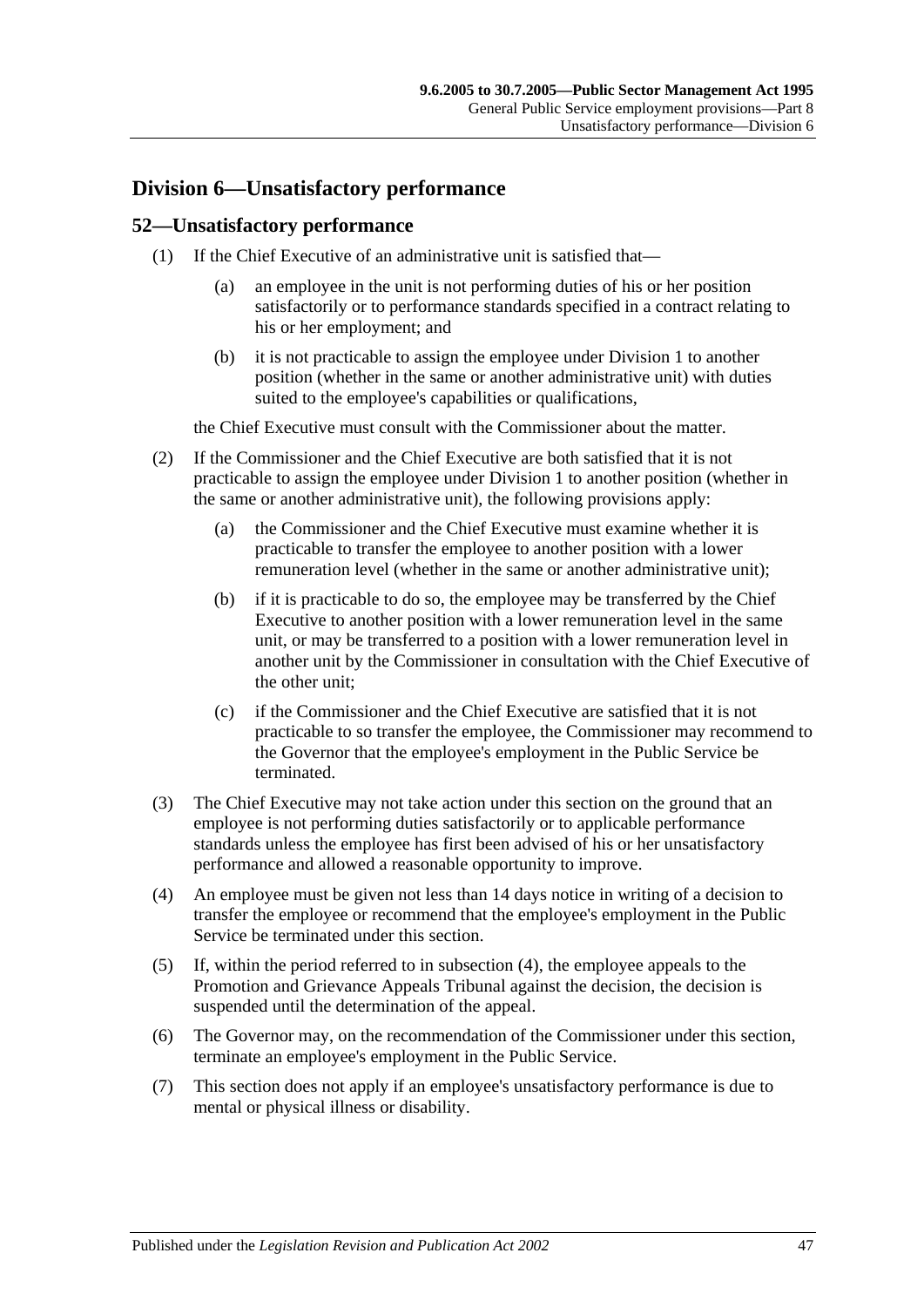## Division 6—Unsatisfactory performance

### 52—Unsatisfactory performance

(1) If the Chief Executive of an administrative unit is satisfied that—

  (a) an employee in the unit is not performing duties of his or her position satisfactorily or to performance standards specified in a contract relating to his or her employment; and

  (b) it is not practicable to assign the employee under Division 1 to another position (whether in the same or another administrative unit) with duties suited to the employee's capabilities or qualifications,

the Chief Executive must consult with the Commissioner about the matter.

(2) If the Commissioner and the Chief Executive are both satisfied that it is not practicable to assign the employee under Division 1 to another position (whether in the same or another administrative unit), the following provisions apply:

  (a) the Commissioner and the Chief Executive must examine whether it is practicable to transfer the employee to another position with a lower remuneration level (whether in the same or another administrative unit);

  (b) if it is practicable to do so, the employee may be transferred by the Chief Executive to another position with a lower remuneration level in the same unit, or may be transferred to a position with a lower remuneration level in another unit by the Commissioner in consultation with the Chief Executive of the other unit;

  (c) if the Commissioner and the Chief Executive are satisfied that it is not practicable to so transfer the employee, the Commissioner may recommend to the Governor that the employee's employment in the Public Service be terminated.

(3) The Chief Executive may not take action under this section on the ground that an employee is not performing duties satisfactorily or to applicable performance standards unless the employee has first been advised of his or her unsatisfactory performance and allowed a reasonable opportunity to improve.

(4) An employee must be given not less than 14 days notice in writing of a decision to transfer the employee or recommend that the employee's employment in the Public Service be terminated under this section.

(5) If, within the period referred to in subsection (4), the employee appeals to the Promotion and Grievance Appeals Tribunal against the decision, the decision is suspended until the determination of the appeal.

(6) The Governor may, on the recommendation of the Commissioner under this section, terminate an employee's employment in the Public Service.

(7) This section does not apply if an employee's unsatisfactory performance is due to mental or physical illness or disability.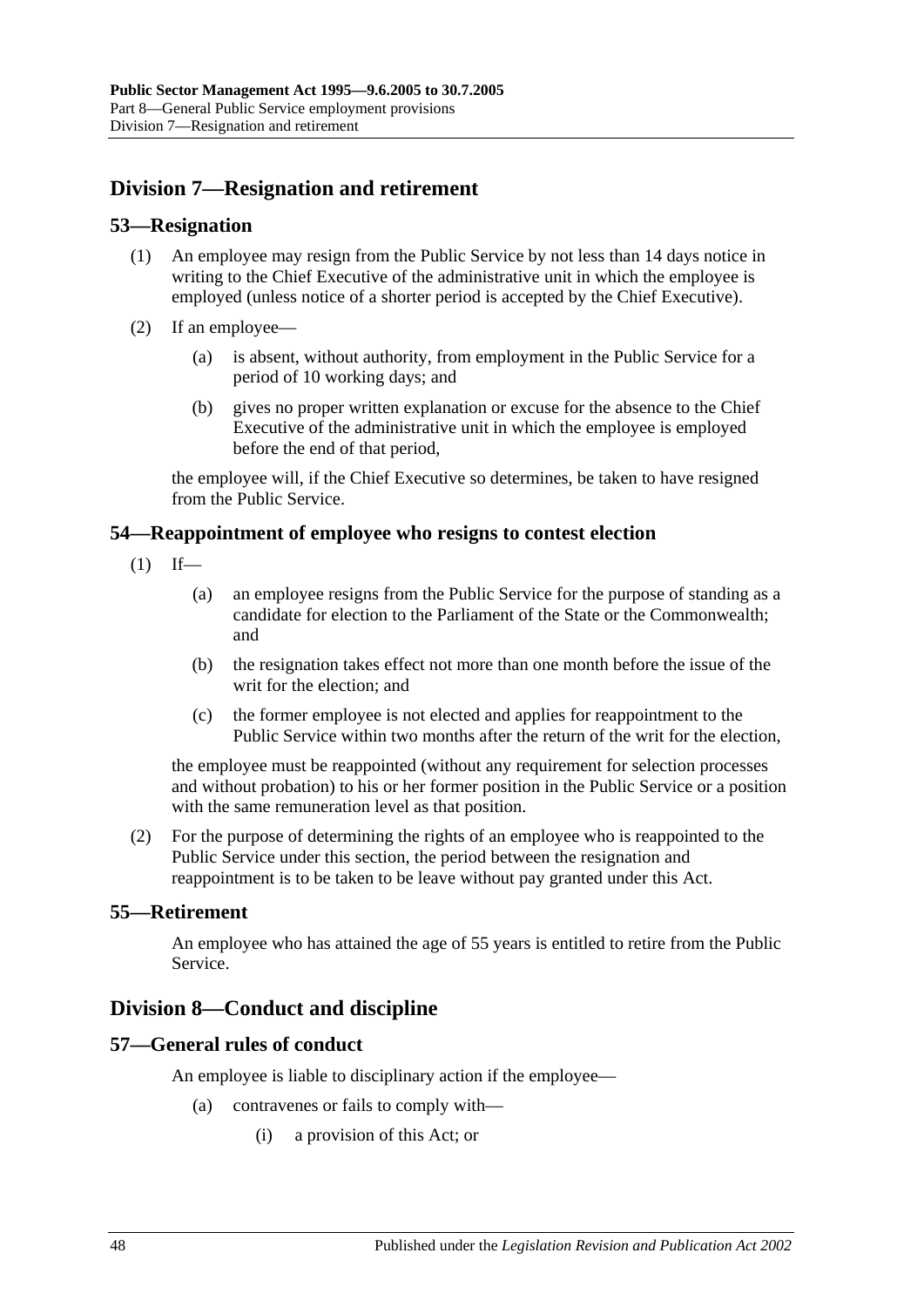## Division 7—Resignation and retirement

### 53—Resignation

(1) An employee may resign from the Public Service by not less than 14 days notice in writing to the Chief Executive of the administrative unit in which the employee is employed (unless notice of a shorter period is accepted by the Chief Executive).

(2) If an employee—

   (a) is absent, without authority, from employment in the Public Service for a period of 10 working days; and

   (b) gives no proper written explanation or excuse for the absence to the Chief Executive of the administrative unit in which the employee is employed before the end of that period,

the employee will, if the Chief Executive so determines, be taken to have resigned from the Public Service.

### 54—Reappointment of employee who resigns to contest election

(1) If—

   (a) an employee resigns from the Public Service for the purpose of standing as a candidate for election to the Parliament of the State or the Commonwealth; and

   (b) the resignation takes effect not more than one month before the issue of the writ for the election; and

   (c) the former employee is not elected and applies for reappointment to the Public Service within two months after the return of the writ for the election,

the employee must be reappointed (without any requirement for selection processes and without probation) to his or her former position in the Public Service or a position with the same remuneration level as that position.

(2) For the purpose of determining the rights of an employee who is reappointed to the Public Service under this section, the period between the resignation and reappointment is to be taken to be leave without pay granted under this Act.

### 55—Retirement

An employee who has attained the age of 55 years is entitled to retire from the Public Service.

## Division 8—Conduct and discipline

### 57—General rules of conduct

An employee is liable to disciplinary action if the employee—

   (a) contravenes or fails to comply with—

      (i) a provision of this Act; or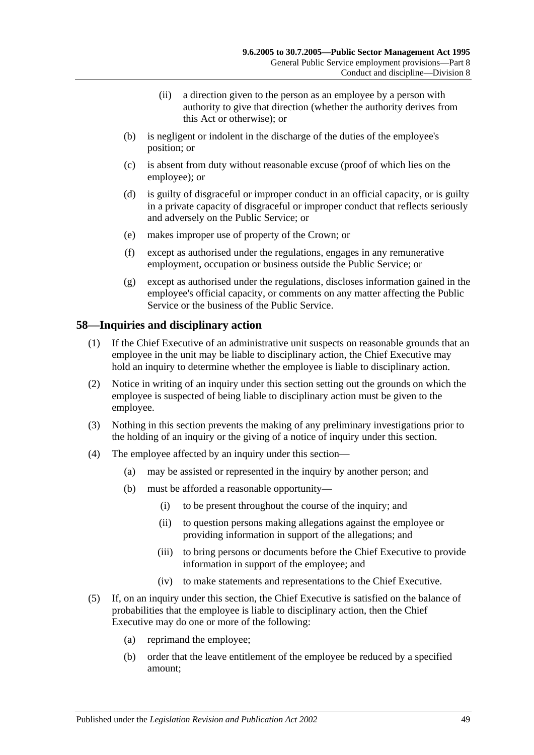(ii) a direction given to the person as an employee by a person with authority to give that direction (whether the authority derives from this Act or otherwise); or

(b) is negligent or indolent in the discharge of the duties of the employee's position; or

(c) is absent from duty without reasonable excuse (proof of which lies on the employee); or

(d) is guilty of disgraceful or improper conduct in an official capacity, or is guilty in a private capacity of disgraceful or improper conduct that reflects seriously and adversely on the Public Service; or

(e) makes improper use of property of the Crown; or

(f) except as authorised under the regulations, engages in any remunerative employment, occupation or business outside the Public Service; or

(g) except as authorised under the regulations, discloses information gained in the employee's official capacity, or comments on any matter affecting the Public Service or the business of the Public Service.

## 58—Inquiries and disciplinary action

(1) If the Chief Executive of an administrative unit suspects on reasonable grounds that an employee in the unit may be liable to disciplinary action, the Chief Executive may hold an inquiry to determine whether the employee is liable to disciplinary action.

(2) Notice in writing of an inquiry under this section setting out the grounds on which the employee is suspected of being liable to disciplinary action must be given to the employee.

(3) Nothing in this section prevents the making of any preliminary investigations prior to the holding of an inquiry or the giving of a notice of inquiry under this section.

(4) The employee affected by an inquiry under this section—

(a) may be assisted or represented in the inquiry by another person; and

(b) must be afforded a reasonable opportunity—

(i) to be present throughout the course of the inquiry; and

(ii) to question persons making allegations against the employee or providing information in support of the allegations; and

(iii) to bring persons or documents before the Chief Executive to provide information in support of the employee; and

(iv) to make statements and representations to the Chief Executive.

(5) If, on an inquiry under this section, the Chief Executive is satisfied on the balance of probabilities that the employee is liable to disciplinary action, then the Chief Executive may do one or more of the following:

(a) reprimand the employee;

(b) order that the leave entitlement of the employee be reduced by a specified amount;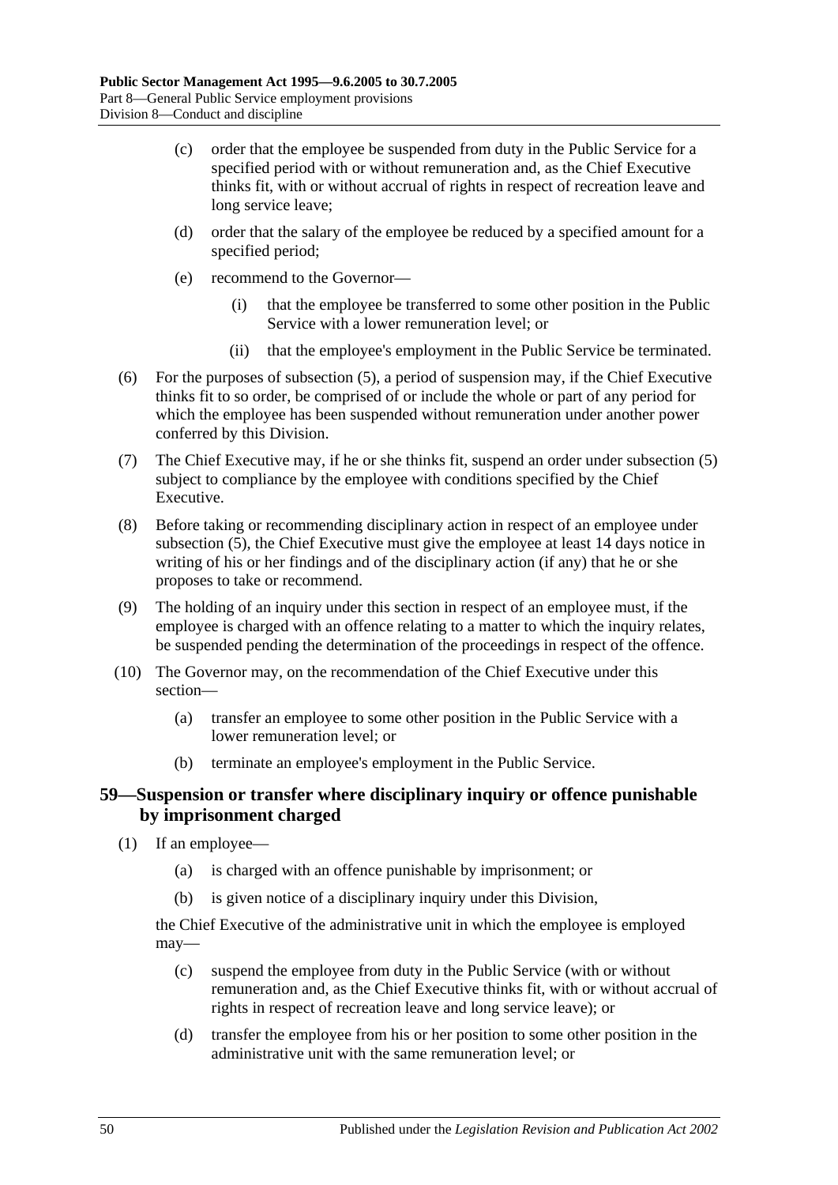(c) order that the employee be suspended from duty in the Public Service for a specified period with or without remuneration and, as the Chief Executive thinks fit, with or without accrual of rights in respect of recreation leave and long service leave;

(d) order that the salary of the employee be reduced by a specified amount for a specified period;

(e) recommend to the Governor—

(i) that the employee be transferred to some other position in the Public Service with a lower remuneration level; or

(ii) that the employee's employment in the Public Service be terminated.

(6) For the purposes of subsection (5), a period of suspension may, if the Chief Executive thinks fit to so order, be comprised of or include the whole or part of any period for which the employee has been suspended without remuneration under another power conferred by this Division.

(7) The Chief Executive may, if he or she thinks fit, suspend an order under subsection (5) subject to compliance by the employee with conditions specified by the Chief Executive.

(8) Before taking or recommending disciplinary action in respect of an employee under subsection (5), the Chief Executive must give the employee at least 14 days notice in writing of his or her findings and of the disciplinary action (if any) that he or she proposes to take or recommend.

(9) The holding of an inquiry under this section in respect of an employee must, if the employee is charged with an offence relating to a matter to which the inquiry relates, be suspended pending the determination of the proceedings in respect of the offence.

(10) The Governor may, on the recommendation of the Chief Executive under this section—

(a) transfer an employee to some other position in the Public Service with a lower remuneration level; or

(b) terminate an employee's employment in the Public Service.

## 59—Suspension or transfer where disciplinary inquiry or offence punishable by imprisonment charged

(1) If an employee—

(a) is charged with an offence punishable by imprisonment; or

(b) is given notice of a disciplinary inquiry under this Division,

the Chief Executive of the administrative unit in which the employee is employed may—

(c) suspend the employee from duty in the Public Service (with or without remuneration and, as the Chief Executive thinks fit, with or without accrual of rights in respect of recreation leave and long service leave); or

(d) transfer the employee from his or her position to some other position in the administrative unit with the same remuneration level; or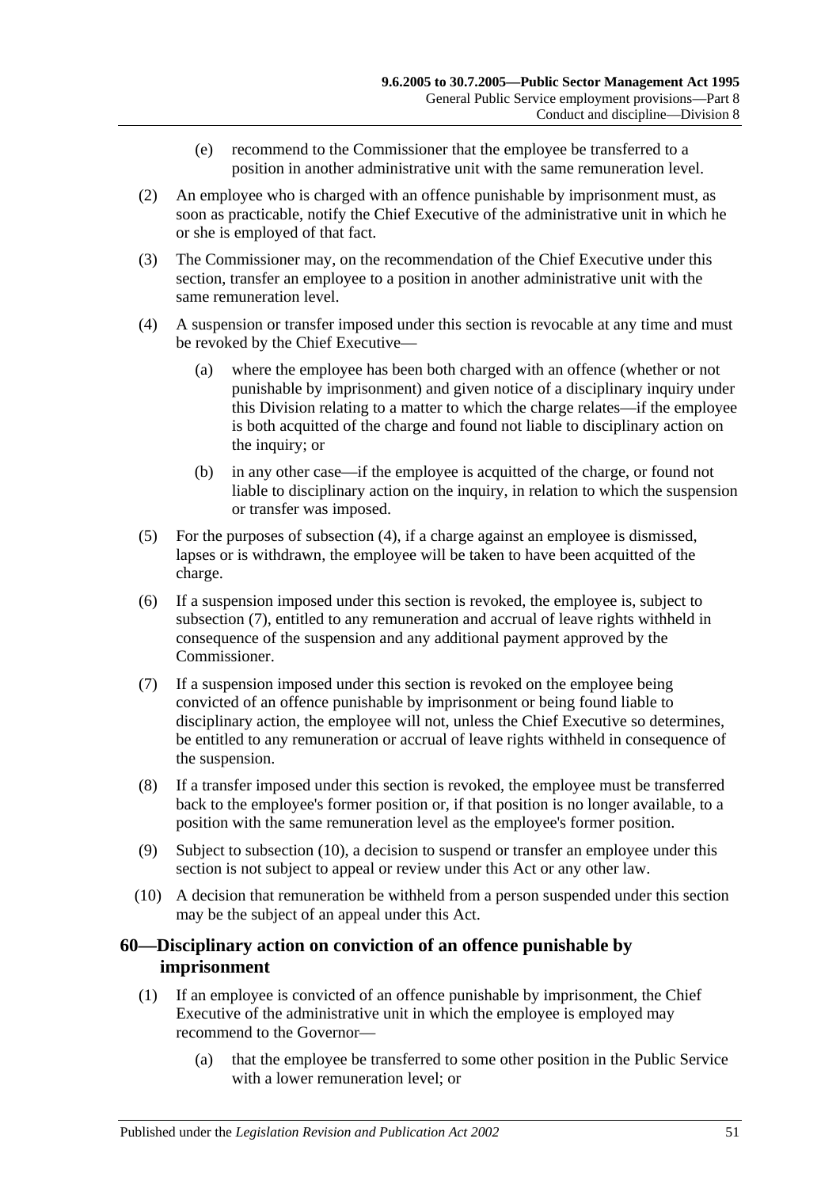(e) recommend to the Commissioner that the employee be transferred to a position in another administrative unit with the same remuneration level.

(2) An employee who is charged with an offence punishable by imprisonment must, as soon as practicable, notify the Chief Executive of the administrative unit in which he or she is employed of that fact.

(3) The Commissioner may, on the recommendation of the Chief Executive under this section, transfer an employee to a position in another administrative unit with the same remuneration level.

(4) A suspension or transfer imposed under this section is revocable at any time and must be revoked by the Chief Executive—

(a) where the employee has been both charged with an offence (whether or not punishable by imprisonment) and given notice of a disciplinary inquiry under this Division relating to a matter to which the charge relates—if the employee is both acquitted of the charge and found not liable to disciplinary action on the inquiry; or

(b) in any other case—if the employee is acquitted of the charge, or found not liable to disciplinary action on the inquiry, in relation to which the suspension or transfer was imposed.

(5) For the purposes of subsection (4), if a charge against an employee is dismissed, lapses or is withdrawn, the employee will be taken to have been acquitted of the charge.

(6) If a suspension imposed under this section is revoked, the employee is, subject to subsection (7), entitled to any remuneration and accrual of leave rights withheld in consequence of the suspension and any additional payment approved by the Commissioner.

(7) If a suspension imposed under this section is revoked on the employee being convicted of an offence punishable by imprisonment or being found liable to disciplinary action, the employee will not, unless the Chief Executive so determines, be entitled to any remuneration or accrual of leave rights withheld in consequence of the suspension.

(8) If a transfer imposed under this section is revoked, the employee must be transferred back to the employee's former position or, if that position is no longer available, to a position with the same remuneration level as the employee's former position.

(9) Subject to subsection (10), a decision to suspend or transfer an employee under this section is not subject to appeal or review under this Act or any other law.

(10) A decision that remuneration be withheld from a person suspended under this section may be the subject of an appeal under this Act.

## 60—Disciplinary action on conviction of an offence punishable by imprisonment

(1) If an employee is convicted of an offence punishable by imprisonment, the Chief Executive of the administrative unit in which the employee is employed may recommend to the Governor—

(a) that the employee be transferred to some other position in the Public Service with a lower remuneration level; or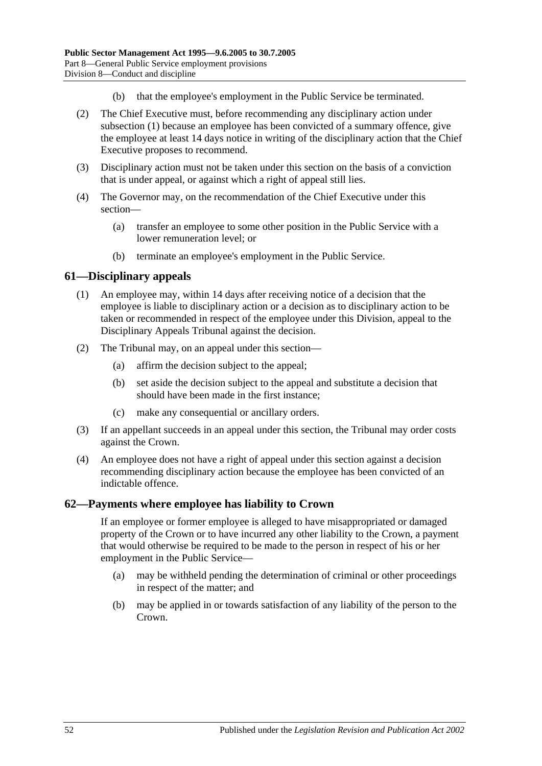(b) that the employee's employment in the Public Service be terminated.

(2) The Chief Executive must, before recommending any disciplinary action under subsection (1) because an employee has been convicted of a summary offence, give the employee at least 14 days notice in writing of the disciplinary action that the Chief Executive proposes to recommend.

(3) Disciplinary action must not be taken under this section on the basis of a conviction that is under appeal, or against which a right of appeal still lies.

(4) The Governor may, on the recommendation of the Chief Executive under this section—

(a) transfer an employee to some other position in the Public Service with a lower remuneration level; or

(b) terminate an employee's employment in the Public Service.

## 61—Disciplinary appeals

(1) An employee may, within 14 days after receiving notice of a decision that the employee is liable to disciplinary action or a decision as to disciplinary action to be taken or recommended in respect of the employee under this Division, appeal to the Disciplinary Appeals Tribunal against the decision.

(2) The Tribunal may, on an appeal under this section—

(a) affirm the decision subject to the appeal;

(b) set aside the decision subject to the appeal and substitute a decision that should have been made in the first instance;

(c) make any consequential or ancillary orders.

(3) If an appellant succeeds in an appeal under this section, the Tribunal may order costs against the Crown.

(4) An employee does not have a right of appeal under this section against a decision recommending disciplinary action because the employee has been convicted of an indictable offence.

## 62—Payments where employee has liability to Crown

If an employee or former employee is alleged to have misappropriated or damaged property of the Crown or to have incurred any other liability to the Crown, a payment that would otherwise be required to be made to the person in respect of his or her employment in the Public Service—

(a) may be withheld pending the determination of criminal or other proceedings in respect of the matter; and

(b) may be applied in or towards satisfaction of any liability of the person to the Crown.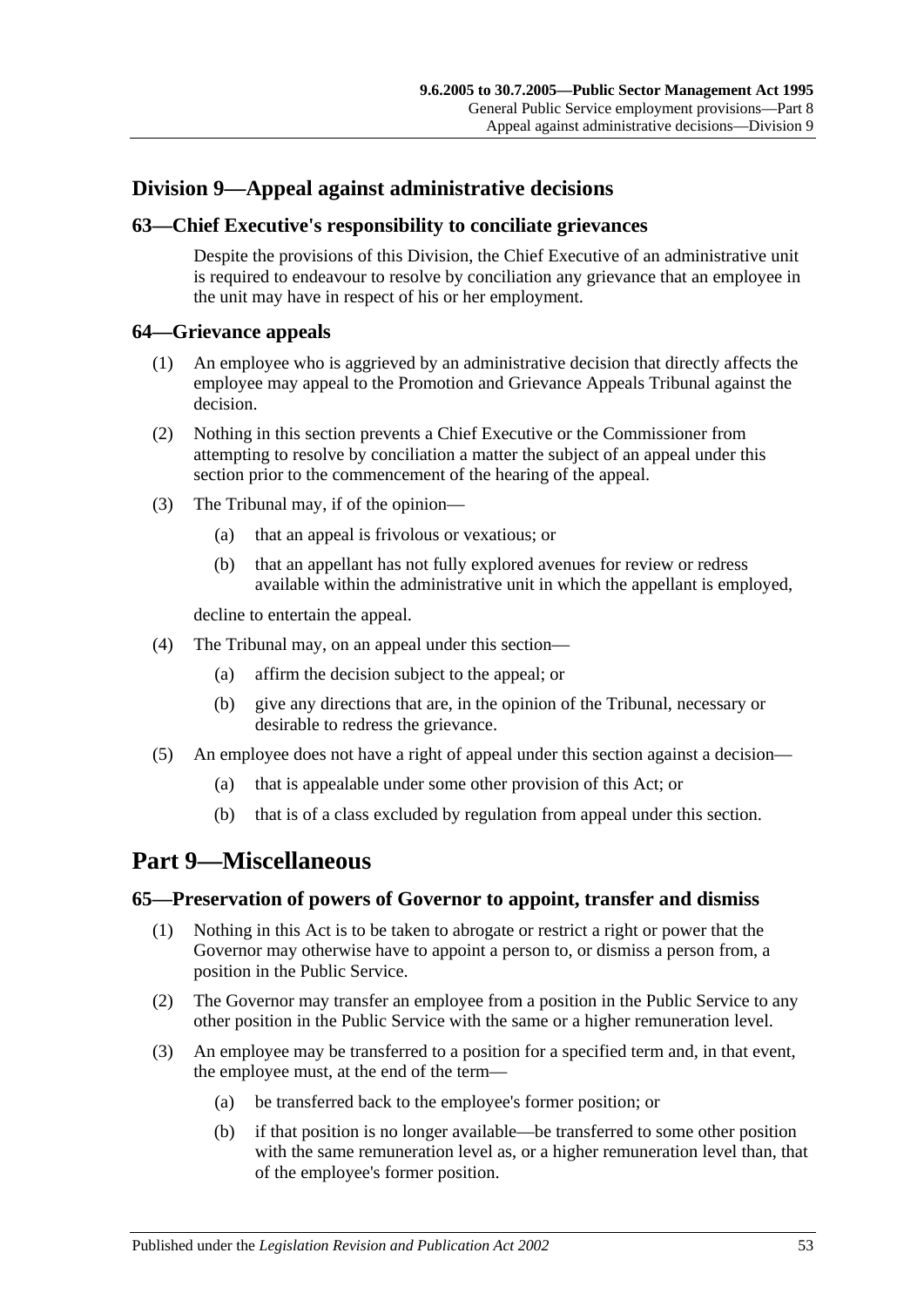## Division 9—Appeal against administrative decisions

### 63—Chief Executive's responsibility to conciliate grievances

Despite the provisions of this Division, the Chief Executive of an administrative unit is required to endeavour to resolve by conciliation any grievance that an employee in the unit may have in respect of his or her employment.

### 64—Grievance appeals

(1) An employee who is aggrieved by an administrative decision that directly affects the employee may appeal to the Promotion and Grievance Appeals Tribunal against the decision.

(2) Nothing in this section prevents a Chief Executive or the Commissioner from attempting to resolve by conciliation a matter the subject of an appeal under this section prior to the commencement of the hearing of the appeal.

(3) The Tribunal may, if of the opinion—

- (a) that an appeal is frivolous or vexatious; or
- (b) that an appellant has not fully explored avenues for review or redress available within the administrative unit in which the appellant is employed,

decline to entertain the appeal.

(4) The Tribunal may, on an appeal under this section—

- (a) affirm the decision subject to the appeal; or
- (b) give any directions that are, in the opinion of the Tribunal, necessary or desirable to redress the grievance.

(5) An employee does not have a right of appeal under this section against a decision—

- (a) that is appealable under some other provision of this Act; or
- (b) that is of a class excluded by regulation from appeal under this section.

# Part 9—Miscellaneous

### 65—Preservation of powers of Governor to appoint, transfer and dismiss

(1) Nothing in this Act is to be taken to abrogate or restrict a right or power that the Governor may otherwise have to appoint a person to, or dismiss a person from, a position in the Public Service.

(2) The Governor may transfer an employee from a position in the Public Service to any other position in the Public Service with the same or a higher remuneration level.

(3) An employee may be transferred to a position for a specified term and, in that event, the employee must, at the end of the term—

- (a) be transferred back to the employee's former position; or
- (b) if that position is no longer available—be transferred to some other position with the same remuneration level as, or a higher remuneration level than, that of the employee's former position.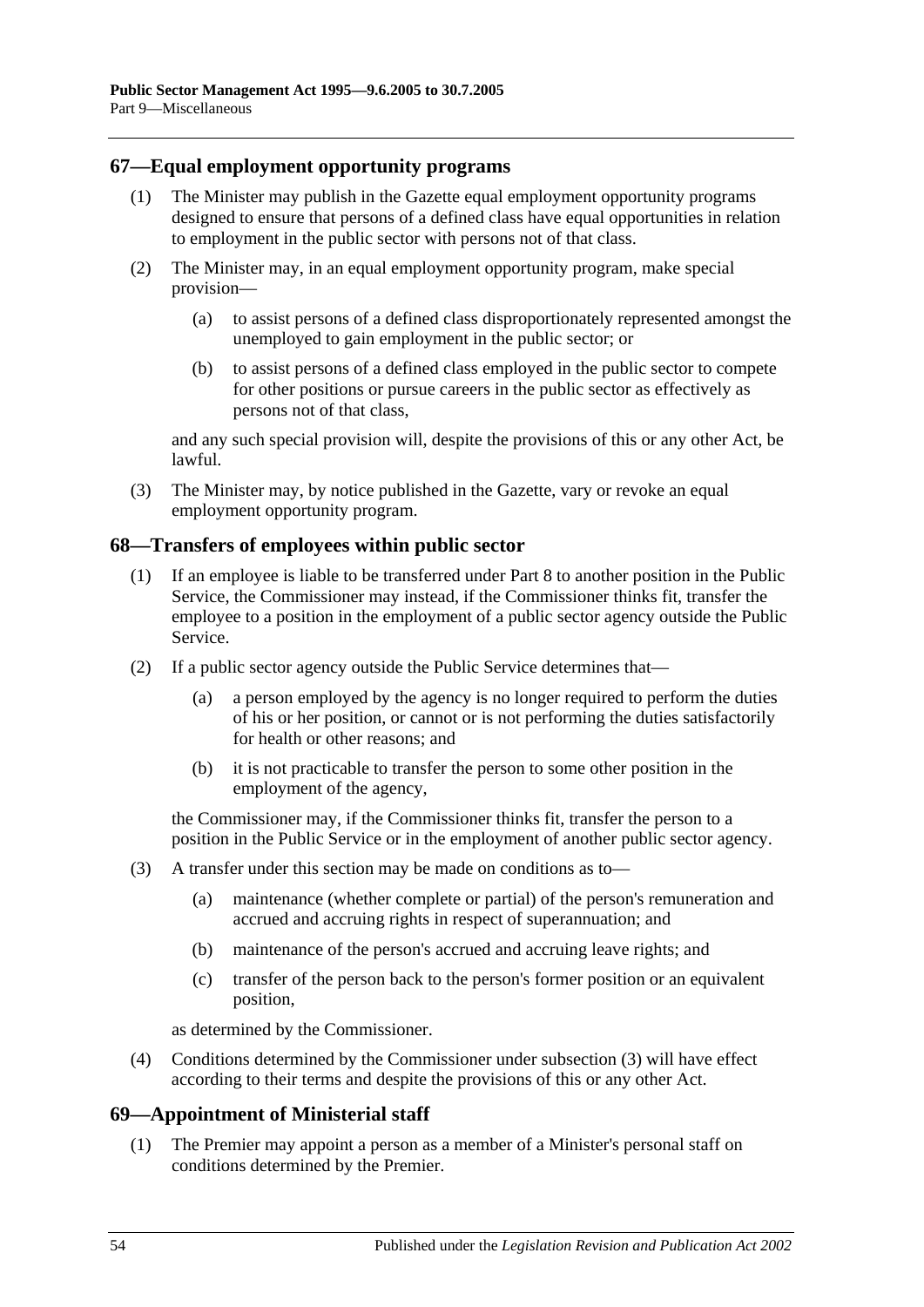## 67—Equal employment opportunity programs

(1) The Minister may publish in the Gazette equal employment opportunity programs designed to ensure that persons of a defined class have equal opportunities in relation to employment in the public sector with persons not of that class.

(2) The Minister may, in an equal employment opportunity program, make special provision—

(a) to assist persons of a defined class disproportionately represented amongst the unemployed to gain employment in the public sector; or

(b) to assist persons of a defined class employed in the public sector to compete for other positions or pursue careers in the public sector as effectively as persons not of that class,

and any such special provision will, despite the provisions of this or any other Act, be lawful.

(3) The Minister may, by notice published in the Gazette, vary or revoke an equal employment opportunity program.

## 68—Transfers of employees within public sector

(1) If an employee is liable to be transferred under Part 8 to another position in the Public Service, the Commissioner may instead, if the Commissioner thinks fit, transfer the employee to a position in the employment of a public sector agency outside the Public Service.

(2) If a public sector agency outside the Public Service determines that—

(a) a person employed by the agency is no longer required to perform the duties of his or her position, or cannot or is not performing the duties satisfactorily for health or other reasons; and

(b) it is not practicable to transfer the person to some other position in the employment of the agency,

the Commissioner may, if the Commissioner thinks fit, transfer the person to a position in the Public Service or in the employment of another public sector agency.

(3) A transfer under this section may be made on conditions as to—

(a) maintenance (whether complete or partial) of the person's remuneration and accrued and accruing rights in respect of superannuation; and

(b) maintenance of the person's accrued and accruing leave rights; and

(c) transfer of the person back to the person's former position or an equivalent position,

as determined by the Commissioner.

(4) Conditions determined by the Commissioner under subsection (3) will have effect according to their terms and despite the provisions of this or any other Act.

## 69—Appointment of Ministerial staff

(1) The Premier may appoint a person as a member of a Minister's personal staff on conditions determined by the Premier.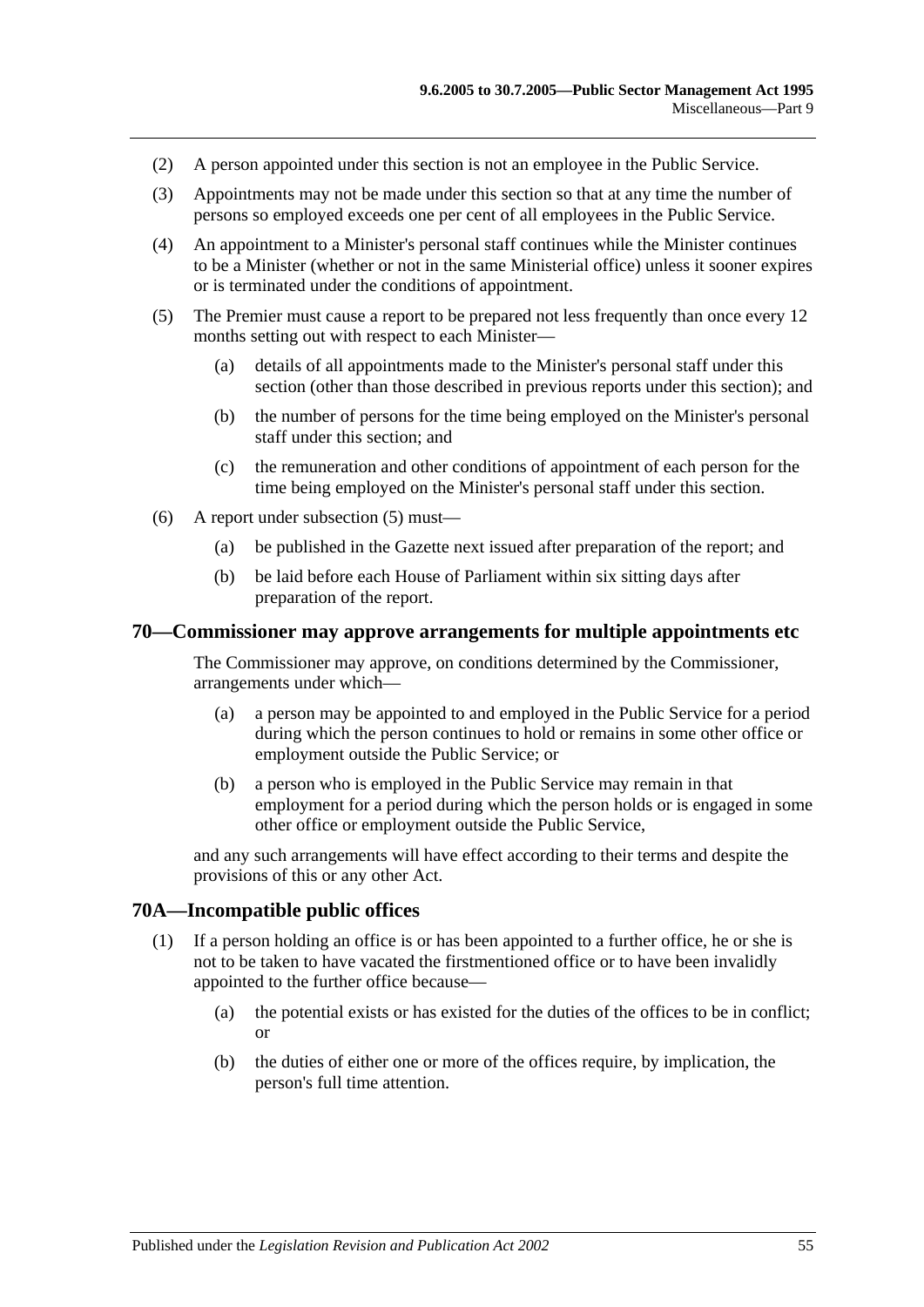(2) A person appointed under this section is not an employee in the Public Service.

(3) Appointments may not be made under this section so that at any time the number of persons so employed exceeds one per cent of all employees in the Public Service.

(4) An appointment to a Minister's personal staff continues while the Minister continues to be a Minister (whether or not in the same Ministerial office) unless it sooner expires or is terminated under the conditions of appointment.

(5) The Premier must cause a report to be prepared not less frequently than once every 12 months setting out with respect to each Minister—

(a) details of all appointments made to the Minister's personal staff under this section (other than those described in previous reports under this section); and

(b) the number of persons for the time being employed on the Minister's personal staff under this section; and

(c) the remuneration and other conditions of appointment of each person for the time being employed on the Minister's personal staff under this section.

(6) A report under subsection (5) must—

(a) be published in the Gazette next issued after preparation of the report; and

(b) be laid before each House of Parliament within six sitting days after preparation of the report.

## 70—Commissioner may approve arrangements for multiple appointments etc

The Commissioner may approve, on conditions determined by the Commissioner, arrangements under which—

(a) a person may be appointed to and employed in the Public Service for a period during which the person continues to hold or remains in some other office or employment outside the Public Service; or

(b) a person who is employed in the Public Service may remain in that employment for a period during which the person holds or is engaged in some other office or employment outside the Public Service,

and any such arrangements will have effect according to their terms and despite the provisions of this or any other Act.

## 70A—Incompatible public offices

(1) If a person holding an office is or has been appointed to a further office, he or she is not to be taken to have vacated the firstmentioned office or to have been invalidly appointed to the further office because—

(a) the potential exists or has existed for the duties of the offices to be in conflict; or

(b) the duties of either one or more of the offices require, by implication, the person's full time attention.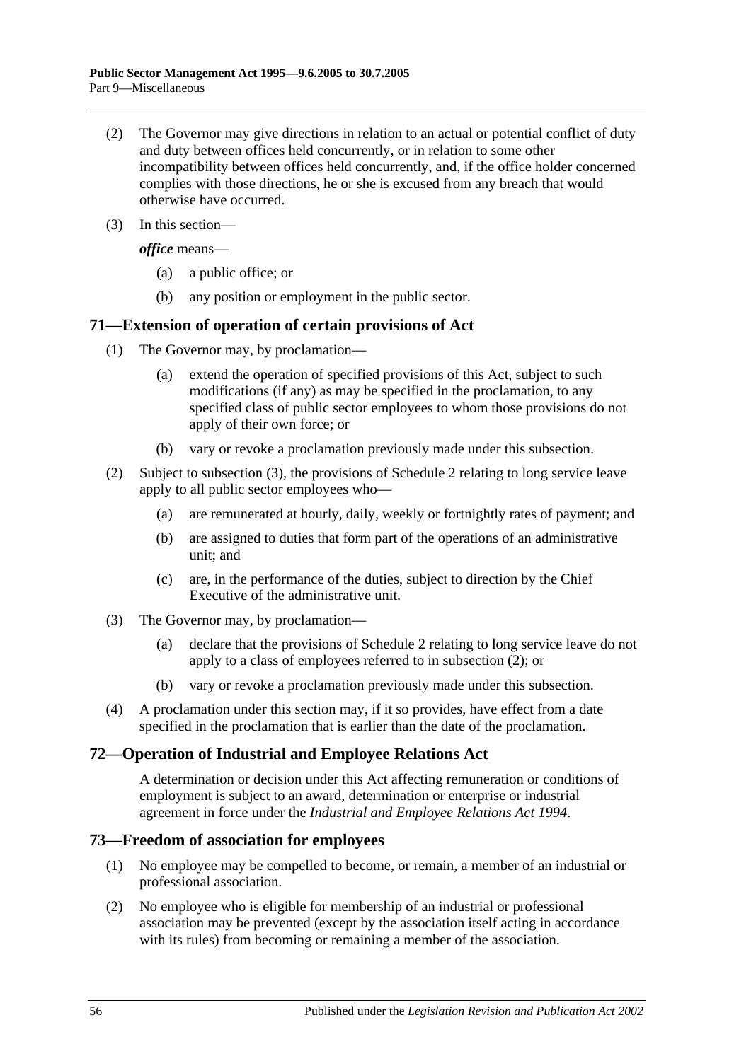(2) The Governor may give directions in relation to an actual or potential conflict of duty and duty between offices held concurrently, or in relation to some other incompatibility between offices held concurrently, and, if the office holder concerned complies with those directions, he or she is excused from any breach that would otherwise have occurred.

(3) In this section—

*office* means—

(a) a public office; or

(b) any position or employment in the public sector.

## 71—Extension of operation of certain provisions of Act

(1) The Governor may, by proclamation—

(a) extend the operation of specified provisions of this Act, subject to such modifications (if any) as may be specified in the proclamation, to any specified class of public sector employees to whom those provisions do not apply of their own force; or

(b) vary or revoke a proclamation previously made under this subsection.

(2) Subject to subsection (3), the provisions of Schedule 2 relating to long service leave apply to all public sector employees who—

(a) are remunerated at hourly, daily, weekly or fortnightly rates of payment; and

(b) are assigned to duties that form part of the operations of an administrative unit; and

(c) are, in the performance of the duties, subject to direction by the Chief Executive of the administrative unit.

(3) The Governor may, by proclamation—

(a) declare that the provisions of Schedule 2 relating to long service leave do not apply to a class of employees referred to in subsection (2); or

(b) vary or revoke a proclamation previously made under this subsection.

(4) A proclamation under this section may, if it so provides, have effect from a date specified in the proclamation that is earlier than the date of the proclamation.

## 72—Operation of Industrial and Employee Relations Act

A determination or decision under this Act affecting remuneration or conditions of employment is subject to an award, determination or enterprise or industrial agreement in force under the *Industrial and Employee Relations Act 1994*.

## 73—Freedom of association for employees

(1) No employee may be compelled to become, or remain, a member of an industrial or professional association.

(2) No employee who is eligible for membership of an industrial or professional association may be prevented (except by the association itself acting in accordance with its rules) from becoming or remaining a member of the association.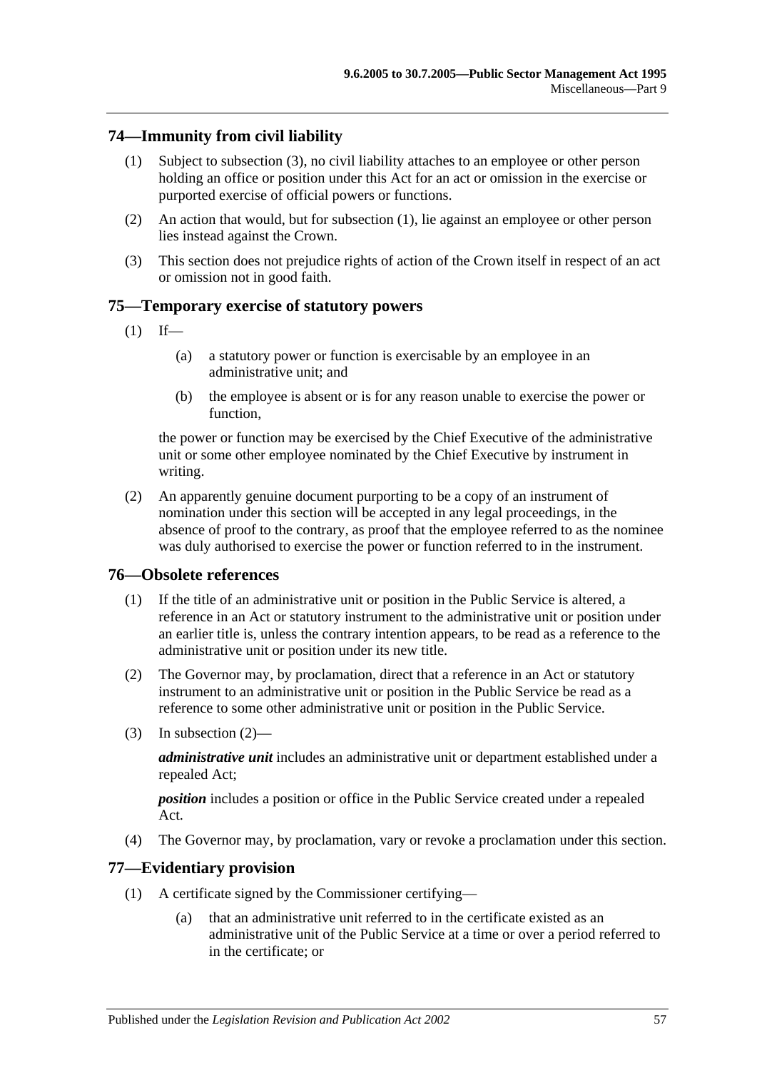## 74—Immunity from civil liability

(1) Subject to subsection (3), no civil liability attaches to an employee or other person holding an office or position under this Act for an act or omission in the exercise or purported exercise of official powers or functions.

(2) An action that would, but for subsection (1), lie against an employee or other person lies instead against the Crown.

(3) This section does not prejudice rights of action of the Crown itself in respect of an act or omission not in good faith.

## 75—Temporary exercise of statutory powers

(1) If—

(a) a statutory power or function is exercisable by an employee in an administrative unit; and

(b) the employee is absent or is for any reason unable to exercise the power or function,

the power or function may be exercised by the Chief Executive of the administrative unit or some other employee nominated by the Chief Executive by instrument in writing.

(2) An apparently genuine document purporting to be a copy of an instrument of nomination under this section will be accepted in any legal proceedings, in the absence of proof to the contrary, as proof that the employee referred to as the nominee was duly authorised to exercise the power or function referred to in the instrument.

## 76—Obsolete references

(1) If the title of an administrative unit or position in the Public Service is altered, a reference in an Act or statutory instrument to the administrative unit or position under an earlier title is, unless the contrary intention appears, to be read as a reference to the administrative unit or position under its new title.

(2) The Governor may, by proclamation, direct that a reference in an Act or statutory instrument to an administrative unit or position in the Public Service be read as a reference to some other administrative unit or position in the Public Service.

(3) In subsection (2)—

***administrative unit*** includes an administrative unit or department established under a repealed Act;

***position*** includes a position or office in the Public Service created under a repealed Act.

(4) The Governor may, by proclamation, vary or revoke a proclamation under this section.

## 77—Evidentiary provision

(1) A certificate signed by the Commissioner certifying—

(a) that an administrative unit referred to in the certificate existed as an administrative unit of the Public Service at a time or over a period referred to in the certificate; or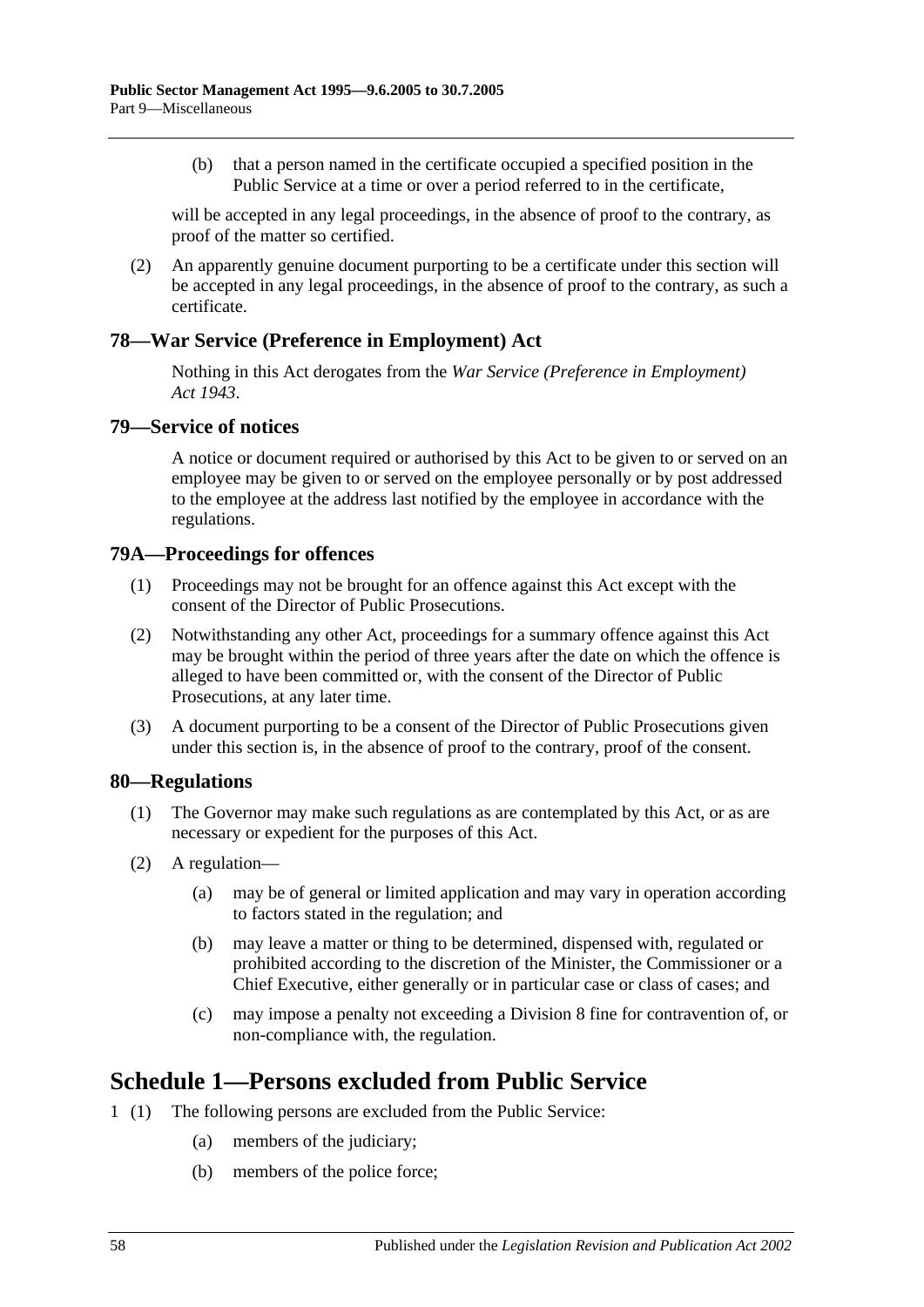(b) that a person named in the certificate occupied a specified position in the Public Service at a time or over a period referred to in the certificate,

will be accepted in any legal proceedings, in the absence of proof to the contrary, as proof of the matter so certified.

(2) An apparently genuine document purporting to be a certificate under this section will be accepted in any legal proceedings, in the absence of proof to the contrary, as such a certificate.

### 78—War Service (Preference in Employment) Act

Nothing in this Act derogates from the *War Service (Preference in Employment) Act 1943*.

### 79—Service of notices

A notice or document required or authorised by this Act to be given to or served on an employee may be given to or served on the employee personally or by post addressed to the employee at the address last notified by the employee in accordance with the regulations.

### 79A—Proceedings for offences

(1) Proceedings may not be brought for an offence against this Act except with the consent of the Director of Public Prosecutions.

(2) Notwithstanding any other Act, proceedings for a summary offence against this Act may be brought within the period of three years after the date on which the offence is alleged to have been committed or, with the consent of the Director of Public Prosecutions, at any later time.

(3) A document purporting to be a consent of the Director of Public Prosecutions given under this section is, in the absence of proof to the contrary, proof of the consent.

### 80—Regulations

(1) The Governor may make such regulations as are contemplated by this Act, or as are necessary or expedient for the purposes of this Act.

(2) A regulation—

(a) may be of general or limited application and may vary in operation according to factors stated in the regulation; and

(b) may leave a matter or thing to be determined, dispensed with, regulated or prohibited according to the discretion of the Minister, the Commissioner or a Chief Executive, either generally or in particular case or class of cases; and

(c) may impose a penalty not exceeding a Division 8 fine for contravention of, or non-compliance with, the regulation.

## Schedule 1—Persons excluded from Public Service

1 (1) The following persons are excluded from the Public Service:

(a) members of the judiciary;

(b) members of the police force;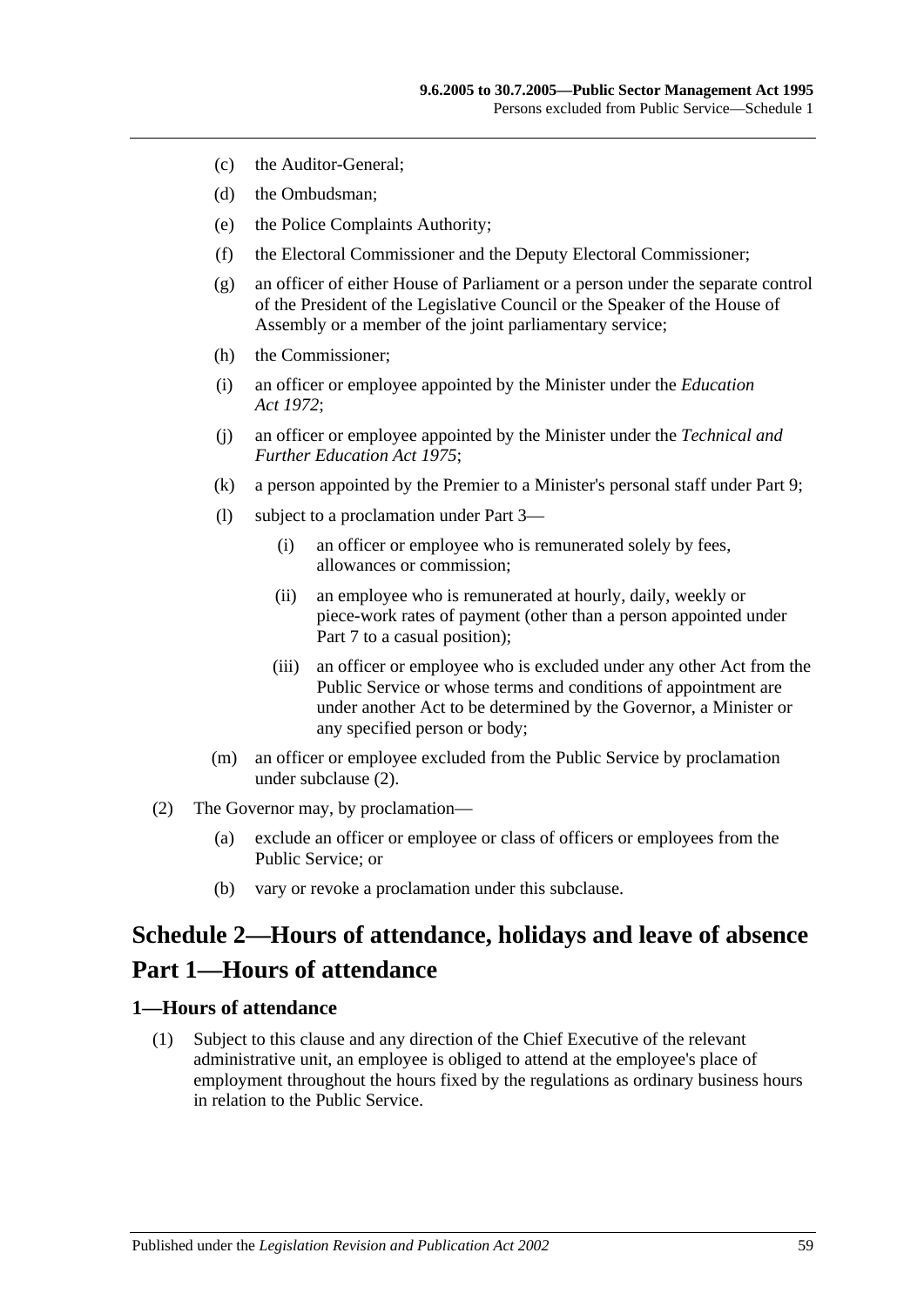(c) the Auditor-General;

(d) the Ombudsman;

(e) the Police Complaints Authority;

(f) the Electoral Commissioner and the Deputy Electoral Commissioner;

(g) an officer of either House of Parliament or a person under the separate control of the President of the Legislative Council or the Speaker of the House of Assembly or a member of the joint parliamentary service;

(h) the Commissioner;

(i) an officer or employee appointed by the Minister under the *Education Act 1972*;

(j) an officer or employee appointed by the Minister under the *Technical and Further Education Act 1975*;

(k) a person appointed by the Premier to a Minister's personal staff under Part 9;

(l) subject to a proclamation under Part 3—

(i) an officer or employee who is remunerated solely by fees, allowances or commission;

(ii) an employee who is remunerated at hourly, daily, weekly or piece-work rates of payment (other than a person appointed under Part 7 to a casual position);

(iii) an officer or employee who is excluded under any other Act from the Public Service or whose terms and conditions of appointment are under another Act to be determined by the Governor, a Minister or any specified person or body;

(m) an officer or employee excluded from the Public Service by proclamation under subclause (2).

(2) The Governor may, by proclamation—

(a) exclude an officer or employee or class of officers or employees from the Public Service; or

(b) vary or revoke a proclamation under this subclause.

# Schedule 2—Hours of attendance, holidays and leave of absence

# Part 1—Hours of attendance

## 1—Hours of attendance

(1) Subject to this clause and any direction of the Chief Executive of the relevant administrative unit, an employee is obliged to attend at the employee's place of employment throughout the hours fixed by the regulations as ordinary business hours in relation to the Public Service.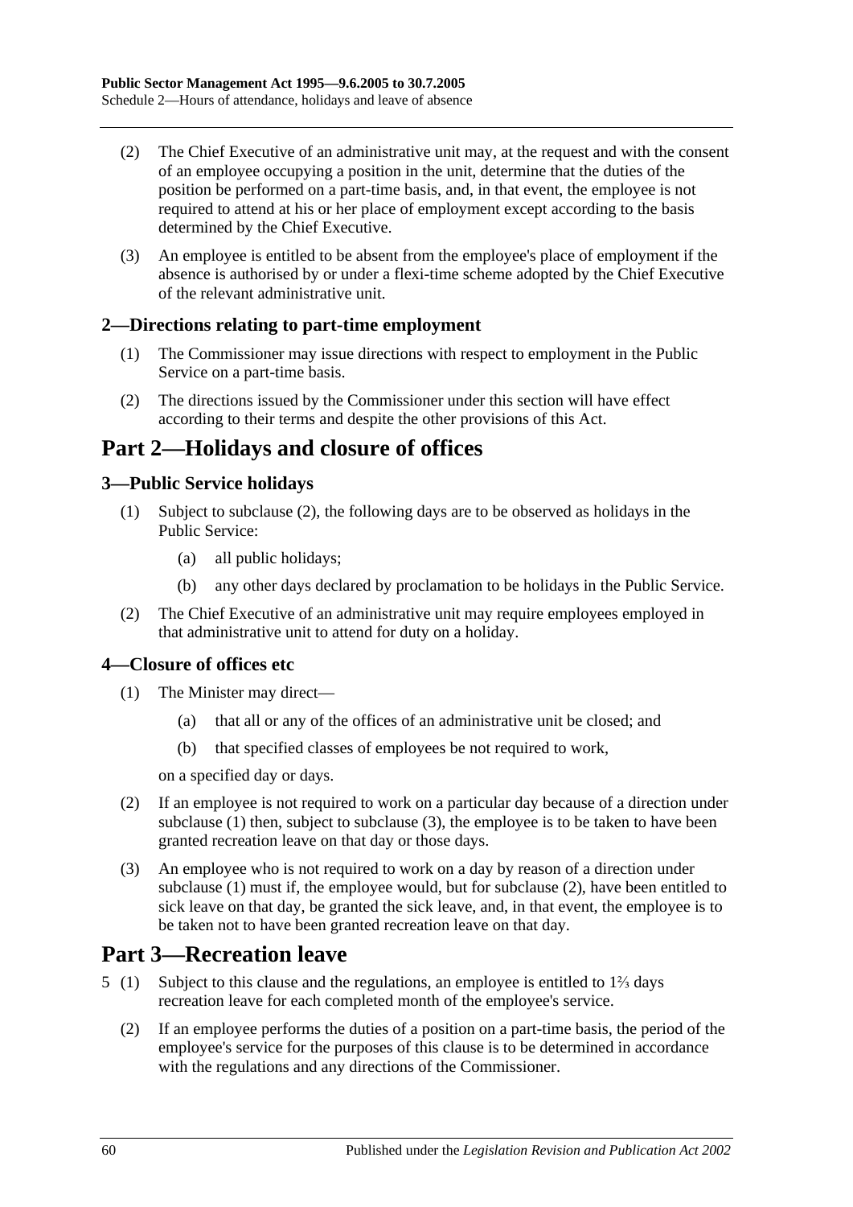(2) The Chief Executive of an administrative unit may, at the request and with the consent of an employee occupying a position in the unit, determine that the duties of the position be performed on a part-time basis, and, in that event, the employee is not required to attend at his or her place of employment except according to the basis determined by the Chief Executive.

(3) An employee is entitled to be absent from the employee's place of employment if the absence is authorised by or under a flexi-time scheme adopted by the Chief Executive of the relevant administrative unit.

### 2—Directions relating to part-time employment

(1) The Commissioner may issue directions with respect to employment in the Public Service on a part-time basis.

(2) The directions issued by the Commissioner under this section will have effect according to their terms and despite the other provisions of this Act.

## Part 2—Holidays and closure of offices

### 3—Public Service holidays

(1) Subject to subclause (2), the following days are to be observed as holidays in the Public Service:

(a) all public holidays;

(b) any other days declared by proclamation to be holidays in the Public Service.

(2) The Chief Executive of an administrative unit may require employees employed in that administrative unit to attend for duty on a holiday.

### 4—Closure of offices etc

(1) The Minister may direct—

(a) that all or any of the offices of an administrative unit be closed; and

(b) that specified classes of employees be not required to work,

on a specified day or days.

(2) If an employee is not required to work on a particular day because of a direction under subclause (1) then, subject to subclause (3), the employee is to be taken to have been granted recreation leave on that day or those days.

(3) An employee who is not required to work on a day by reason of a direction under subclause (1) must if, the employee would, but for subclause (2), have been entitled to sick leave on that day, be granted the sick leave, and, in that event, the employee is to be taken not to have been granted recreation leave on that day.

## Part 3—Recreation leave

5 (1) Subject to this clause and the regulations, an employee is entitled to 1⅔ days recreation leave for each completed month of the employee's service.

(2) If an employee performs the duties of a position on a part-time basis, the period of the employee's service for the purposes of this clause is to be determined in accordance with the regulations and any directions of the Commissioner.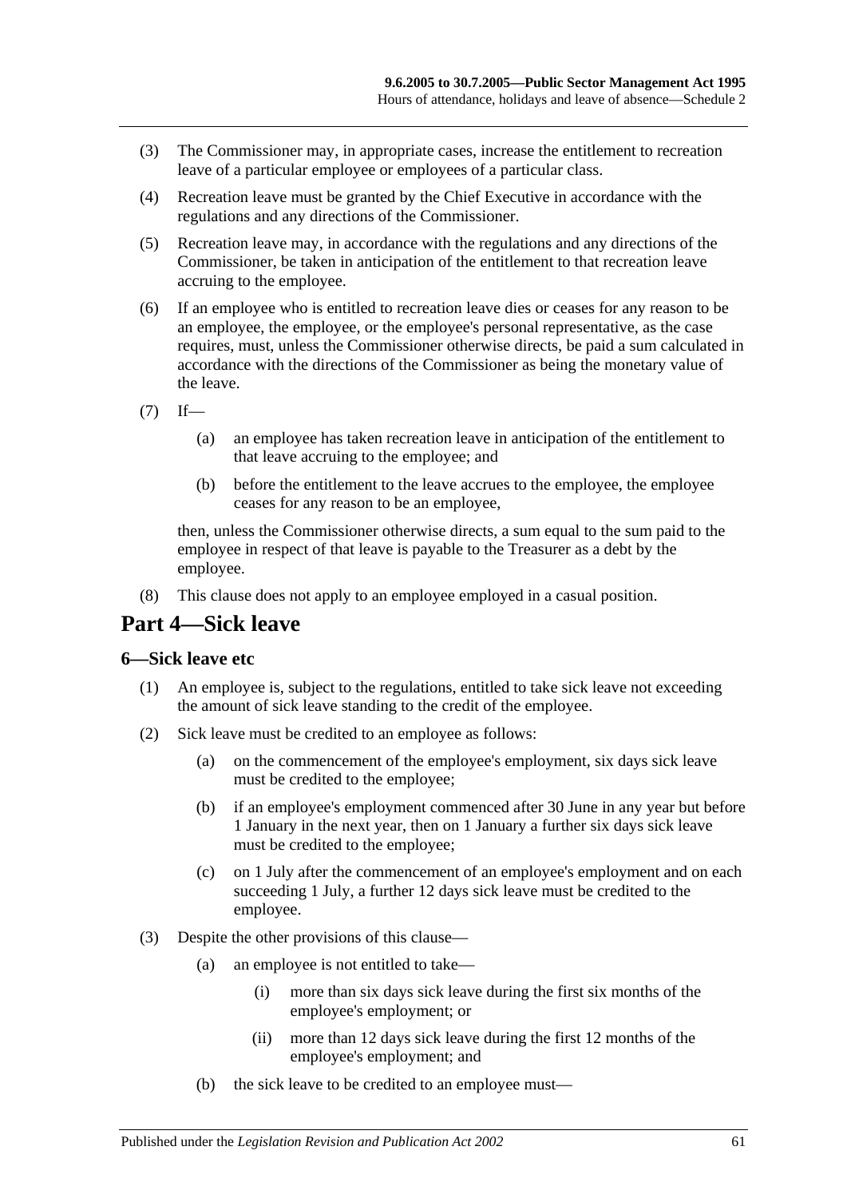(3) The Commissioner may, in appropriate cases, increase the entitlement to recreation leave of a particular employee or employees of a particular class.

(4) Recreation leave must be granted by the Chief Executive in accordance with the regulations and any directions of the Commissioner.

(5) Recreation leave may, in accordance with the regulations and any directions of the Commissioner, be taken in anticipation of the entitlement to that recreation leave accruing to the employee.

(6) If an employee who is entitled to recreation leave dies or ceases for any reason to be an employee, the employee, or the employee's personal representative, as the case requires, must, unless the Commissioner otherwise directs, be paid a sum calculated in accordance with the directions of the Commissioner as being the monetary value of the leave.

(7) If—

(a) an employee has taken recreation leave in anticipation of the entitlement to that leave accruing to the employee; and

(b) before the entitlement to the leave accrues to the employee, the employee ceases for any reason to be an employee,

then, unless the Commissioner otherwise directs, a sum equal to the sum paid to the employee in respect of that leave is payable to the Treasurer as a debt by the employee.

(8) This clause does not apply to an employee employed in a casual position.

# Part 4—Sick leave

## 6—Sick leave etc

(1) An employee is, subject to the regulations, entitled to take sick leave not exceeding the amount of sick leave standing to the credit of the employee.

(2) Sick leave must be credited to an employee as follows:

(a) on the commencement of the employee's employment, six days sick leave must be credited to the employee;

(b) if an employee's employment commenced after 30 June in any year but before 1 January in the next year, then on 1 January a further six days sick leave must be credited to the employee;

(c) on 1 July after the commencement of an employee's employment and on each succeeding 1 July, a further 12 days sick leave must be credited to the employee.

(3) Despite the other provisions of this clause—

(a) an employee is not entitled to take—

(i) more than six days sick leave during the first six months of the employee's employment; or

(ii) more than 12 days sick leave during the first 12 months of the employee's employment; and

(b) the sick leave to be credited to an employee must—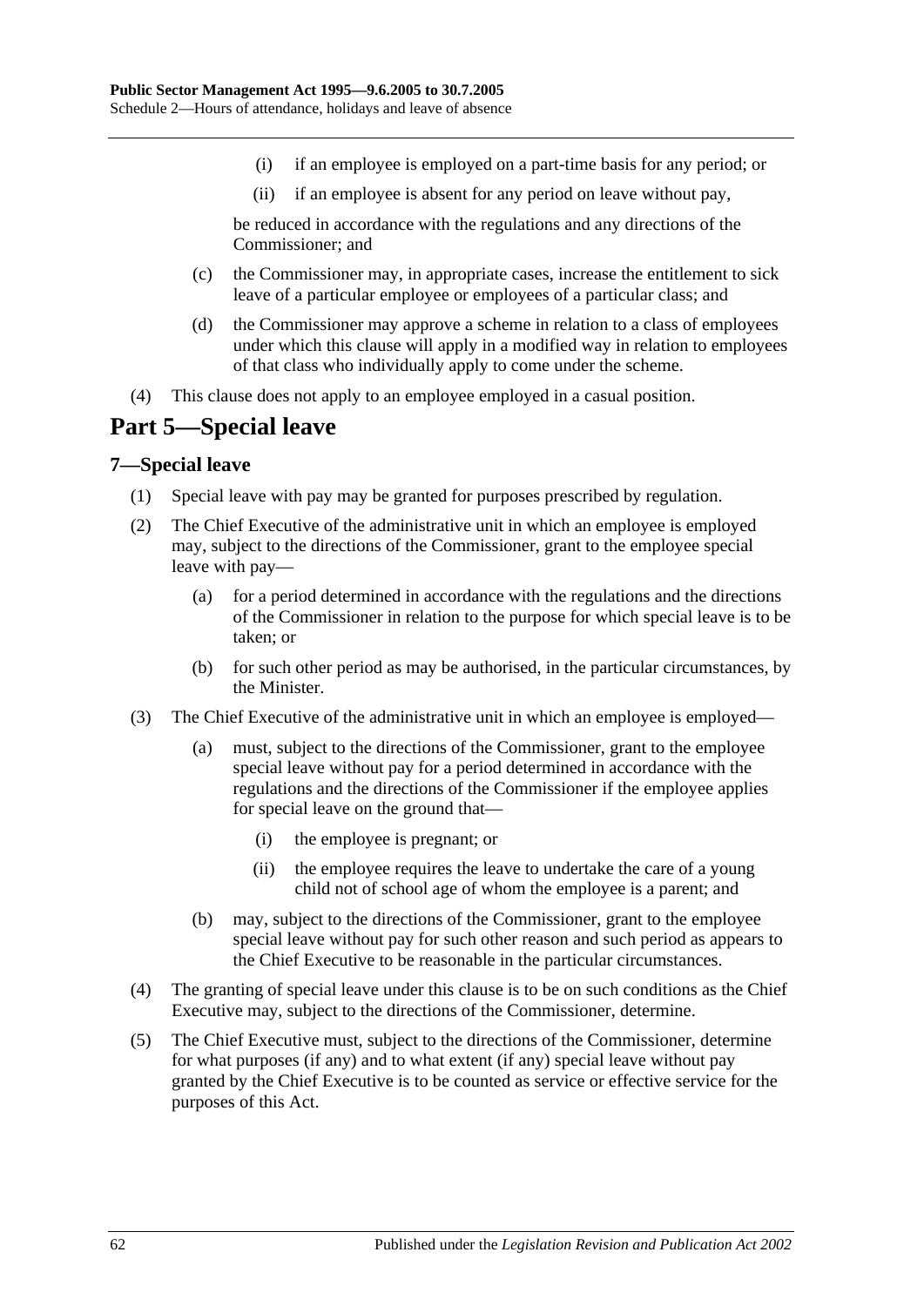(i) if an employee is employed on a part-time basis for any period; or

(ii) if an employee is absent for any period on leave without pay,

be reduced in accordance with the regulations and any directions of the Commissioner; and

(c) the Commissioner may, in appropriate cases, increase the entitlement to sick leave of a particular employee or employees of a particular class; and

(d) the Commissioner may approve a scheme in relation to a class of employees under which this clause will apply in a modified way in relation to employees of that class who individually apply to come under the scheme.

(4) This clause does not apply to an employee employed in a casual position.

# Part 5—Special leave

## 7—Special leave

(1) Special leave with pay may be granted for purposes prescribed by regulation.

(2) The Chief Executive of the administrative unit in which an employee is employed may, subject to the directions of the Commissioner, grant to the employee special leave with pay—

(a) for a period determined in accordance with the regulations and the directions of the Commissioner in relation to the purpose for which special leave is to be taken; or

(b) for such other period as may be authorised, in the particular circumstances, by the Minister.

(3) The Chief Executive of the administrative unit in which an employee is employed—

(a) must, subject to the directions of the Commissioner, grant to the employee special leave without pay for a period determined in accordance with the regulations and the directions of the Commissioner if the employee applies for special leave on the ground that—

(i) the employee is pregnant; or

(ii) the employee requires the leave to undertake the care of a young child not of school age of whom the employee is a parent; and

(b) may, subject to the directions of the Commissioner, grant to the employee special leave without pay for such other reason and such period as appears to the Chief Executive to be reasonable in the particular circumstances.

(4) The granting of special leave under this clause is to be on such conditions as the Chief Executive may, subject to the directions of the Commissioner, determine.

(5) The Chief Executive must, subject to the directions of the Commissioner, determine for what purposes (if any) and to what extent (if any) special leave without pay granted by the Chief Executive is to be counted as service or effective service for the purposes of this Act.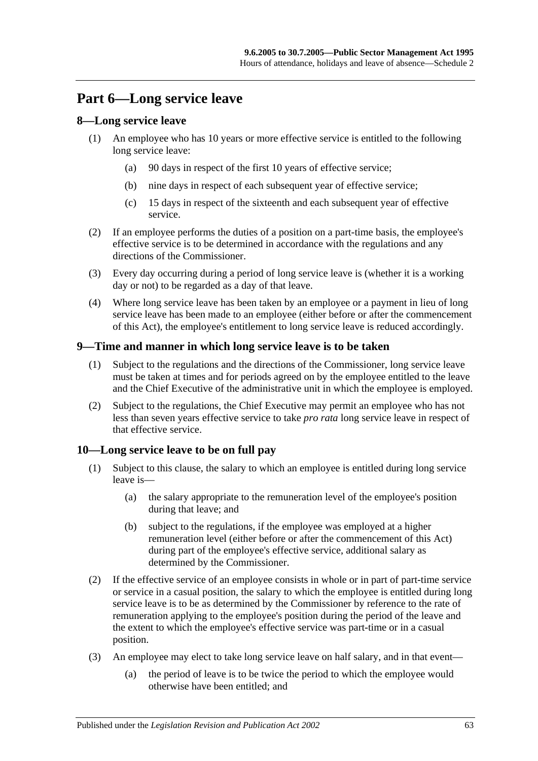# Part 6—Long service leave

## 8—Long service leave

(1) An employee who has 10 years or more effective service is entitled to the following long service leave:

  (a) 90 days in respect of the first 10 years of effective service;

  (b) nine days in respect of each subsequent year of effective service;

  (c) 15 days in respect of the sixteenth and each subsequent year of effective service.

(2) If an employee performs the duties of a position on a part-time basis, the employee's effective service is to be determined in accordance with the regulations and any directions of the Commissioner.

(3) Every day occurring during a period of long service leave is (whether it is a working day or not) to be regarded as a day of that leave.

(4) Where long service leave has been taken by an employee or a payment in lieu of long service leave has been made to an employee (either before or after the commencement of this Act), the employee's entitlement to long service leave is reduced accordingly.

## 9—Time and manner in which long service leave is to be taken

(1) Subject to the regulations and the directions of the Commissioner, long service leave must be taken at times and for periods agreed on by the employee entitled to the leave and the Chief Executive of the administrative unit in which the employee is employed.

(2) Subject to the regulations, the Chief Executive may permit an employee who has not less than seven years effective service to take *pro rata* long service leave in respect of that effective service.

## 10—Long service leave to be on full pay

(1) Subject to this clause, the salary to which an employee is entitled during long service leave is—

  (a) the salary appropriate to the remuneration level of the employee's position during that leave; and

  (b) subject to the regulations, if the employee was employed at a higher remuneration level (either before or after the commencement of this Act) during part of the employee's effective service, additional salary as determined by the Commissioner.

(2) If the effective service of an employee consists in whole or in part of part-time service or service in a casual position, the salary to which the employee is entitled during long service leave is to be as determined by the Commissioner by reference to the rate of remuneration applying to the employee's position during the period of the leave and the extent to which the employee's effective service was part-time or in a casual position.

(3) An employee may elect to take long service leave on half salary, and in that event—

  (a) the period of leave is to be twice the period to which the employee would otherwise have been entitled; and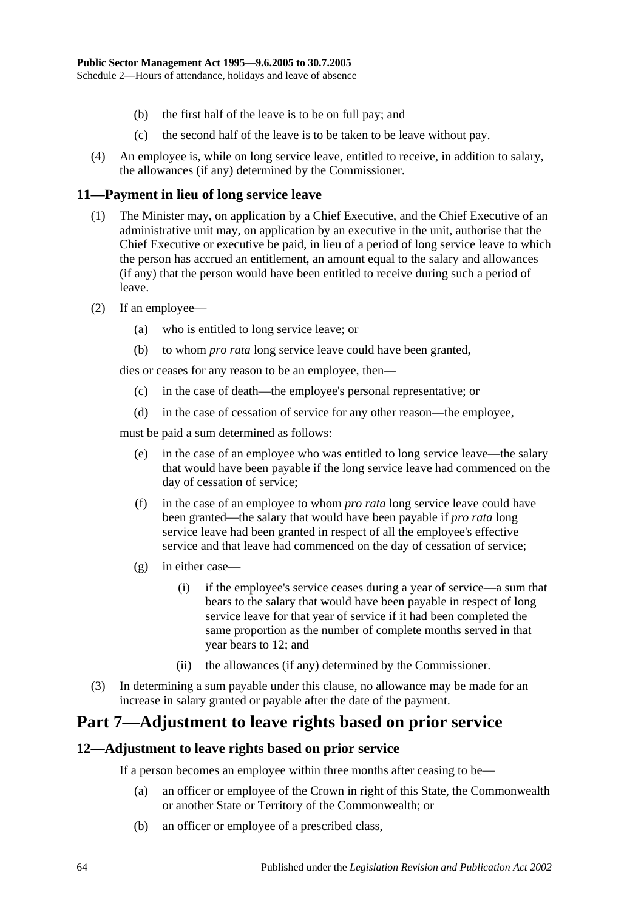- (b) the first half of the leave is to be on full pay; and
- (c) the second half of the leave is to be taken to be leave without pay.

(4) An employee is, while on long service leave, entitled to receive, in addition to salary, the allowances (if any) determined by the Commissioner.

## 11—Payment in lieu of long service leave

(1) The Minister may, on application by a Chief Executive, and the Chief Executive of an administrative unit may, on application by an executive in the unit, authorise that the Chief Executive or executive be paid, in lieu of a period of long service leave to which the person has accrued an entitlement, an amount equal to the salary and allowances (if any) that the person would have been entitled to receive during such a period of leave.

(2) If an employee—

- (a) who is entitled to long service leave; or
- (b) to whom *pro rata* long service leave could have been granted,

dies or ceases for any reason to be an employee, then—

- (c) in the case of death—the employee's personal representative; or
- (d) in the case of cessation of service for any other reason—the employee,

must be paid a sum determined as follows:

- (e) in the case of an employee who was entitled to long service leave—the salary that would have been payable if the long service leave had commenced on the day of cessation of service;
- (f) in the case of an employee to whom *pro rata* long service leave could have been granted—the salary that would have been payable if *pro rata* long service leave had been granted in respect of all the employee's effective service and that leave had commenced on the day of cessation of service;
- (g) in either case—
  - (i) if the employee's service ceases during a year of service—a sum that bears to the salary that would have been payable in respect of long service leave for that year of service if it had been completed the same proportion as the number of complete months served in that year bears to 12; and
  - (ii) the allowances (if any) determined by the Commissioner.

(3) In determining a sum payable under this clause, no allowance may be made for an increase in salary granted or payable after the date of the payment.

# Part 7—Adjustment to leave rights based on prior service

## 12—Adjustment to leave rights based on prior service

If a person becomes an employee within three months after ceasing to be—

- (a) an officer or employee of the Crown in right of this State, the Commonwealth or another State or Territory of the Commonwealth; or
- (b) an officer or employee of a prescribed class,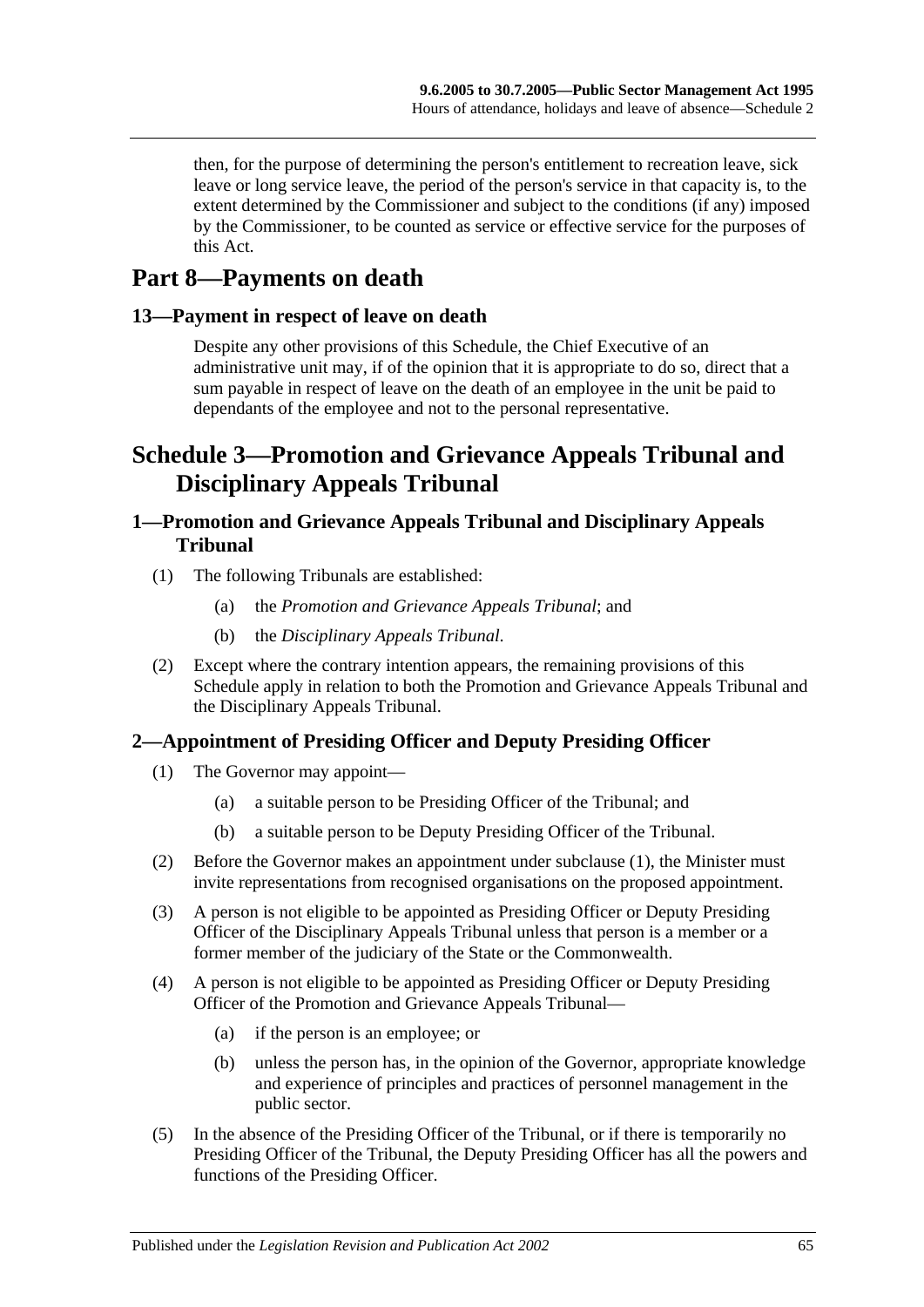then, for the purpose of determining the person's entitlement to recreation leave, sick leave or long service leave, the period of the person's service in that capacity is, to the extent determined by the Commissioner and subject to the conditions (if any) imposed by the Commissioner, to be counted as service or effective service for the purposes of this Act.

## Part 8—Payments on death

### 13—Payment in respect of leave on death

Despite any other provisions of this Schedule, the Chief Executive of an administrative unit may, if of the opinion that it is appropriate to do so, direct that a sum payable in respect of leave on the death of an employee in the unit be paid to dependants of the employee and not to the personal representative.

# Schedule 3—Promotion and Grievance Appeals Tribunal and Disciplinary Appeals Tribunal

### 1—Promotion and Grievance Appeals Tribunal and Disciplinary Appeals Tribunal

(1) The following Tribunals are established:

- (a) the *Promotion and Grievance Appeals Tribunal*; and
- (b) the *Disciplinary Appeals Tribunal*.

(2) Except where the contrary intention appears, the remaining provisions of this Schedule apply in relation to both the Promotion and Grievance Appeals Tribunal and the Disciplinary Appeals Tribunal.

### 2—Appointment of Presiding Officer and Deputy Presiding Officer

(1) The Governor may appoint—

- (a) a suitable person to be Presiding Officer of the Tribunal; and
- (b) a suitable person to be Deputy Presiding Officer of the Tribunal.

(2) Before the Governor makes an appointment under subclause (1), the Minister must invite representations from recognised organisations on the proposed appointment.

(3) A person is not eligible to be appointed as Presiding Officer or Deputy Presiding Officer of the Disciplinary Appeals Tribunal unless that person is a member or a former member of the judiciary of the State or the Commonwealth.

(4) A person is not eligible to be appointed as Presiding Officer or Deputy Presiding Officer of the Promotion and Grievance Appeals Tribunal—

- (a) if the person is an employee; or
- (b) unless the person has, in the opinion of the Governor, appropriate knowledge and experience of principles and practices of personnel management in the public sector.

(5) In the absence of the Presiding Officer of the Tribunal, or if there is temporarily no Presiding Officer of the Tribunal, the Deputy Presiding Officer has all the powers and functions of the Presiding Officer.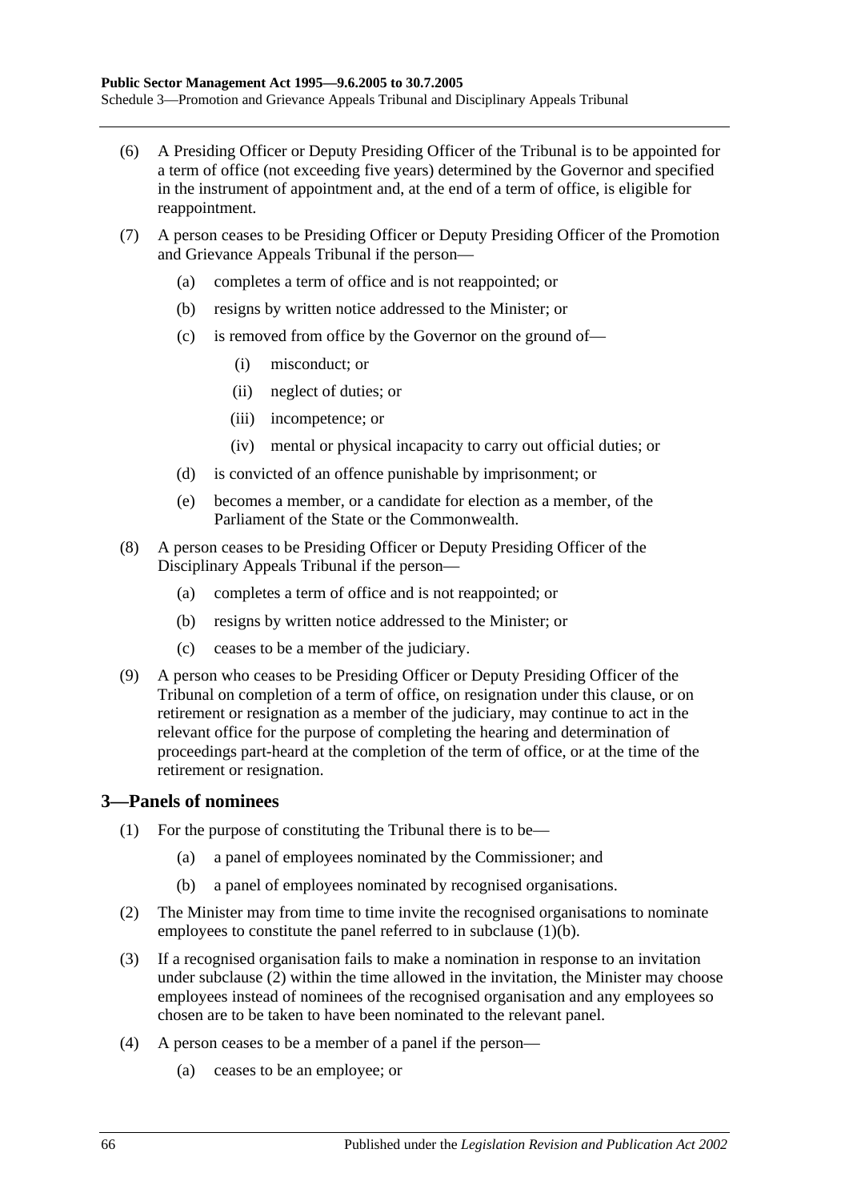(6) A Presiding Officer or Deputy Presiding Officer of the Tribunal is to be appointed for a term of office (not exceeding five years) determined by the Governor and specified in the instrument of appointment and, at the end of a term of office, is eligible for reappointment.

(7) A person ceases to be Presiding Officer or Deputy Presiding Officer of the Promotion and Grievance Appeals Tribunal if the person—

(a) completes a term of office and is not reappointed; or

(b) resigns by written notice addressed to the Minister; or

(c) is removed from office by the Governor on the ground of—

(i) misconduct; or

(ii) neglect of duties; or

(iii) incompetence; or

(iv) mental or physical incapacity to carry out official duties; or

(d) is convicted of an offence punishable by imprisonment; or

(e) becomes a member, or a candidate for election as a member, of the Parliament of the State or the Commonwealth.

(8) A person ceases to be Presiding Officer or Deputy Presiding Officer of the Disciplinary Appeals Tribunal if the person—

(a) completes a term of office and is not reappointed; or

(b) resigns by written notice addressed to the Minister; or

(c) ceases to be a member of the judiciary.

(9) A person who ceases to be Presiding Officer or Deputy Presiding Officer of the Tribunal on completion of a term of office, on resignation under this clause, or on retirement or resignation as a member of the judiciary, may continue to act in the relevant office for the purpose of completing the hearing and determination of proceedings part-heard at the completion of the term of office, or at the time of the retirement or resignation.

## 3—Panels of nominees

(1) For the purpose of constituting the Tribunal there is to be—

(a) a panel of employees nominated by the Commissioner; and

(b) a panel of employees nominated by recognised organisations.

(2) The Minister may from time to time invite the recognised organisations to nominate employees to constitute the panel referred to in subclause (1)(b).

(3) If a recognised organisation fails to make a nomination in response to an invitation under subclause (2) within the time allowed in the invitation, the Minister may choose employees instead of nominees of the recognised organisation and any employees so chosen are to be taken to have been nominated to the relevant panel.

(4) A person ceases to be a member of a panel if the person—

(a) ceases to be an employee; or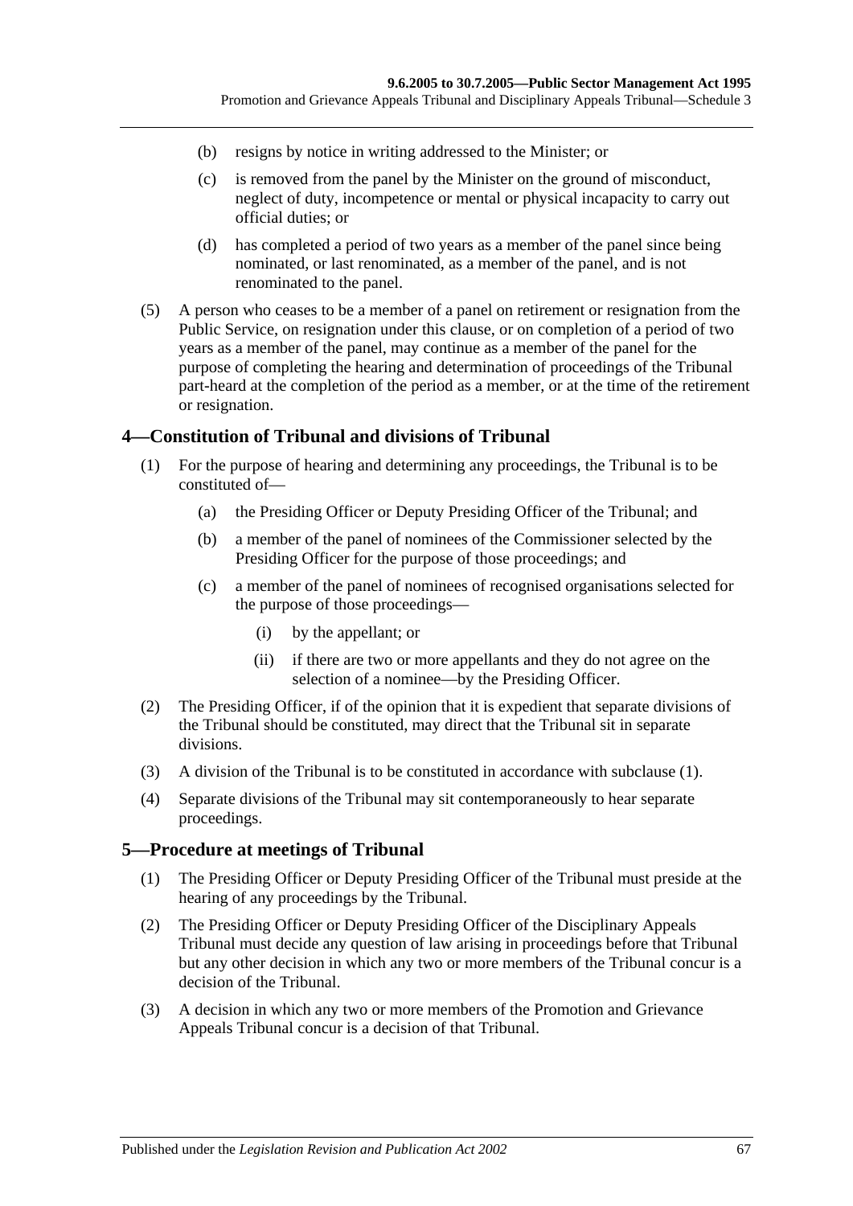(b) resigns by notice in writing addressed to the Minister; or

(c) is removed from the panel by the Minister on the ground of misconduct, neglect of duty, incompetence or mental or physical incapacity to carry out official duties; or

(d) has completed a period of two years as a member of the panel since being nominated, or last renominated, as a member of the panel, and is not renominated to the panel.

(5) A person who ceases to be a member of a panel on retirement or resignation from the Public Service, on resignation under this clause, or on completion of a period of two years as a member of the panel, may continue as a member of the panel for the purpose of completing the hearing and determination of proceedings of the Tribunal part-heard at the completion of the period as a member, or at the time of the retirement or resignation.

## 4—Constitution of Tribunal and divisions of Tribunal

(1) For the purpose of hearing and determining any proceedings, the Tribunal is to be constituted of—

(a) the Presiding Officer or Deputy Presiding Officer of the Tribunal; and

(b) a member of the panel of nominees of the Commissioner selected by the Presiding Officer for the purpose of those proceedings; and

(c) a member of the panel of nominees of recognised organisations selected for the purpose of those proceedings—

(i) by the appellant; or

(ii) if there are two or more appellants and they do not agree on the selection of a nominee—by the Presiding Officer.

(2) The Presiding Officer, if of the opinion that it is expedient that separate divisions of the Tribunal should be constituted, may direct that the Tribunal sit in separate divisions.

(3) A division of the Tribunal is to be constituted in accordance with subclause (1).

(4) Separate divisions of the Tribunal may sit contemporaneously to hear separate proceedings.

## 5—Procedure at meetings of Tribunal

(1) The Presiding Officer or Deputy Presiding Officer of the Tribunal must preside at the hearing of any proceedings by the Tribunal.

(2) The Presiding Officer or Deputy Presiding Officer of the Disciplinary Appeals Tribunal must decide any question of law arising in proceedings before that Tribunal but any other decision in which any two or more members of the Tribunal concur is a decision of the Tribunal.

(3) A decision in which any two or more members of the Promotion and Grievance Appeals Tribunal concur is a decision of that Tribunal.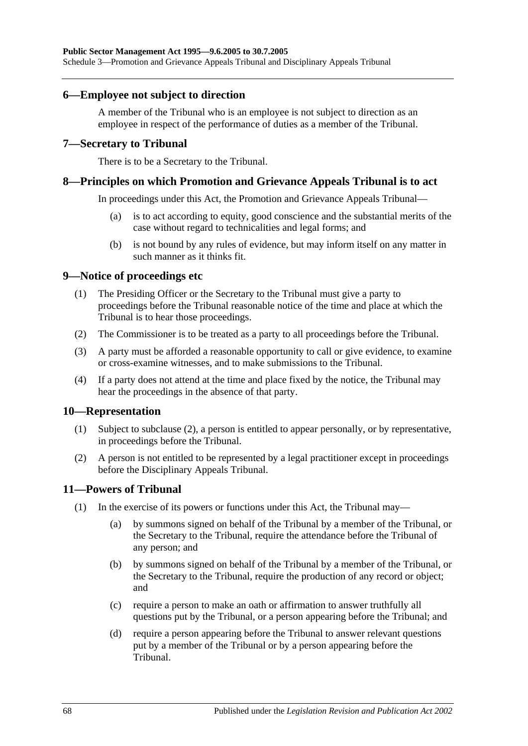## 6—Employee not subject to direction

A member of the Tribunal who is an employee is not subject to direction as an employee in respect of the performance of duties as a member of the Tribunal.

## 7—Secretary to Tribunal

There is to be a Secretary to the Tribunal.

## 8—Principles on which Promotion and Grievance Appeals Tribunal is to act

In proceedings under this Act, the Promotion and Grievance Appeals Tribunal—

(a) is to act according to equity, good conscience and the substantial merits of the case without regard to technicalities and legal forms; and

(b) is not bound by any rules of evidence, but may inform itself on any matter in such manner as it thinks fit.

## 9—Notice of proceedings etc

(1) The Presiding Officer or the Secretary to the Tribunal must give a party to proceedings before the Tribunal reasonable notice of the time and place at which the Tribunal is to hear those proceedings.

(2) The Commissioner is to be treated as a party to all proceedings before the Tribunal.

(3) A party must be afforded a reasonable opportunity to call or give evidence, to examine or cross-examine witnesses, and to make submissions to the Tribunal.

(4) If a party does not attend at the time and place fixed by the notice, the Tribunal may hear the proceedings in the absence of that party.

## 10—Representation

(1) Subject to subclause (2), a person is entitled to appear personally, or by representative, in proceedings before the Tribunal.

(2) A person is not entitled to be represented by a legal practitioner except in proceedings before the Disciplinary Appeals Tribunal.

## 11—Powers of Tribunal

(1) In the exercise of its powers or functions under this Act, the Tribunal may—

(a) by summons signed on behalf of the Tribunal by a member of the Tribunal, or the Secretary to the Tribunal, require the attendance before the Tribunal of any person; and

(b) by summons signed on behalf of the Tribunal by a member of the Tribunal, or the Secretary to the Tribunal, require the production of any record or object; and

(c) require a person to make an oath or affirmation to answer truthfully all questions put by the Tribunal, or a person appearing before the Tribunal; and

(d) require a person appearing before the Tribunal to answer relevant questions put by a member of the Tribunal or by a person appearing before the Tribunal.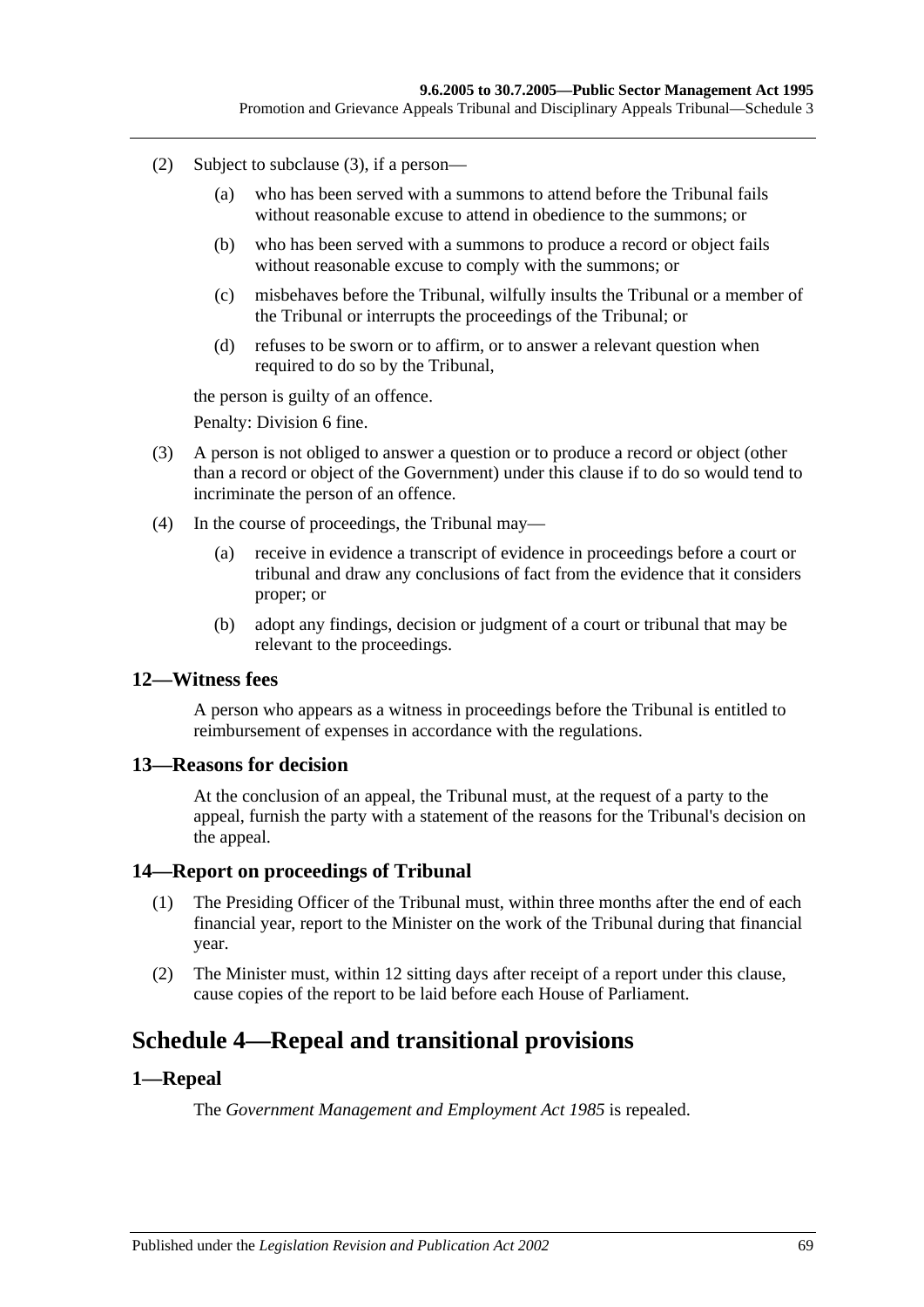(2) Subject to subclause (3), if a person—

(a) who has been served with a summons to attend before the Tribunal fails without reasonable excuse to attend in obedience to the summons; or

(b) who has been served with a summons to produce a record or object fails without reasonable excuse to comply with the summons; or

(c) misbehaves before the Tribunal, wilfully insults the Tribunal or a member of the Tribunal or interrupts the proceedings of the Tribunal; or

(d) refuses to be sworn or to affirm, or to answer a relevant question when required to do so by the Tribunal,

the person is guilty of an offence.

Penalty: Division 6 fine.

(3) A person is not obliged to answer a question or to produce a record or object (other than a record or object of the Government) under this clause if to do so would tend to incriminate the person of an offence.

(4) In the course of proceedings, the Tribunal may—

(a) receive in evidence a transcript of evidence in proceedings before a court or tribunal and draw any conclusions of fact from the evidence that it considers proper; or

(b) adopt any findings, decision or judgment of a court or tribunal that may be relevant to the proceedings.

### 12—Witness fees

A person who appears as a witness in proceedings before the Tribunal is entitled to reimbursement of expenses in accordance with the regulations.

### 13—Reasons for decision

At the conclusion of an appeal, the Tribunal must, at the request of a party to the appeal, furnish the party with a statement of the reasons for the Tribunal's decision on the appeal.

### 14—Report on proceedings of Tribunal

(1) The Presiding Officer of the Tribunal must, within three months after the end of each financial year, report to the Minister on the work of the Tribunal during that financial year.

(2) The Minister must, within 12 sitting days after receipt of a report under this clause, cause copies of the report to be laid before each House of Parliament.

## Schedule 4—Repeal and transitional provisions

### 1—Repeal

The *Government Management and Employment Act 1985* is repealed.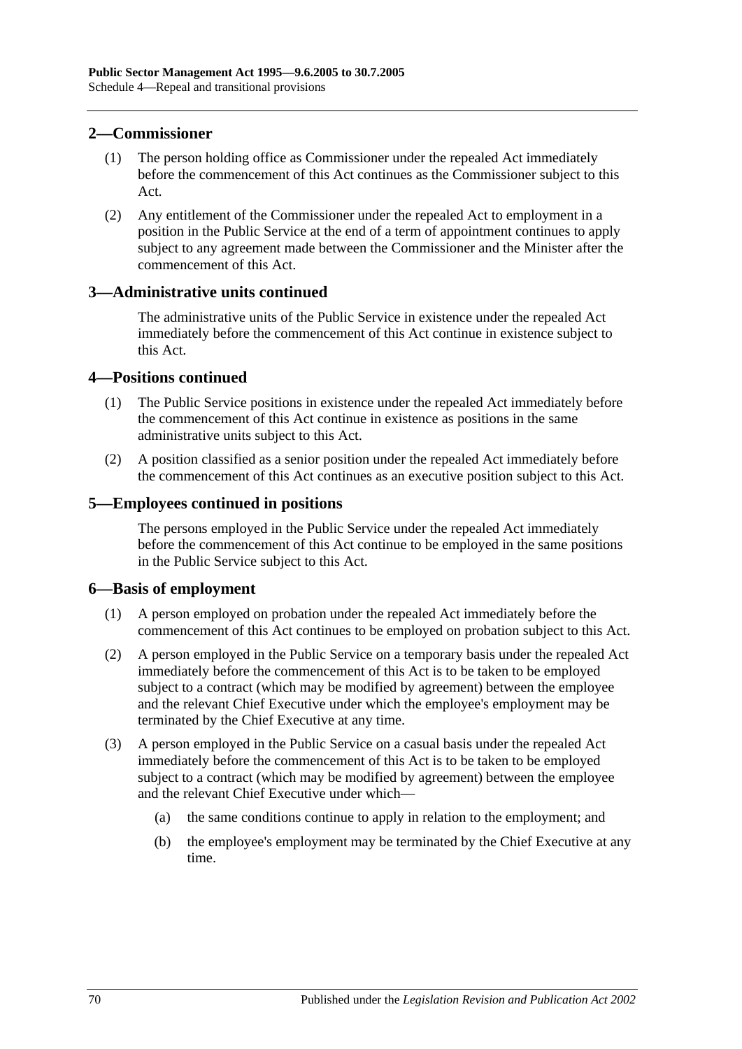## 2—Commissioner

(1) The person holding office as Commissioner under the repealed Act immediately before the commencement of this Act continues as the Commissioner subject to this Act.

(2) Any entitlement of the Commissioner under the repealed Act to employment in a position in the Public Service at the end of a term of appointment continues to apply subject to any agreement made between the Commissioner and the Minister after the commencement of this Act.

## 3—Administrative units continued

The administrative units of the Public Service in existence under the repealed Act immediately before the commencement of this Act continue in existence subject to this Act.

## 4—Positions continued

(1) The Public Service positions in existence under the repealed Act immediately before the commencement of this Act continue in existence as positions in the same administrative units subject to this Act.

(2) A position classified as a senior position under the repealed Act immediately before the commencement of this Act continues as an executive position subject to this Act.

## 5—Employees continued in positions

The persons employed in the Public Service under the repealed Act immediately before the commencement of this Act continue to be employed in the same positions in the Public Service subject to this Act.

## 6—Basis of employment

(1) A person employed on probation under the repealed Act immediately before the commencement of this Act continues to be employed on probation subject to this Act.

(2) A person employed in the Public Service on a temporary basis under the repealed Act immediately before the commencement of this Act is to be taken to be employed subject to a contract (which may be modified by agreement) between the employee and the relevant Chief Executive under which the employee's employment may be terminated by the Chief Executive at any time.

(3) A person employed in the Public Service on a casual basis under the repealed Act immediately before the commencement of this Act is to be taken to be employed subject to a contract (which may be modified by agreement) between the employee and the relevant Chief Executive under which—

(a) the same conditions continue to apply in relation to the employment; and

(b) the employee's employment may be terminated by the Chief Executive at any time.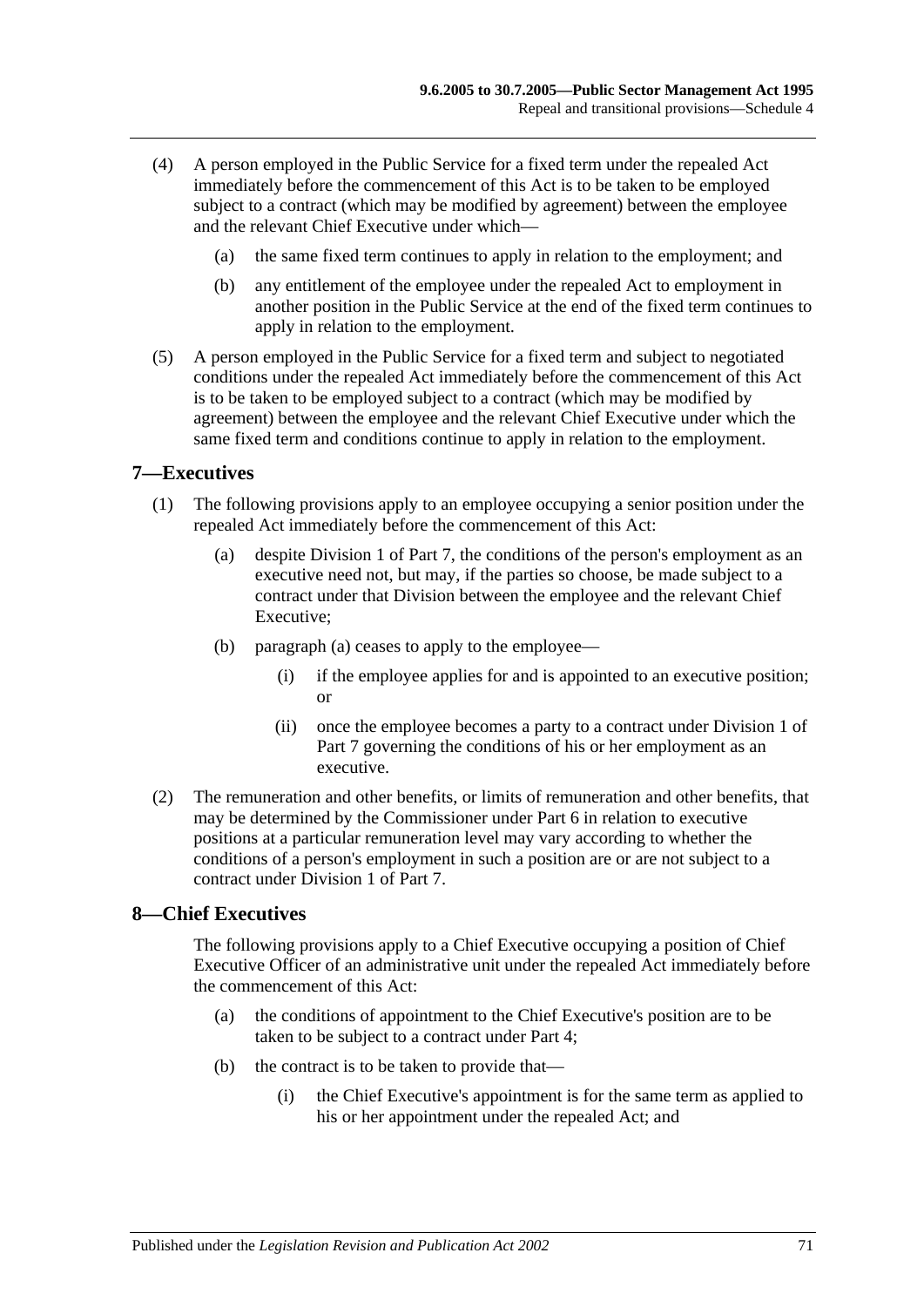(4) A person employed in the Public Service for a fixed term under the repealed Act immediately before the commencement of this Act is to be taken to be employed subject to a contract (which may be modified by agreement) between the employee and the relevant Chief Executive under which—

(a) the same fixed term continues to apply in relation to the employment; and

(b) any entitlement of the employee under the repealed Act to employment in another position in the Public Service at the end of the fixed term continues to apply in relation to the employment.

(5) A person employed in the Public Service for a fixed term and subject to negotiated conditions under the repealed Act immediately before the commencement of this Act is to be taken to be employed subject to a contract (which may be modified by agreement) between the employee and the relevant Chief Executive under which the same fixed term and conditions continue to apply in relation to the employment.

## 7—Executives

(1) The following provisions apply to an employee occupying a senior position under the repealed Act immediately before the commencement of this Act:

(a) despite Division 1 of Part 7, the conditions of the person's employment as an executive need not, but may, if the parties so choose, be made subject to a contract under that Division between the employee and the relevant Chief Executive;

(b) paragraph (a) ceases to apply to the employee—

(i) if the employee applies for and is appointed to an executive position; or

(ii) once the employee becomes a party to a contract under Division 1 of Part 7 governing the conditions of his or her employment as an executive.

(2) The remuneration and other benefits, or limits of remuneration and other benefits, that may be determined by the Commissioner under Part 6 in relation to executive positions at a particular remuneration level may vary according to whether the conditions of a person's employment in such a position are or are not subject to a contract under Division 1 of Part 7.

## 8—Chief Executives

The following provisions apply to a Chief Executive occupying a position of Chief Executive Officer of an administrative unit under the repealed Act immediately before the commencement of this Act:

(a) the conditions of appointment to the Chief Executive's position are to be taken to be subject to a contract under Part 4;

(b) the contract is to be taken to provide that—

(i) the Chief Executive's appointment is for the same term as applied to his or her appointment under the repealed Act; and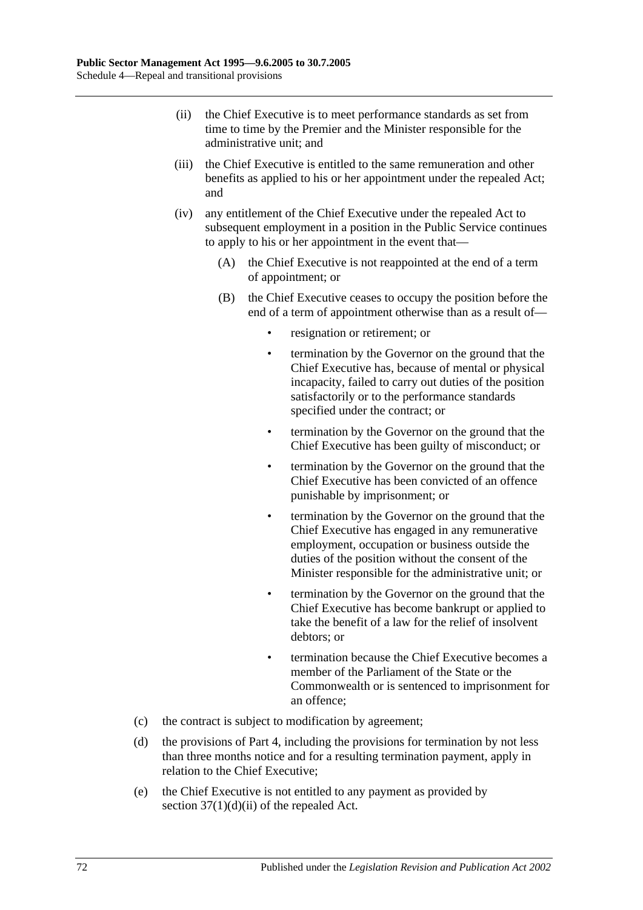(ii) the Chief Executive is to meet performance standards as set from time to time by the Premier and the Minister responsible for the administrative unit; and

(iii) the Chief Executive is entitled to the same remuneration and other benefits as applied to his or her appointment under the repealed Act; and

(iv) any entitlement of the Chief Executive under the repealed Act to subsequent employment in a position in the Public Service continues to apply to his or her appointment in the event that—

(A) the Chief Executive is not reappointed at the end of a term of appointment; or

(B) the Chief Executive ceases to occupy the position before the end of a term of appointment otherwise than as a result of—

- resignation or retirement; or
- termination by the Governor on the ground that the Chief Executive has, because of mental or physical incapacity, failed to carry out duties of the position satisfactorily or to the performance standards specified under the contract; or
- termination by the Governor on the ground that the Chief Executive has been guilty of misconduct; or
- termination by the Governor on the ground that the Chief Executive has been convicted of an offence punishable by imprisonment; or
- termination by the Governor on the ground that the Chief Executive has engaged in any remunerative employment, occupation or business outside the duties of the position without the consent of the Minister responsible for the administrative unit; or
- termination by the Governor on the ground that the Chief Executive has become bankrupt or applied to take the benefit of a law for the relief of insolvent debtors; or
- termination because the Chief Executive becomes a member of the Parliament of the State or the Commonwealth or is sentenced to imprisonment for an offence;

(c) the contract is subject to modification by agreement;

(d) the provisions of Part 4, including the provisions for termination by not less than three months notice and for a resulting termination payment, apply in relation to the Chief Executive;

(e) the Chief Executive is not entitled to any payment as provided by section 37(1)(d)(ii) of the repealed Act.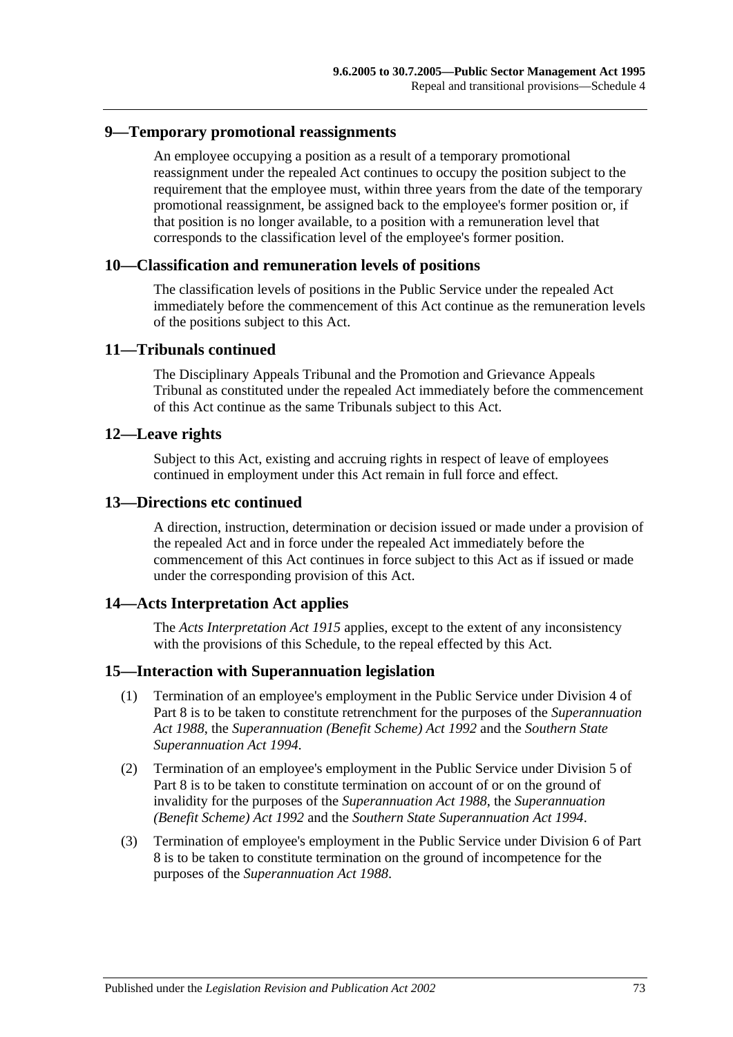## 9—Temporary promotional reassignments

An employee occupying a position as a result of a temporary promotional reassignment under the repealed Act continues to occupy the position subject to the requirement that the employee must, within three years from the date of the temporary promotional reassignment, be assigned back to the employee's former position or, if that position is no longer available, to a position with a remuneration level that corresponds to the classification level of the employee's former position.

## 10—Classification and remuneration levels of positions

The classification levels of positions in the Public Service under the repealed Act immediately before the commencement of this Act continue as the remuneration levels of the positions subject to this Act.

## 11—Tribunals continued

The Disciplinary Appeals Tribunal and the Promotion and Grievance Appeals Tribunal as constituted under the repealed Act immediately before the commencement of this Act continue as the same Tribunals subject to this Act.

## 12—Leave rights

Subject to this Act, existing and accruing rights in respect of leave of employees continued in employment under this Act remain in full force and effect.

## 13—Directions etc continued

A direction, instruction, determination or decision issued or made under a provision of the repealed Act and in force under the repealed Act immediately before the commencement of this Act continues in force subject to this Act as if issued or made under the corresponding provision of this Act.

## 14—Acts Interpretation Act applies

The *Acts Interpretation Act 1915* applies, except to the extent of any inconsistency with the provisions of this Schedule, to the repeal effected by this Act.

## 15—Interaction with Superannuation legislation

(1) Termination of an employee's employment in the Public Service under Division 4 of Part 8 is to be taken to constitute retrenchment for the purposes of the *Superannuation Act 1988*, the *Superannuation (Benefit Scheme) Act 1992* and the *Southern State Superannuation Act 1994*.

(2) Termination of an employee's employment in the Public Service under Division 5 of Part 8 is to be taken to constitute termination on account of or on the ground of invalidity for the purposes of the *Superannuation Act 1988*, the *Superannuation (Benefit Scheme) Act 1992* and the *Southern State Superannuation Act 1994*.

(3) Termination of employee's employment in the Public Service under Division 6 of Part 8 is to be taken to constitute termination on the ground of incompetence for the purposes of the *Superannuation Act 1988*.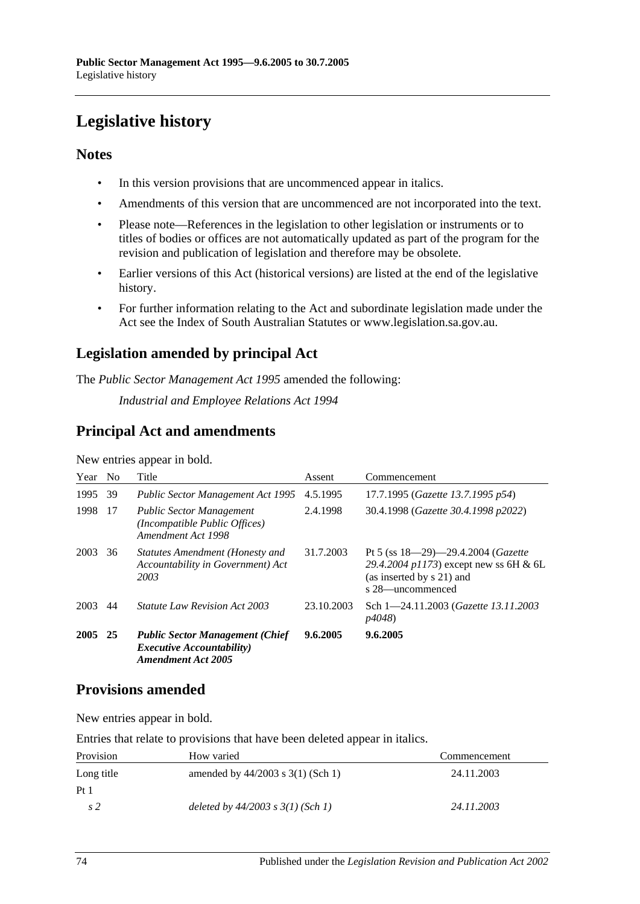# Legislative history

## Notes

- In this version provisions that are uncommenced appear in italics.
- Amendments of this version that are uncommenced are not incorporated into the text.
- Please note—References in the legislation to other legislation or instruments or to titles of bodies or offices are not automatically updated as part of the program for the revision and publication of legislation and therefore may be obsolete.
- Earlier versions of this Act (historical versions) are listed at the end of the legislative history.
- For further information relating to the Act and subordinate legislation made under the Act see the Index of South Australian Statutes or www.legislation.sa.gov.au.

## Legislation amended by principal Act

The *Public Sector Management Act 1995* amended the following:

*Industrial and Employee Relations Act 1994*

## Principal Act and amendments

New entries appear in bold.

| Year | No | Title | Assent | Commencement |
|---|---|---|---|---|
| 1995 | 39 | *Public Sector Management Act 1995* | 4.5.1995 | 17.7.1995 (*Gazette 13.7.1995 p54*) |
| 1998 | 17 | *Public Sector Management (Incompatible Public Offices) Amendment Act 1998* | 2.4.1998 | 30.4.1998 (*Gazette 30.4.1998 p2022*) |
| 2003 | 36 | *Statutes Amendment (Honesty and Accountability in Government) Act 2003* | 31.7.2003 | Pt 5 (ss 18—29)—29.4.2004 (*Gazette 29.4.2004 p1173*) except new ss 6H & 6L (as inserted by s 21) and s 28—uncommenced |
| 2003 | 44 | *Statute Law Revision Act 2003* | 23.10.2003 | Sch 1—24.11.2003 (*Gazette 13.11.2003 p4048*) |
| **2005** | **25** | ***Public Sector Management (Chief Executive Accountability) Amendment Act 2005*** | **9.6.2005** | **9.6.2005** |

## Provisions amended

New entries appear in bold.

Entries that relate to provisions that have been deleted appear in italics.

| Provision | How varied | Commencement |
|---|---|---|
| Long title | amended by 44/2003 s 3(1) (Sch 1) | 24.11.2003 |
| Pt 1 | | |
| *s 2* | *deleted by 44/2003 s 3(1) (Sch 1)* | *24.11.2003* |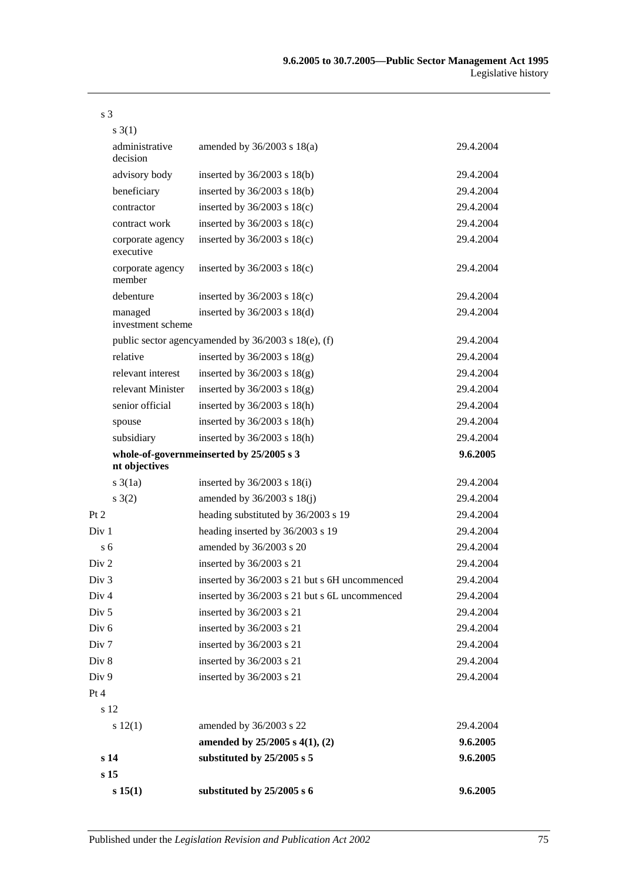| | | |
|---|---|---|
| s 3 | | |
| s 3(1) | | |
| administrative decision | amended by 36/2003 s 18(a) | 29.4.2004 |
| advisory body | inserted by 36/2003 s 18(b) | 29.4.2004 |
| beneficiary | inserted by 36/2003 s 18(b) | 29.4.2004 |
| contractor | inserted by 36/2003 s 18(c) | 29.4.2004 |
| contract work | inserted by 36/2003 s 18(c) | 29.4.2004 |
| corporate agency executive | inserted by 36/2003 s 18(c) | 29.4.2004 |
| corporate agency member | inserted by 36/2003 s 18(c) | 29.4.2004 |
| debenture | inserted by 36/2003 s 18(c) | 29.4.2004 |
| managed investment scheme | inserted by 36/2003 s 18(d) | 29.4.2004 |
| public sector agency | amended by 36/2003 s 18(e), (f) | 29.4.2004 |
| relative | inserted by 36/2003 s 18(g) | 29.4.2004 |
| relevant interest | inserted by 36/2003 s 18(g) | 29.4.2004 |
| relevant Minister | inserted by 36/2003 s 18(g) | 29.4.2004 |
| senior official | inserted by 36/2003 s 18(h) | 29.4.2004 |
| spouse | inserted by 36/2003 s 18(h) | 29.4.2004 |
| subsidiary | inserted by 36/2003 s 18(h) | 29.4.2004 |
| **whole-of-government objectives** | **inserted by 25/2005 s 3** | **9.6.2005** |
| s 3(1a) | inserted by 36/2003 s 18(i) | 29.4.2004 |
| s 3(2) | amended by 36/2003 s 18(j) | 29.4.2004 |
| Pt 2 | heading substituted by 36/2003 s 19 | 29.4.2004 |
| Div 1 | heading inserted by 36/2003 s 19 | 29.4.2004 |
| s 6 | amended by 36/2003 s 20 | 29.4.2004 |
| Div 2 | inserted by 36/2003 s 21 | 29.4.2004 |
| Div 3 | inserted by 36/2003 s 21 but s 6H uncommenced | 29.4.2004 |
| Div 4 | inserted by 36/2003 s 21 but s 6L uncommenced | 29.4.2004 |
| Div 5 | inserted by 36/2003 s 21 | 29.4.2004 |
| Div 6 | inserted by 36/2003 s 21 | 29.4.2004 |
| Div 7 | inserted by 36/2003 s 21 | 29.4.2004 |
| Div 8 | inserted by 36/2003 s 21 | 29.4.2004 |
| Div 9 | inserted by 36/2003 s 21 | 29.4.2004 |
| Pt 4 | | |
| s 12 | | |
| s 12(1) | amended by 36/2003 s 22 | 29.4.2004 |
| | **amended by 25/2005 s 4(1), (2)** | **9.6.2005** |
| **s 14** | **substituted by 25/2005 s 5** | **9.6.2005** |
| **s 15** | | |
| **s 15(1)** | **substituted by 25/2005 s 6** | **9.6.2005** |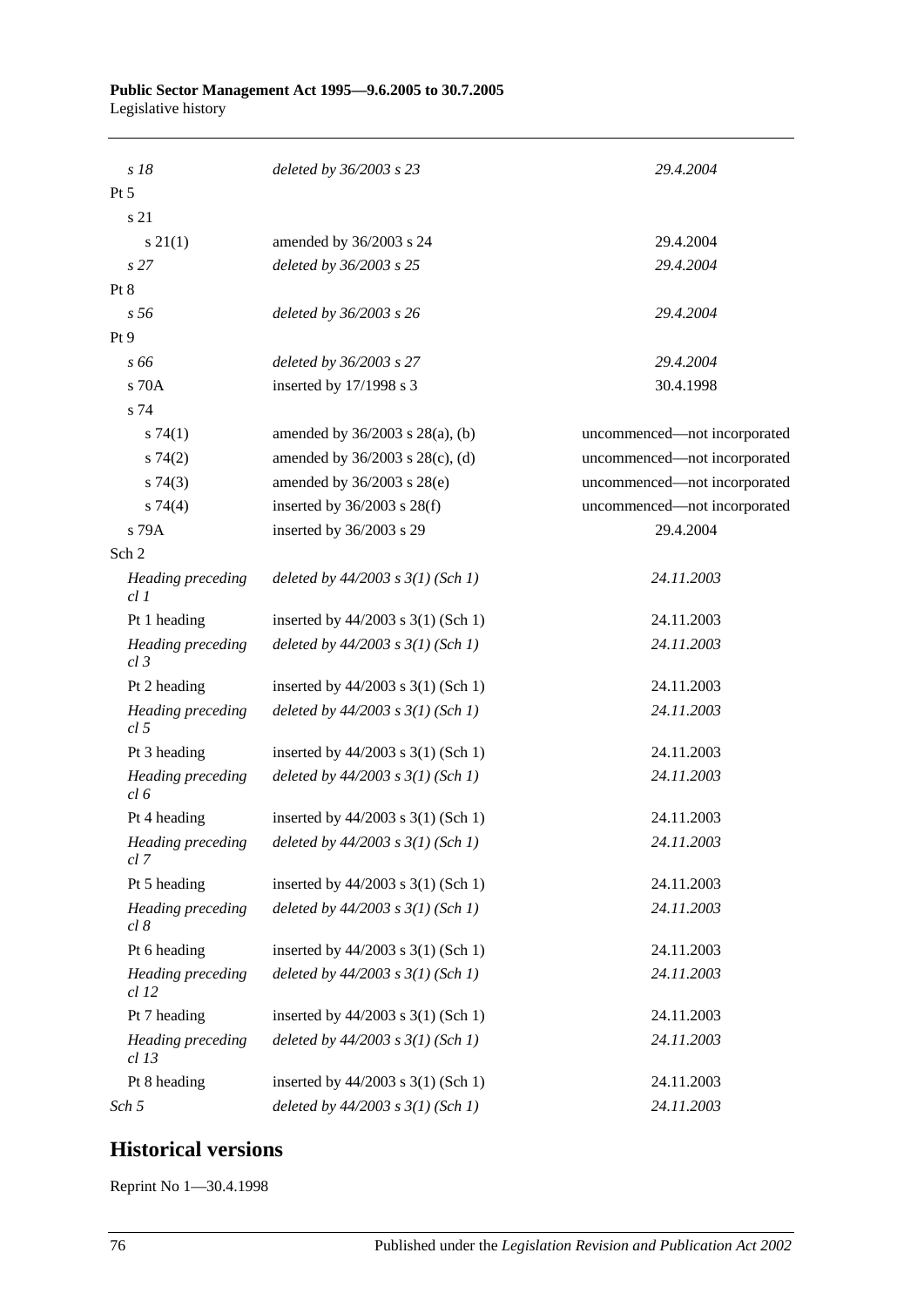| | | |
|---|---|---|
| *s 18* | *deleted by 36/2003 s 23* | *29.4.2004* |
| Pt 5 | | |
| s 21 | | |
| s 21(1) | amended by 36/2003 s 24 | 29.4.2004 |
| *s 27* | *deleted by 36/2003 s 25* | *29.4.2004* |
| Pt 8 | | |
| *s 56* | *deleted by 36/2003 s 26* | *29.4.2004* |
| Pt 9 | | |
| *s 66* | *deleted by 36/2003 s 27* | *29.4.2004* |
| s 70A | inserted by 17/1998 s 3 | 30.4.1998 |
| s 74 | | |
| s 74(1) | amended by 36/2003 s 28(a), (b) | uncommenced—not incorporated |
| s 74(2) | amended by 36/2003 s 28(c), (d) | uncommenced—not incorporated |
| s 74(3) | amended by 36/2003 s 28(e) | uncommenced—not incorporated |
| s 74(4) | inserted by 36/2003 s 28(f) | uncommenced—not incorporated |
| s 79A | inserted by 36/2003 s 29 | 29.4.2004 |
| Sch 2 | | |
| *Heading preceding cl 1* | *deleted by 44/2003 s 3(1) (Sch 1)* | *24.11.2003* |
| Pt 1 heading | inserted by 44/2003 s 3(1) (Sch 1) | 24.11.2003 |
| *Heading preceding cl 3* | *deleted by 44/2003 s 3(1) (Sch 1)* | *24.11.2003* |
| Pt 2 heading | inserted by 44/2003 s 3(1) (Sch 1) | 24.11.2003 |
| *Heading preceding cl 5* | *deleted by 44/2003 s 3(1) (Sch 1)* | *24.11.2003* |
| Pt 3 heading | inserted by 44/2003 s 3(1) (Sch 1) | 24.11.2003 |
| *Heading preceding cl 6* | *deleted by 44/2003 s 3(1) (Sch 1)* | *24.11.2003* |
| Pt 4 heading | inserted by 44/2003 s 3(1) (Sch 1) | 24.11.2003 |
| *Heading preceding cl 7* | *deleted by 44/2003 s 3(1) (Sch 1)* | *24.11.2003* |
| Pt 5 heading | inserted by 44/2003 s 3(1) (Sch 1) | 24.11.2003 |
| *Heading preceding cl 8* | *deleted by 44/2003 s 3(1) (Sch 1)* | *24.11.2003* |
| Pt 6 heading | inserted by 44/2003 s 3(1) (Sch 1) | 24.11.2003 |
| *Heading preceding cl 12* | *deleted by 44/2003 s 3(1) (Sch 1)* | *24.11.2003* |
| Pt 7 heading | inserted by 44/2003 s 3(1) (Sch 1) | 24.11.2003 |
| *Heading preceding cl 13* | *deleted by 44/2003 s 3(1) (Sch 1)* | *24.11.2003* |
| Pt 8 heading | inserted by 44/2003 s 3(1) (Sch 1) | 24.11.2003 |
| *Sch 5* | *deleted by 44/2003 s 3(1) (Sch 1)* | *24.11.2003* |

## Historical versions

Reprint No 1—30.4.1998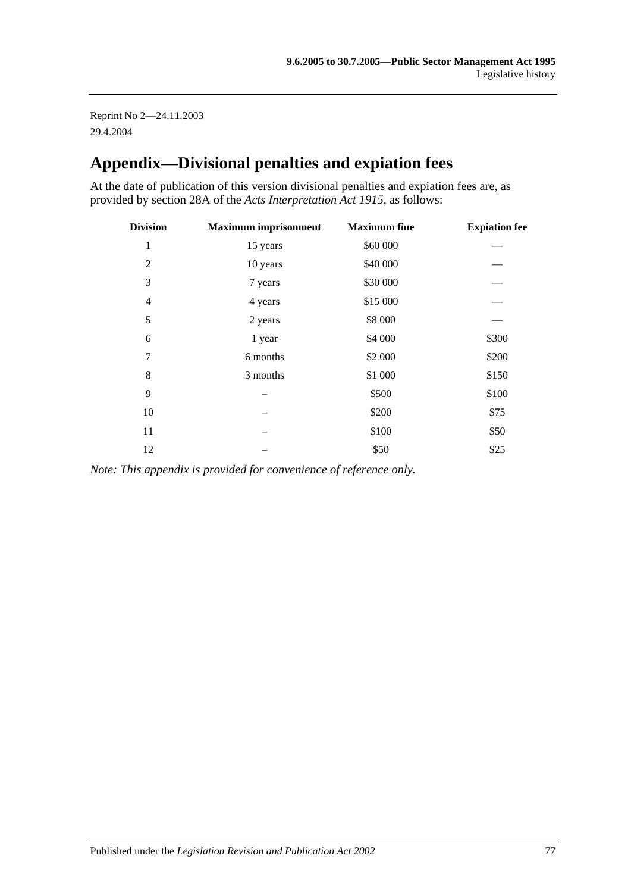Reprint No 2—24.11.2003
29.4.2004

# Appendix—Divisional penalties and expiation fees

At the date of publication of this version divisional penalties and expiation fees are, as provided by section 28A of the *Acts Interpretation Act 1915*, as follows:

| Division | Maximum imprisonment | Maximum fine | Expiation fee |
|---|---|---|---|
| 1 | 15 years | $60 000 | — |
| 2 | 10 years | $40 000 | — |
| 3 | 7 years | $30 000 | — |
| 4 | 4 years | $15 000 | — |
| 5 | 2 years | $8 000 | — |
| 6 | 1 year | $4 000 | $300 |
| 7 | 6 months | $2 000 | $200 |
| 8 | 3 months | $1 000 | $150 |
| 9 | – | $500 | $100 |
| 10 | – | $200 | $75 |
| 11 | – | $100 | $50 |
| 12 | – | $50 | $25 |

*Note: This appendix is provided for convenience of reference only.*